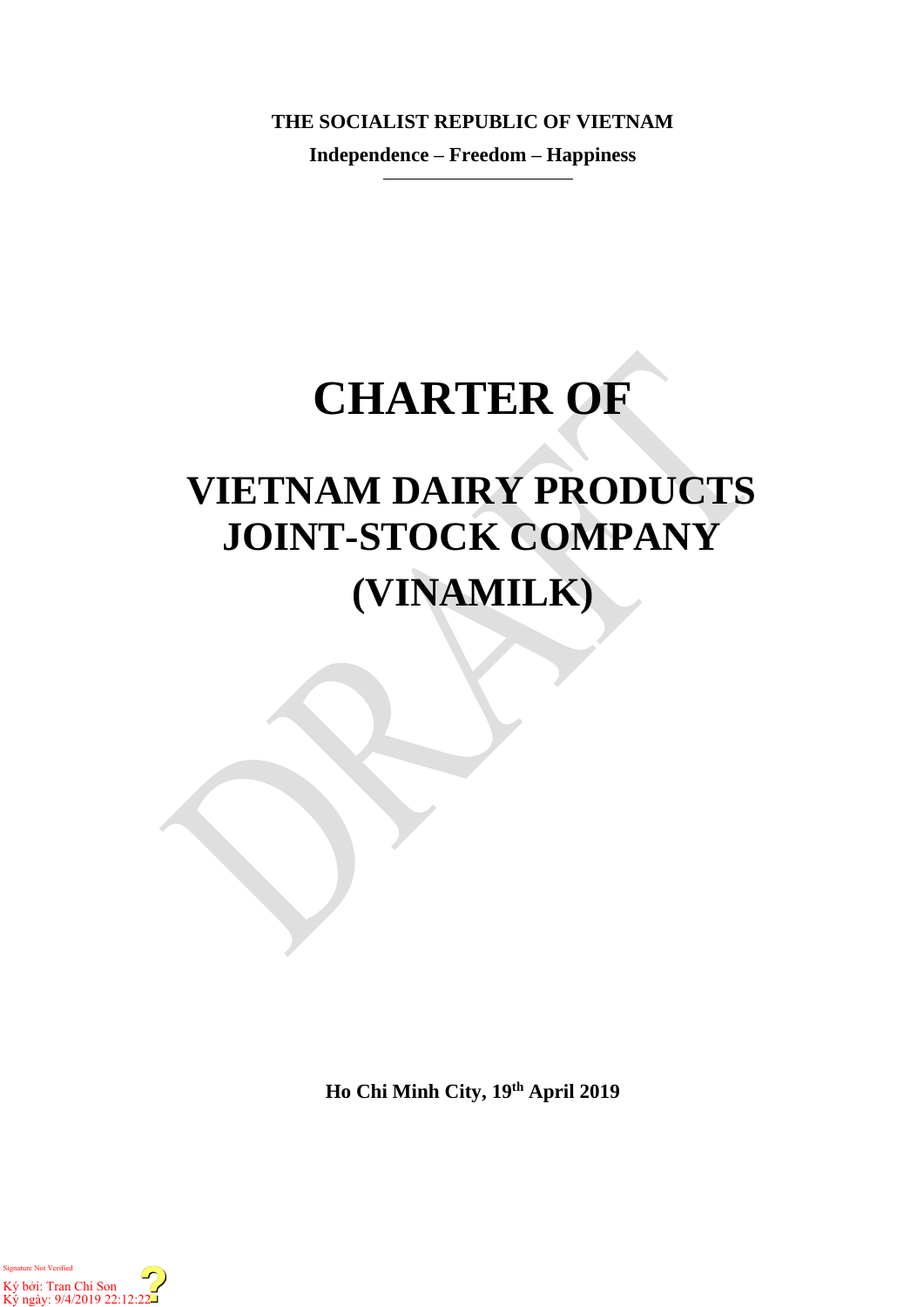**THE SOCIALIST REPUBLIC OF VIETNAM**

**Independence – Freedom – Happiness**

# CHARTER OF

# VIETNAM DAIRY PRODUCTS JOINT-STOCK COMPANY

# (VINAMILK)

**Ho Chi Minh City, 19th April 2019**

Signature Not Verified

Ký bởi: Tran Chi Son

Ký ngày: 9/4/2019 22:12:22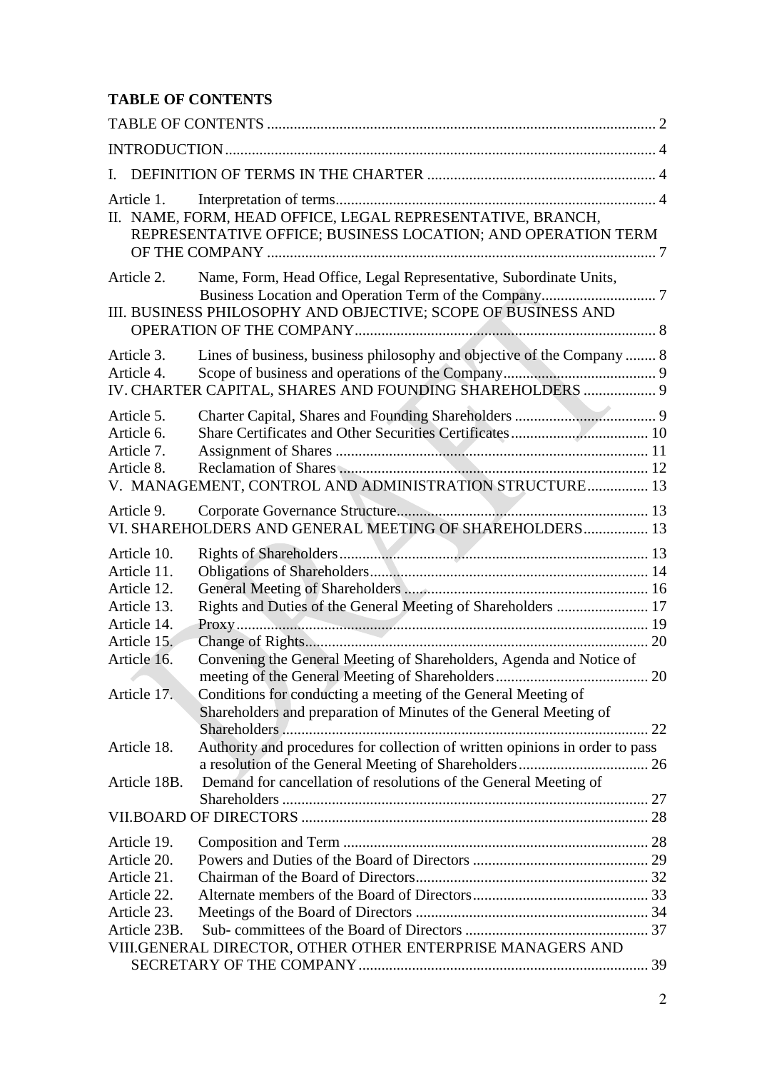**TABLE OF CONTENTS**

TABLE OF CONTENTS ..................................................................................................... 2

INTRODUCTION ............................................................................................................ 4

I. DEFINITION OF TERMS IN THE CHARTER ............................................................ 4

Article 1. Interpretation of terms ..................................................................................... 4

II. NAME, FORM, HEAD OFFICE, LEGAL REPRESENTATIVE, BRANCH, REPRESENTATIVE OFFICE; BUSINESS LOCATION; AND OPERATION TERM OF THE COMPANY ..................................................................................................... 7

Article 2. Name, Form, Head Office, Legal Representative, Subordinate Units, Business Location and Operation Term of the Company ............................. 7

III. BUSINESS PHILOSOPHY AND OBJECTIVE; SCOPE OF BUSINESS AND OPERATION OF THE COMPANY ............................................................................. 8

Article 3. Lines of business, business philosophy and objective of the Company ........ 8

Article 4. Scope of business and operations of the Company ........................................ 9

IV. CHARTER CAPITAL, SHARES AND FOUNDING SHAREHOLDERS ................... 9

Article 5. Charter Capital, Shares and Founding Shareholders ..................................... 9

Article 6. Share Certificates and Other Securities Certificates .................................... 10

Article 7. Assignment of Shares ................................................................................... 11

Article 8. Reclamation of Shares .................................................................................. 12

V. MANAGEMENT, CONTROL AND ADMINISTRATION STRUCTURE ................ 13

Article 9. Corporate Governance Structure .................................................................. 13

VI. SHAREHOLDERS AND GENERAL MEETING OF SHAREHOLDERS ................ 13

Article 10. Rights of Shareholders ................................................................................. 13

Article 11. Obligations of Shareholders ......................................................................... 14

Article 12. General Meeting of Shareholders ................................................................ 16

Article 13. Rights and Duties of the General Meeting of Shareholders ........................ 17

Article 14. Proxy ............................................................................................................ 19

Article 15. Change of Rights .......................................................................................... 20

Article 16. Convening the General Meeting of Shareholders, Agenda and Notice of meeting of the General Meeting of Shareholders ........................................ 20

Article 17. Conditions for conducting a meeting of the General Meeting of Shareholders and preparation of Minutes of the General Meeting of Shareholders ............................................................................................... 22

Article 18. Authority and procedures for collection of written opinions in order to pass a resolution of the General Meeting of Shareholders .................................. 26

Article 18B. Demand for cancellation of resolutions of the General Meeting of Shareholders ............................................................................................... 27

VII.BOARD OF DIRECTORS .......................................................................................... 28

Article 19. Composition and Term ................................................................................ 28

Article 20. Powers and Duties of the Board of Directors .............................................. 29

Article 21. Chairman of the Board of Directors ............................................................. 32

Article 22. Alternate members of the Board of Directors .............................................. 33

Article 23. Meetings of the Board of Directors ............................................................. 34

Article 23B. Sub- committees of the Board of Directors ................................................ 37

VIII.GENERAL DIRECTOR, OTHER OTHER ENTERPRISE MANAGERS AND SECRETARY OF THE COMPANY ........................................................................... 39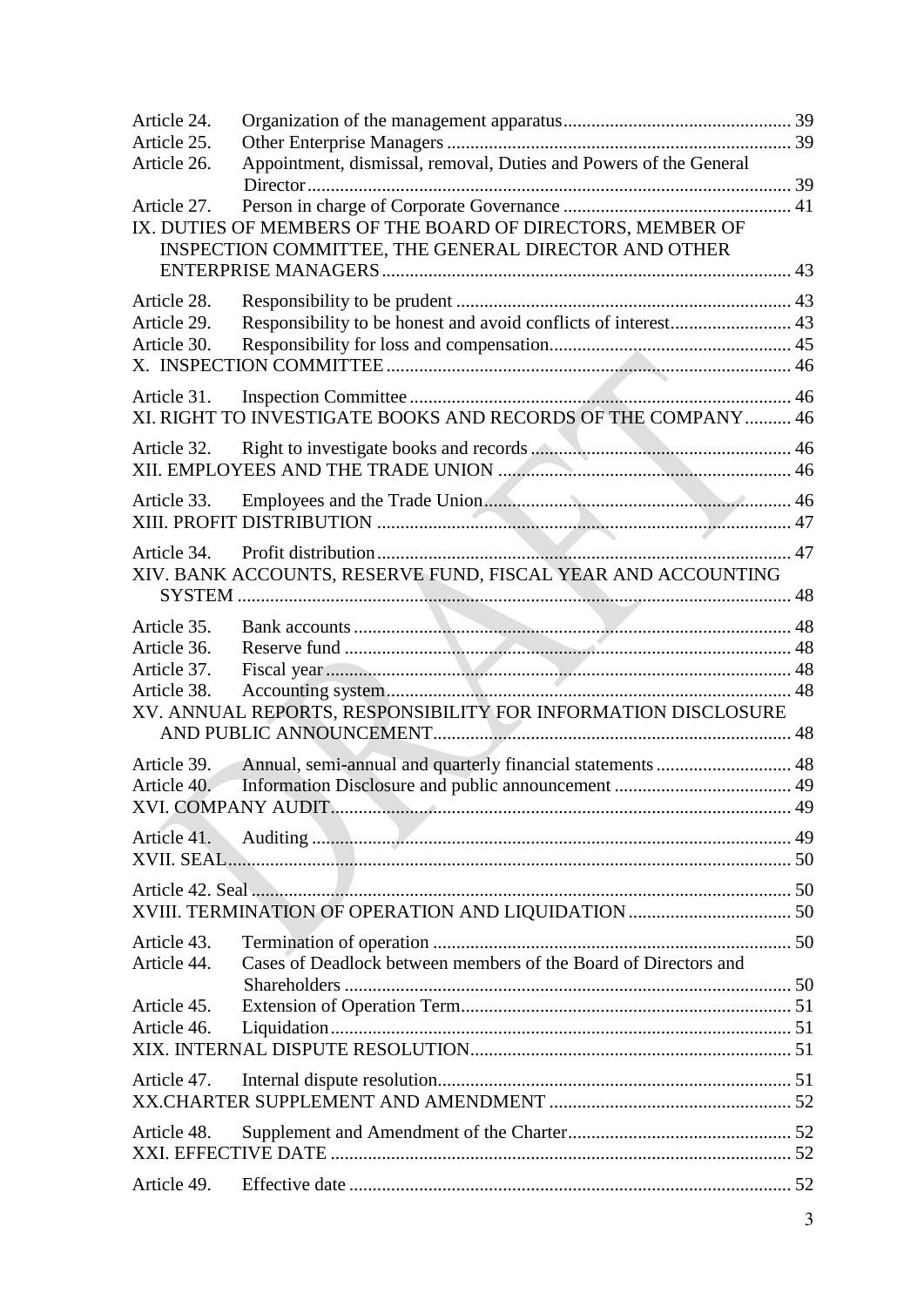Article 24. Organization of the management apparatus .... 39
Article 25. Other Enterprise Managers .... 39
Article 26. Appointment, dismissal, removal, Duties and Powers of the General Director .... 39
Article 27. Person in charge of Corporate Governance .... 41

IX. DUTIES OF MEMBERS OF THE BOARD OF DIRECTORS, MEMBER OF INSPECTION COMMITTEE, THE GENERAL DIRECTOR AND OTHER ENTERPRISE MANAGERS .... 43

Article 28. Responsibility to be prudent .... 43
Article 29. Responsibility to be honest and avoid conflicts of interest .... 43
Article 30. Responsibility for loss and compensation .... 45

X. INSPECTION COMMITTEE .... 46

Article 31. Inspection Committee .... 46

XI. RIGHT TO INVESTIGATE BOOKS AND RECORDS OF THE COMPANY .... 46

Article 32. Right to investigate books and records .... 46

XII. EMPLOYEES AND THE TRADE UNION .... 46

Article 33. Employees and the Trade Union .... 46

XIII. PROFIT DISTRIBUTION .... 47

Article 34. Profit distribution .... 47

XIV. BANK ACCOUNTS, RESERVE FUND, FISCAL YEAR AND ACCOUNTING SYSTEM .... 48

Article 35. Bank accounts .... 48
Article 36. Reserve fund .... 48
Article 37. Fiscal year .... 48
Article 38. Accounting system .... 48

XV. ANNUAL REPORTS, RESPONSIBILITY FOR INFORMATION DISCLOSURE AND PUBLIC ANNOUNCEMENT .... 48

Article 39. Annual, semi-annual and quarterly financial statements .... 48
Article 40. Information Disclosure and public announcement .... 49

XVI. COMPANY AUDIT .... 49

Article 41. Auditing .... 49

XVII. SEAL .... 50

Article 42. Seal .... 50

XVIII. TERMINATION OF OPERATION AND LIQUIDATION .... 50

Article 43. Termination of operation .... 50
Article 44. Cases of Deadlock between members of the Board of Directors and Shareholders .... 50
Article 45. Extension of Operation Term .... 51
Article 46. Liquidation .... 51

XIX. INTERNAL DISPUTE RESOLUTION .... 51

Article 47. Internal dispute resolution .... 51

XX.CHARTER SUPPLEMENT AND AMENDMENT .... 52

Article 48. Supplement and Amendment of the Charter .... 52

XXI. EFFECTIVE DATE .... 52

Article 49. Effective date .... 52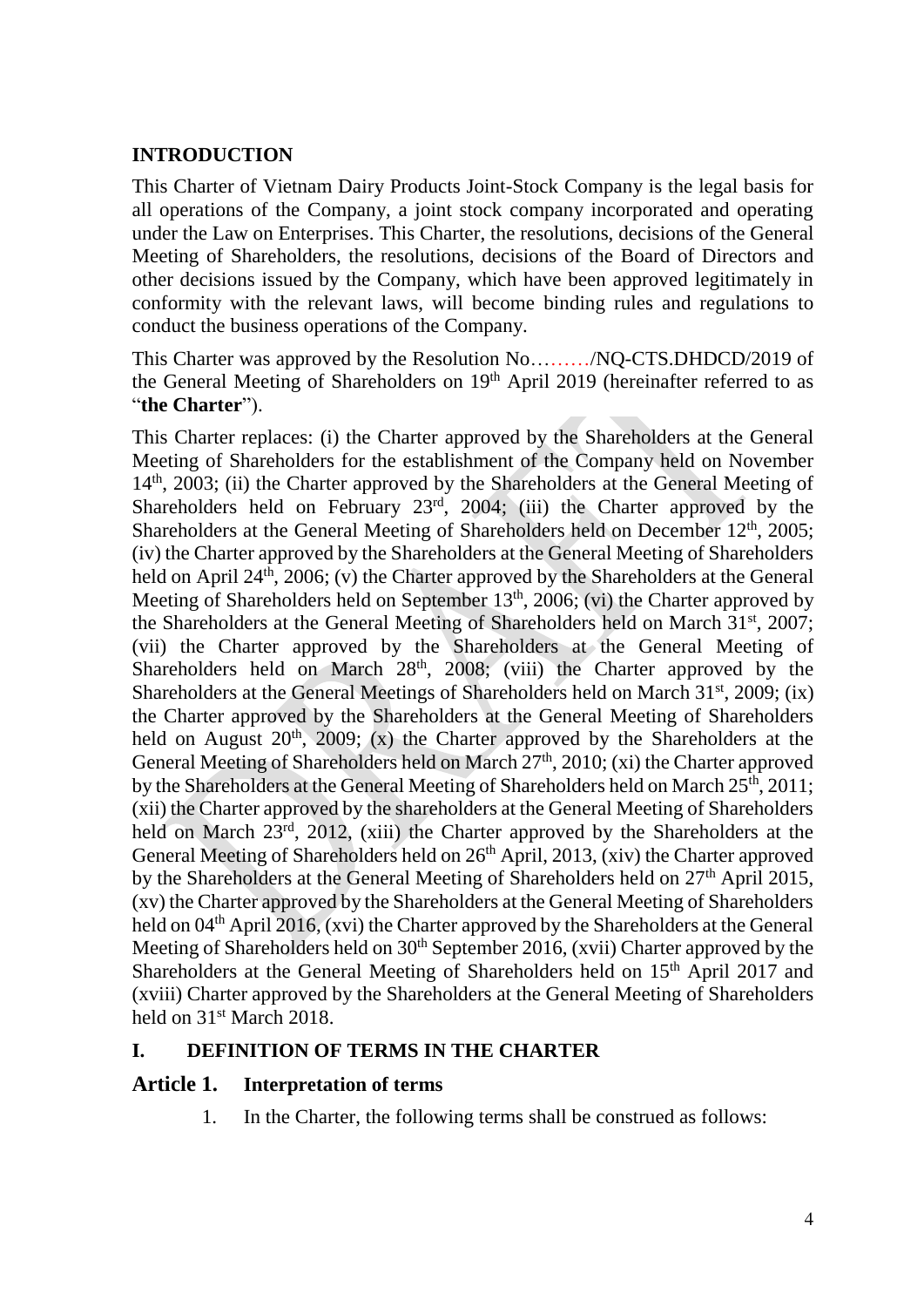## INTRODUCTION

This Charter of Vietnam Dairy Products Joint-Stock Company is the legal basis for all operations of the Company, a joint stock company incorporated and operating under the Law on Enterprises. This Charter, the resolutions, decisions of the General Meeting of Shareholders, the resolutions, decisions of the Board of Directors and other decisions issued by the Company, which have been approved legitimately in conformity with the relevant laws, will become binding rules and regulations to conduct the business operations of the Company.

This Charter was approved by the Resolution No………/NQ-CTS.DHDCD/2019 of the General Meeting of Shareholders on 19th April 2019 (hereinafter referred to as "**the Charter**").

This Charter replaces: (i) the Charter approved by the Shareholders at the General Meeting of Shareholders for the establishment of the Company held on November 14th, 2003; (ii) the Charter approved by the Shareholders at the General Meeting of Shareholders held on February 23rd, 2004; (iii) the Charter approved by the Shareholders at the General Meeting of Shareholders held on December 12th, 2005; (iv) the Charter approved by the Shareholders at the General Meeting of Shareholders held on April 24th, 2006; (v) the Charter approved by the Shareholders at the General Meeting of Shareholders held on September 13th, 2006; (vi) the Charter approved by the Shareholders at the General Meeting of Shareholders held on March 31st, 2007; (vii) the Charter approved by the Shareholders at the General Meeting of Shareholders held on March 28th, 2008; (viii) the Charter approved by the Shareholders at the General Meetings of Shareholders held on March 31st, 2009; (ix) the Charter approved by the Shareholders at the General Meeting of Shareholders held on August 20th, 2009; (x) the Charter approved by the Shareholders at the General Meeting of Shareholders held on March 27th, 2010; (xi) the Charter approved by the Shareholders at the General Meeting of Shareholders held on March 25th, 2011; (xii) the Charter approved by the shareholders at the General Meeting of Shareholders held on March 23rd, 2012, (xiii) the Charter approved by the Shareholders at the General Meeting of Shareholders held on 26th April, 2013, (xiv) the Charter approved by the Shareholders at the General Meeting of Shareholders held on 27th April 2015, (xv) the Charter approved by the Shareholders at the General Meeting of Shareholders held on 04th April 2016, (xvi) the Charter approved by the Shareholders at the General Meeting of Shareholders held on 30th September 2016, (xvii) Charter approved by the Shareholders at the General Meeting of Shareholders held on 15th April 2017 and (xviii) Charter approved by the Shareholders at the General Meeting of Shareholders held on 31st March 2018.

## I. DEFINITION OF TERMS IN THE CHARTER

### Article 1. Interpretation of terms

1. In the Charter, the following terms shall be construed as follows: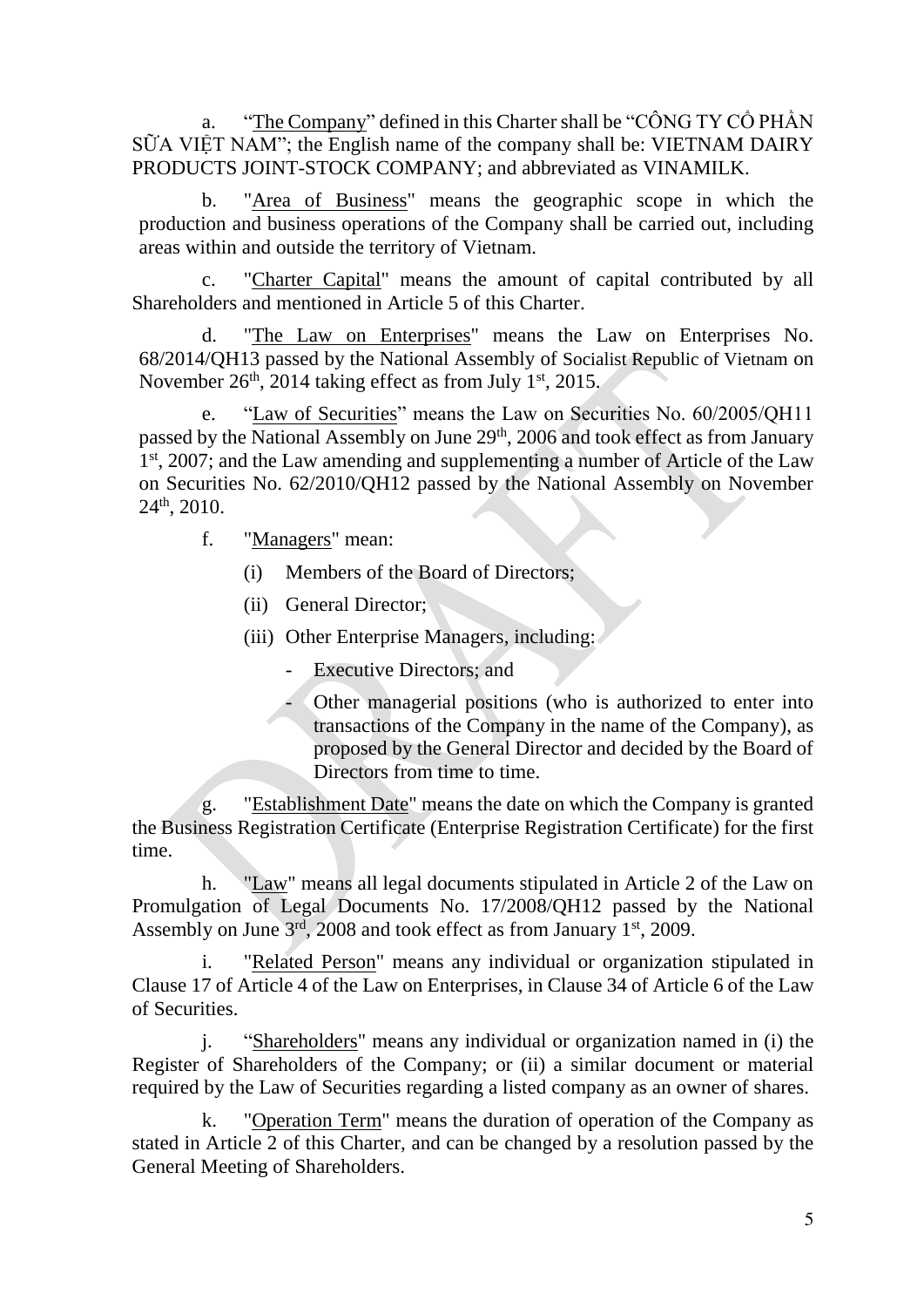a. "<u>The Company</u>" defined in this Charter shall be "CÔNG TY CỔ PHẦN SỮA VIỆT NAM"; the English name of the company shall be: VIETNAM DAIRY PRODUCTS JOINT-STOCK COMPANY; and abbreviated as VINAMILK.

b. "<u>Area of Business</u>" means the geographic scope in which the production and business operations of the Company shall be carried out, including areas within and outside the territory of Vietnam.

c. "<u>Charter Capital</u>" means the amount of capital contributed by all Shareholders and mentioned in Article 5 of this Charter.

d. "<u>The Law on Enterprises</u>" means the Law on Enterprises No. 68/2014/QH13 passed by the National Assembly of Socialist Republic of Vietnam on November 26th, 2014 taking effect as from July 1st, 2015.

e. "<u>Law of Securities</u>" means the Law on Securities No. 60/2005/QH11 passed by the National Assembly on June 29th, 2006 and took effect as from January 1st, 2007; and the Law amending and supplementing a number of Article of the Law on Securities No. 62/2010/QH12 passed by the National Assembly on November 24th, 2010.

f. "<u>Managers</u>" mean:

(i) Members of the Board of Directors;

(ii) General Director;

(iii) Other Enterprise Managers, including:

- Executive Directors; and
- Other managerial positions (who is authorized to enter into transactions of the Company in the name of the Company), as proposed by the General Director and decided by the Board of Directors from time to time.

g. "<u>Establishment Date</u>" means the date on which the Company is granted the Business Registration Certificate (Enterprise Registration Certificate) for the first time.

h. "<u>Law</u>" means all legal documents stipulated in Article 2 of the Law on Promulgation of Legal Documents No. 17/2008/QH12 passed by the National Assembly on June 3rd, 2008 and took effect as from January 1st, 2009.

i. "<u>Related Person</u>" means any individual or organization stipulated in Clause 17 of Article 4 of the Law on Enterprises, in Clause 34 of Article 6 of the Law of Securities.

j. "<u>Shareholders</u>" means any individual or organization named in (i) the Register of Shareholders of the Company; or (ii) a similar document or material required by the Law of Securities regarding a listed company as an owner of shares.

k. "<u>Operation Term</u>" means the duration of operation of the Company as stated in Article 2 of this Charter, and can be changed by a resolution passed by the General Meeting of Shareholders.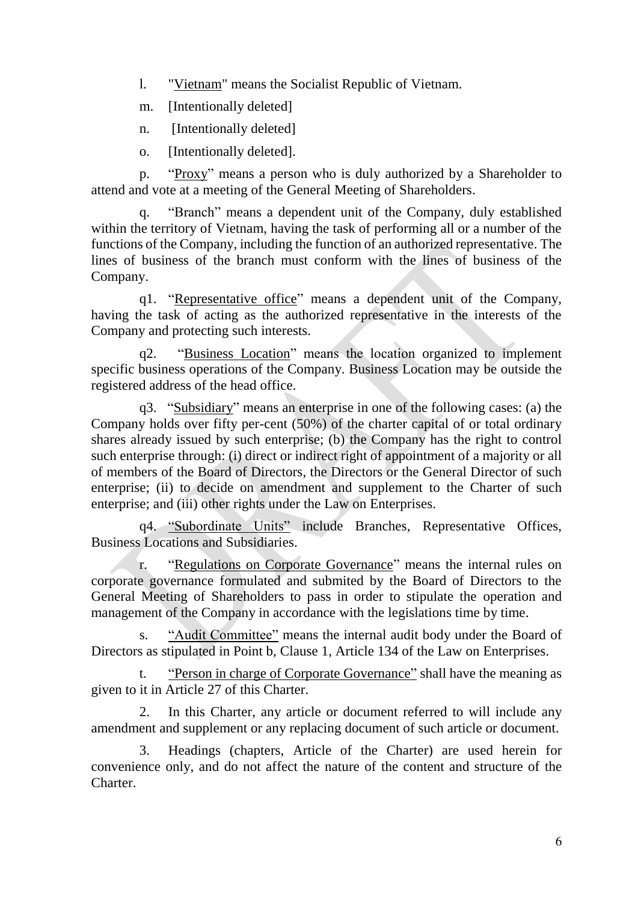l. "Vietnam" means the Socialist Republic of Vietnam.

m. [Intentionally deleted]

n. [Intentionally deleted]

o. [Intentionally deleted].

p. "Proxy" means a person who is duly authorized by a Shareholder to attend and vote at a meeting of the General Meeting of Shareholders.

q. "Branch" means a dependent unit of the Company, duly established within the territory of Vietnam, having the task of performing all or a number of the functions of the Company, including the function of an authorized representative. The lines of business of the branch must conform with the lines of business of the Company.

q1. "Representative office" means a dependent unit of the Company, having the task of acting as the authorized representative in the interests of the Company and protecting such interests.

q2. "Business Location" means the location organized to implement specific business operations of the Company. Business Location may be outside the registered address of the head office.

q3. "Subsidiary" means an enterprise in one of the following cases: (a) the Company holds over fifty per-cent (50%) of the charter capital of or total ordinary shares already issued by such enterprise; (b) the Company has the right to control such enterprise through: (i) direct or indirect right of appointment of a majority or all of members of the Board of Directors, the Directors or the General Director of such enterprise; (ii) to decide on amendment and supplement to the Charter of such enterprise; and (iii) other rights under the Law on Enterprises.

q4. "Subordinate Units" include Branches, Representative Offices, Business Locations and Subsidiaries.

r. "Regulations on Corporate Governance" means the internal rules on corporate governance formulated and submited by the Board of Directors to the General Meeting of Shareholders to pass in order to stipulate the operation and management of the Company in accordance with the legislations time by time.

s. "Audit Committee" means the internal audit body under the Board of Directors as stipulated in Point b, Clause 1, Article 134 of the Law on Enterprises.

t. "Person in charge of Corporate Governance" shall have the meaning as given to it in Article 27 of this Charter.

2. In this Charter, any article or document referred to will include any amendment and supplement or any replacing document of such article or document.

3. Headings (chapters, Article of the Charter) are used herein for convenience only, and do not affect the nature of the content and structure of the Charter.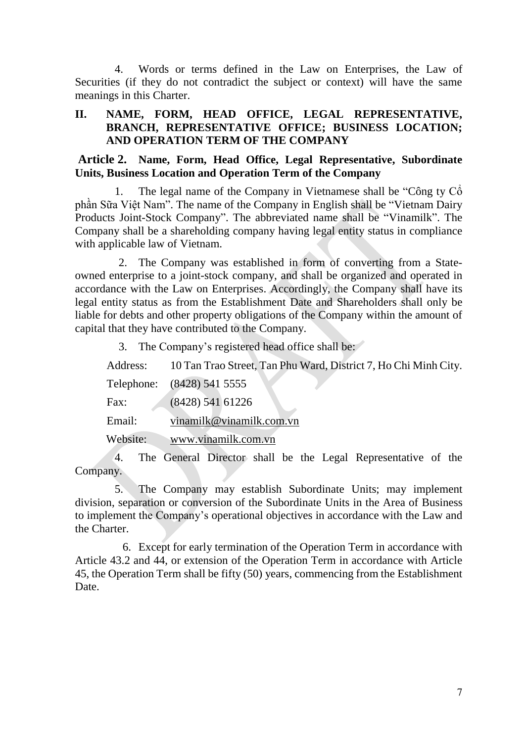4. Words or terms defined in the Law on Enterprises, the Law of Securities (if they do not contradict the subject or context) will have the same meanings in this Charter.

## II. NAME, FORM, HEAD OFFICE, LEGAL REPRESENTATIVE, BRANCH, REPRESENTATIVE OFFICE; BUSINESS LOCATION; AND OPERATION TERM OF THE COMPANY

### Article 2. Name, Form, Head Office, Legal Representative, Subordinate Units, Business Location and Operation Term of the Company

1. The legal name of the Company in Vietnamese shall be "Công ty Cổ phần Sữa Việt Nam". The name of the Company in English shall be "Vietnam Dairy Products Joint-Stock Company". The abbreviated name shall be "Vinamilk". The Company shall be a shareholding company having legal entity status in compliance with applicable law of Vietnam.

2. The Company was established in form of converting from a State-owned enterprise to a joint-stock company, and shall be organized and operated in accordance with the Law on Enterprises. Accordingly, the Company shall have its legal entity status as from the Establishment Date and Shareholders shall only be liable for debts and other property obligations of the Company within the amount of capital that they have contributed to the Company.

3. The Company's registered head office shall be:

Address: 10 Tan Trao Street, Tan Phu Ward, District 7, Ho Chi Minh City.

Telephone: (8428) 541 5555

Fax: (8428) 541 61226

Email: vinamilk@vinamilk.com.vn

Website: www.vinamilk.com.vn

4. The General Director shall be the Legal Representative of the Company.

5. The Company may establish Subordinate Units; may implement division, separation or conversion of the Subordinate Units in the Area of Business to implement the Company's operational objectives in accordance with the Law and the Charter.

6. Except for early termination of the Operation Term in accordance with Article 43.2 and 44, or extension of the Operation Term in accordance with Article 45, the Operation Term shall be fifty (50) years, commencing from the Establishment Date.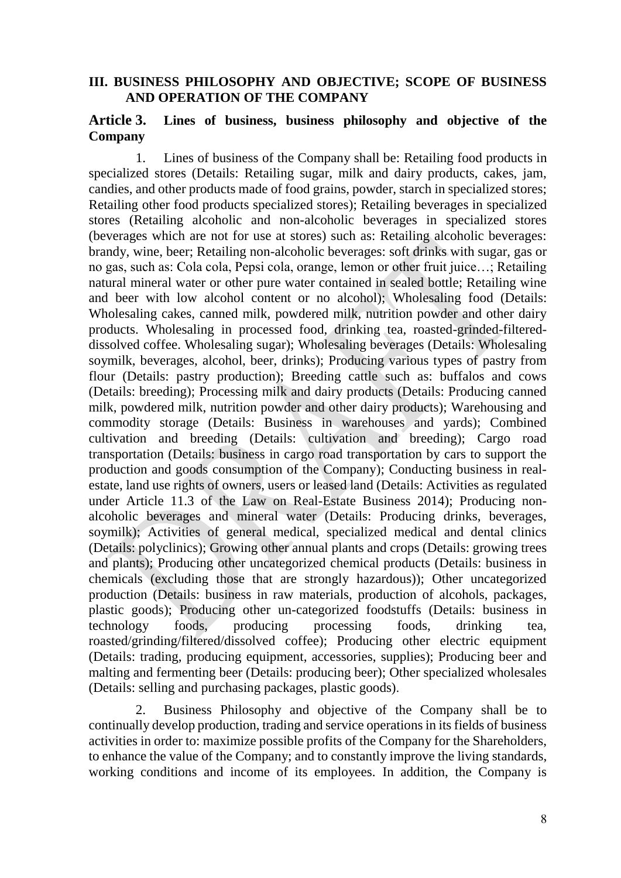## III. BUSINESS PHILOSOPHY AND OBJECTIVE; SCOPE OF BUSINESS AND OPERATION OF THE COMPANY

### Article 3. Lines of business, business philosophy and objective of the Company

1. Lines of business of the Company shall be: Retailing food products in specialized stores (Details: Retailing sugar, milk and dairy products, cakes, jam, candies, and other products made of food grains, powder, starch in specialized stores; Retailing other food products specialized stores); Retailing beverages in specialized stores (Retailing alcoholic and non-alcoholic beverages in specialized stores (beverages which are not for use at stores) such as: Retailing alcoholic beverages: brandy, wine, beer; Retailing non-alcoholic beverages: soft drinks with sugar, gas or no gas, such as: Cola cola, Pepsi cola, orange, lemon or other fruit juice…; Retailing natural mineral water or other pure water contained in sealed bottle; Retailing wine and beer with low alcohol content or no alcohol); Wholesaling food (Details: Wholesaling cakes, canned milk, powdered milk, nutrition powder and other dairy products. Wholesaling in processed food, drinking tea, roasted-grinded-filtered-dissolved coffee. Wholesaling sugar); Wholesaling beverages (Details: Wholesaling soymilk, beverages, alcohol, beer, drinks); Producing various types of pastry from flour (Details: pastry production); Breeding cattle such as: buffalos and cows (Details: breeding); Processing milk and dairy products (Details: Producing canned milk, powdered milk, nutrition powder and other dairy products); Warehousing and commodity storage (Details: Business in warehouses and yards); Combined cultivation and breeding (Details: cultivation and breeding); Cargo road transportation (Details: business in cargo road transportation by cars to support the production and goods consumption of the Company); Conducting business in real-estate, land use rights of owners, users or leased land (Details: Activities as regulated under Article 11.3 of the Law on Real-Estate Business 2014); Producing non-alcoholic beverages and mineral water (Details: Producing drinks, beverages, soymilk); Activities of general medical, specialized medical and dental clinics (Details: polyclinics); Growing other annual plants and crops (Details: growing trees and plants); Producing other uncategorized chemical products (Details: business in chemicals (excluding those that are strongly hazardous)); Other uncategorized production (Details: business in raw materials, production of alcohols, packages, plastic goods); Producing other un-categorized foodstuffs (Details: business in technology foods, producing processing foods, drinking tea, roasted/grinding/filtered/dissolved coffee); Producing other electric equipment (Details: trading, producing equipment, accessories, supplies); Producing beer and malting and fermenting beer (Details: producing beer); Other specialized wholesales (Details: selling and purchasing packages, plastic goods).

2. Business Philosophy and objective of the Company shall be to continually develop production, trading and service operations in its fields of business activities in order to: maximize possible profits of the Company for the Shareholders, to enhance the value of the Company; and to constantly improve the living standards, working conditions and income of its employees. In addition, the Company is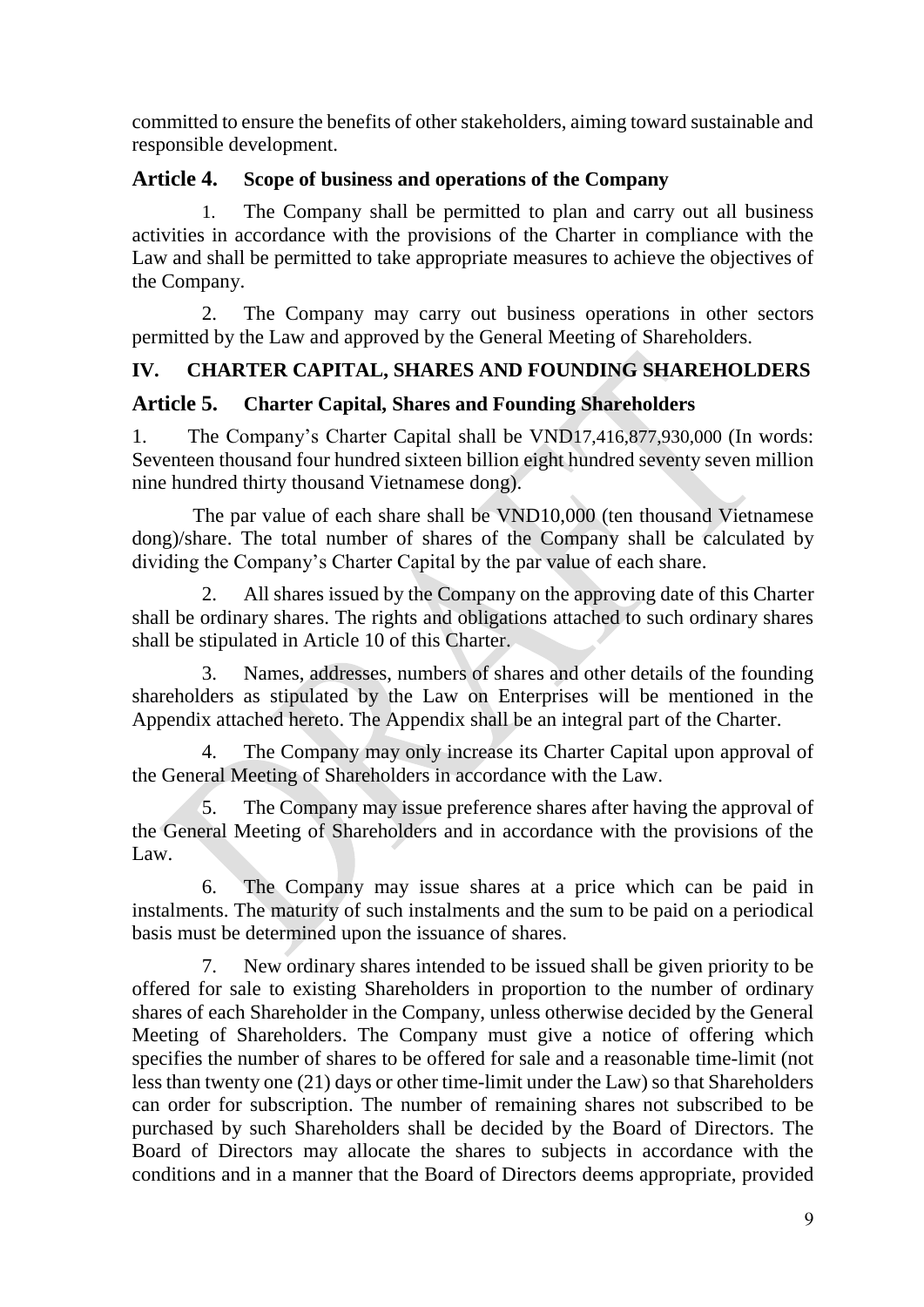committed to ensure the benefits of other stakeholders, aiming toward sustainable and responsible development.

## Article 4. Scope of business and operations of the Company

1. The Company shall be permitted to plan and carry out all business activities in accordance with the provisions of the Charter in compliance with the Law and shall be permitted to take appropriate measures to achieve the objectives of the Company.

2. The Company may carry out business operations in other sectors permitted by the Law and approved by the General Meeting of Shareholders.

# IV. CHARTER CAPITAL, SHARES AND FOUNDING SHAREHOLDERS

## Article 5. Charter Capital, Shares and Founding Shareholders

1. The Company's Charter Capital shall be VND17,416,877,930,000 (In words: Seventeen thousand four hundred sixteen billion eight hundred seventy seven million nine hundred thirty thousand Vietnamese dong).

The par value of each share shall be VND10,000 (ten thousand Vietnamese dong)/share. The total number of shares of the Company shall be calculated by dividing the Company's Charter Capital by the par value of each share.

2. All shares issued by the Company on the approving date of this Charter shall be ordinary shares. The rights and obligations attached to such ordinary shares shall be stipulated in Article 10 of this Charter.

3. Names, addresses, numbers of shares and other details of the founding shareholders as stipulated by the Law on Enterprises will be mentioned in the Appendix attached hereto. The Appendix shall be an integral part of the Charter.

4. The Company may only increase its Charter Capital upon approval of the General Meeting of Shareholders in accordance with the Law.

5. The Company may issue preference shares after having the approval of the General Meeting of Shareholders and in accordance with the provisions of the Law.

6. The Company may issue shares at a price which can be paid in instalments. The maturity of such instalments and the sum to be paid on a periodical basis must be determined upon the issuance of shares.

7. New ordinary shares intended to be issued shall be given priority to be offered for sale to existing Shareholders in proportion to the number of ordinary shares of each Shareholder in the Company, unless otherwise decided by the General Meeting of Shareholders. The Company must give a notice of offering which specifies the number of shares to be offered for sale and a reasonable time-limit (not less than twenty one (21) days or other time-limit under the Law) so that Shareholders can order for subscription. The number of remaining shares not subscribed to be purchased by such Shareholders shall be decided by the Board of Directors. The Board of Directors may allocate the shares to subjects in accordance with the conditions and in a manner that the Board of Directors deems appropriate, provided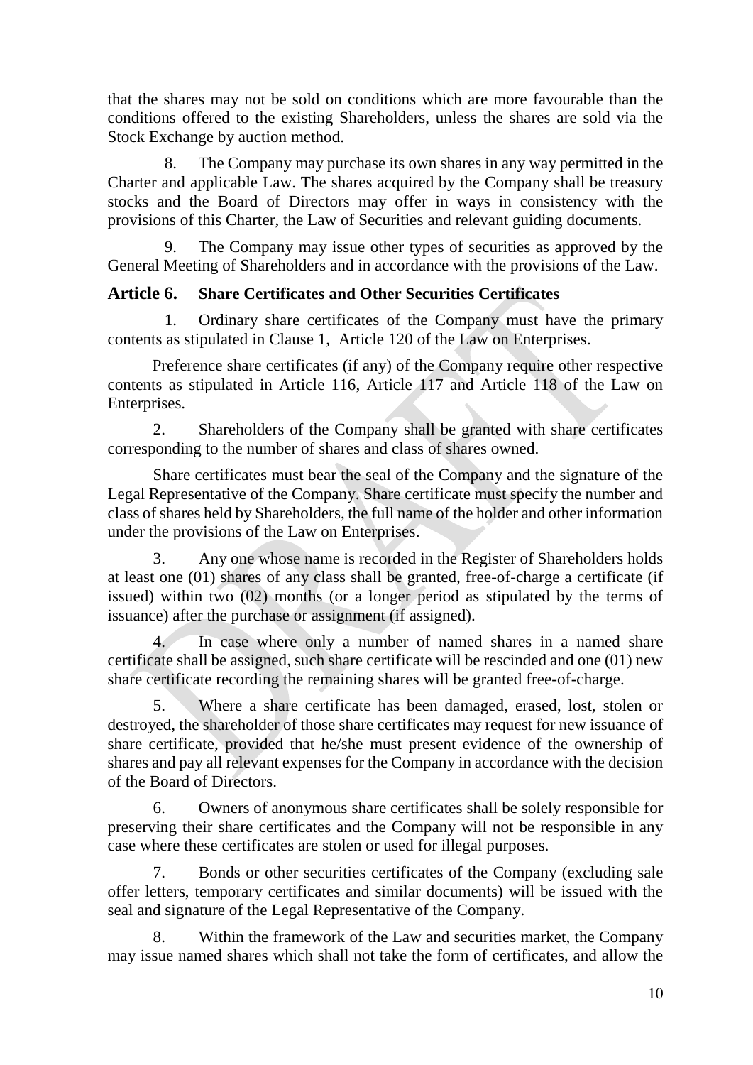that the shares may not be sold on conditions which are more favourable than the conditions offered to the existing Shareholders, unless the shares are sold via the Stock Exchange by auction method.

8. The Company may purchase its own shares in any way permitted in the Charter and applicable Law. The shares acquired by the Company shall be treasury stocks and the Board of Directors may offer in ways in consistency with the provisions of this Charter, the Law of Securities and relevant guiding documents.

9. The Company may issue other types of securities as approved by the General Meeting of Shareholders and in accordance with the provisions of the Law.

## Article 6. Share Certificates and Other Securities Certificates

1. Ordinary share certificates of the Company must have the primary contents as stipulated in Clause 1, Article 120 of the Law on Enterprises.

Preference share certificates (if any) of the Company require other respective contents as stipulated in Article 116, Article 117 and Article 118 of the Law on Enterprises.

2. Shareholders of the Company shall be granted with share certificates corresponding to the number of shares and class of shares owned.

Share certificates must bear the seal of the Company and the signature of the Legal Representative of the Company. Share certificate must specify the number and class of shares held by Shareholders, the full name of the holder and other information under the provisions of the Law on Enterprises.

3. Any one whose name is recorded in the Register of Shareholders holds at least one (01) shares of any class shall be granted, free-of-charge a certificate (if issued) within two (02) months (or a longer period as stipulated by the terms of issuance) after the purchase or assignment (if assigned).

4. In case where only a number of named shares in a named share certificate shall be assigned, such share certificate will be rescinded and one (01) new share certificate recording the remaining shares will be granted free-of-charge.

5. Where a share certificate has been damaged, erased, lost, stolen or destroyed, the shareholder of those share certificates may request for new issuance of share certificate, provided that he/she must present evidence of the ownership of shares and pay all relevant expenses for the Company in accordance with the decision of the Board of Directors.

6. Owners of anonymous share certificates shall be solely responsible for preserving their share certificates and the Company will not be responsible in any case where these certificates are stolen or used for illegal purposes.

7. Bonds or other securities certificates of the Company (excluding sale offer letters, temporary certificates and similar documents) will be issued with the seal and signature of the Legal Representative of the Company.

8. Within the framework of the Law and securities market, the Company may issue named shares which shall not take the form of certificates, and allow the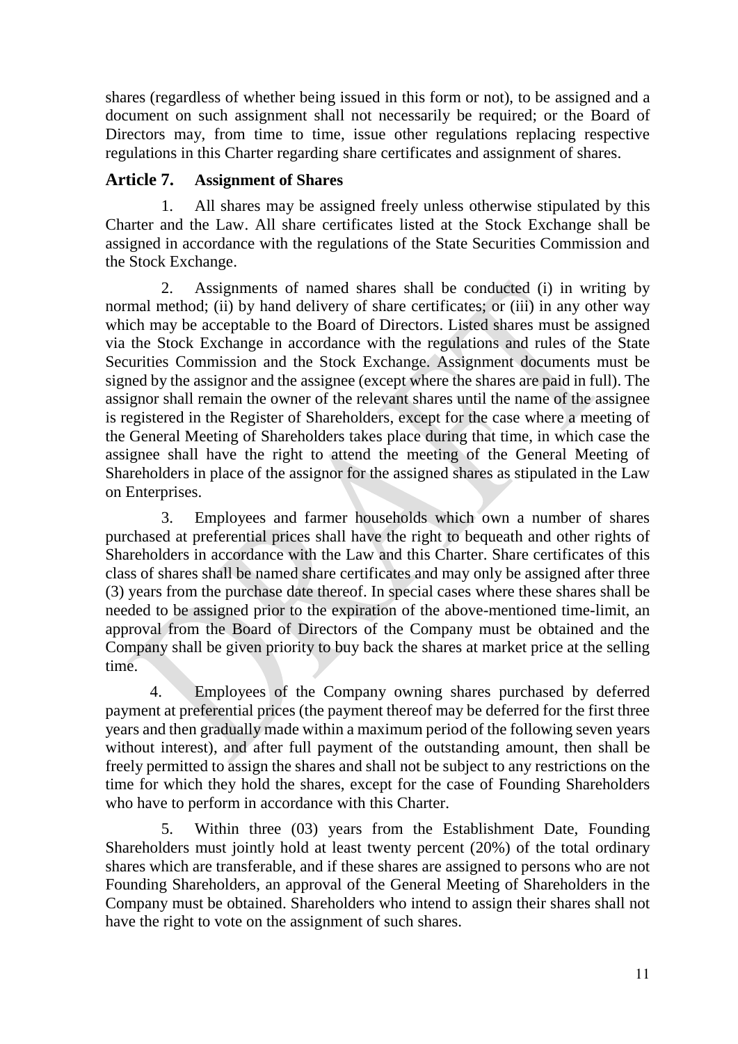shares (regardless of whether being issued in this form or not), to be assigned and a document on such assignment shall not necessarily be required; or the Board of Directors may, from time to time, issue other regulations replacing respective regulations in this Charter regarding share certificates and assignment of shares.

## Article 7. Assignment of Shares

1. All shares may be assigned freely unless otherwise stipulated by this Charter and the Law. All share certificates listed at the Stock Exchange shall be assigned in accordance with the regulations of the State Securities Commission and the Stock Exchange.

2. Assignments of named shares shall be conducted (i) in writing by normal method; (ii) by hand delivery of share certificates; or (iii) in any other way which may be acceptable to the Board of Directors. Listed shares must be assigned via the Stock Exchange in accordance with the regulations and rules of the State Securities Commission and the Stock Exchange. Assignment documents must be signed by the assignor and the assignee (except where the shares are paid in full). The assignor shall remain the owner of the relevant shares until the name of the assignee is registered in the Register of Shareholders, except for the case where a meeting of the General Meeting of Shareholders takes place during that time, in which case the assignee shall have the right to attend the meeting of the General Meeting of Shareholders in place of the assignor for the assigned shares as stipulated in the Law on Enterprises.

3. Employees and farmer households which own a number of shares purchased at preferential prices shall have the right to bequeath and other rights of Shareholders in accordance with the Law and this Charter. Share certificates of this class of shares shall be named share certificates and may only be assigned after three (3) years from the purchase date thereof. In special cases where these shares shall be needed to be assigned prior to the expiration of the above-mentioned time-limit, an approval from the Board of Directors of the Company must be obtained and the Company shall be given priority to buy back the shares at market price at the selling time.

4. Employees of the Company owning shares purchased by deferred payment at preferential prices (the payment thereof may be deferred for the first three years and then gradually made within a maximum period of the following seven years without interest), and after full payment of the outstanding amount, then shall be freely permitted to assign the shares and shall not be subject to any restrictions on the time for which they hold the shares, except for the case of Founding Shareholders who have to perform in accordance with this Charter.

5. Within three (03) years from the Establishment Date, Founding Shareholders must jointly hold at least twenty percent (20%) of the total ordinary shares which are transferable, and if these shares are assigned to persons who are not Founding Shareholders, an approval of the General Meeting of Shareholders in the Company must be obtained. Shareholders who intend to assign their shares shall not have the right to vote on the assignment of such shares.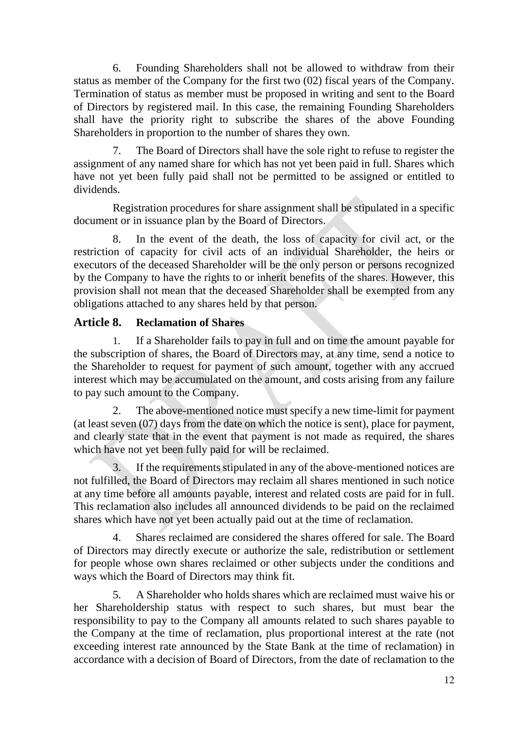6. Founding Shareholders shall not be allowed to withdraw from their status as member of the Company for the first two (02) fiscal years of the Company. Termination of status as member must be proposed in writing and sent to the Board of Directors by registered mail. In this case, the remaining Founding Shareholders shall have the priority right to subscribe the shares of the above Founding Shareholders in proportion to the number of shares they own.

7. The Board of Directors shall have the sole right to refuse to register the assignment of any named share for which has not yet been paid in full. Shares which have not yet been fully paid shall not be permitted to be assigned or entitled to dividends.

Registration procedures for share assignment shall be stipulated in a specific document or in issuance plan by the Board of Directors.

8. In the event of the death, the loss of capacity for civil act, or the restriction of capacity for civil acts of an individual Shareholder, the heirs or executors of the deceased Shareholder will be the only person or persons recognized by the Company to have the rights to or inherit benefits of the shares. However, this provision shall not mean that the deceased Shareholder shall be exempted from any obligations attached to any shares held by that person.

## Article 8. Reclamation of Shares

1. If a Shareholder fails to pay in full and on time the amount payable for the subscription of shares, the Board of Directors may, at any time, send a notice to the Shareholder to request for payment of such amount, together with any accrued interest which may be accumulated on the amount, and costs arising from any failure to pay such amount to the Company.

2. The above-mentioned notice must specify a new time-limit for payment (at least seven (07) days from the date on which the notice is sent), place for payment, and clearly state that in the event that payment is not made as required, the shares which have not yet been fully paid for will be reclaimed.

3. If the requirements stipulated in any of the above-mentioned notices are not fulfilled, the Board of Directors may reclaim all shares mentioned in such notice at any time before all amounts payable, interest and related costs are paid for in full. This reclamation also includes all announced dividends to be paid on the reclaimed shares which have not yet been actually paid out at the time of reclamation.

4. Shares reclaimed are considered the shares offered for sale. The Board of Directors may directly execute or authorize the sale, redistribution or settlement for people whose own shares reclaimed or other subjects under the conditions and ways which the Board of Directors may think fit.

5. A Shareholder who holds shares which are reclaimed must waive his or her Shareholdership status with respect to such shares, but must bear the responsibility to pay to the Company all amounts related to such shares payable to the Company at the time of reclamation, plus proportional interest at the rate (not exceeding interest rate announced by the State Bank at the time of reclamation) in accordance with a decision of Board of Directors, from the date of reclamation to the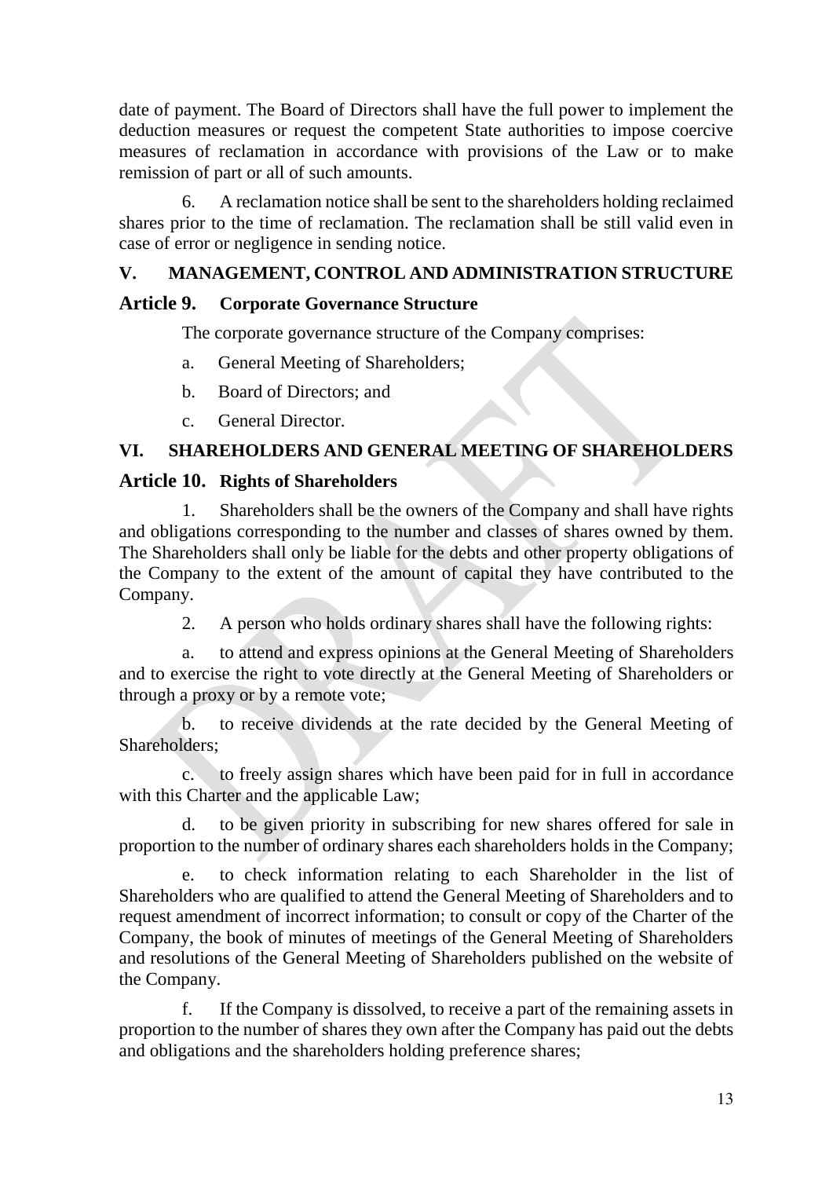date of payment. The Board of Directors shall have the full power to implement the deduction measures or request the competent State authorities to impose coercive measures of reclamation in accordance with provisions of the Law or to make remission of part or all of such amounts.

6. A reclamation notice shall be sent to the shareholders holding reclaimed shares prior to the time of reclamation. The reclamation shall be still valid even in case of error or negligence in sending notice.

## V. MANAGEMENT, CONTROL AND ADMINISTRATION STRUCTURE

### Article 9. Corporate Governance Structure

The corporate governance structure of the Company comprises:

a. General Meeting of Shareholders;

b. Board of Directors; and

c. General Director.

## VI. SHAREHOLDERS AND GENERAL MEETING OF SHAREHOLDERS

### Article 10. Rights of Shareholders

1. Shareholders shall be the owners of the Company and shall have rights and obligations corresponding to the number and classes of shares owned by them. The Shareholders shall only be liable for the debts and other property obligations of the Company to the extent of the amount of capital they have contributed to the Company.

2. A person who holds ordinary shares shall have the following rights:

a. to attend and express opinions at the General Meeting of Shareholders and to exercise the right to vote directly at the General Meeting of Shareholders or through a proxy or by a remote vote;

b. to receive dividends at the rate decided by the General Meeting of Shareholders;

c. to freely assign shares which have been paid for in full in accordance with this Charter and the applicable Law;

d. to be given priority in subscribing for new shares offered for sale in proportion to the number of ordinary shares each shareholders holds in the Company;

e. to check information relating to each Shareholder in the list of Shareholders who are qualified to attend the General Meeting of Shareholders and to request amendment of incorrect information; to consult or copy of the Charter of the Company, the book of minutes of meetings of the General Meeting of Shareholders and resolutions of the General Meeting of Shareholders published on the website of the Company.

f. If the Company is dissolved, to receive a part of the remaining assets in proportion to the number of shares they own after the Company has paid out the debts and obligations and the shareholders holding preference shares;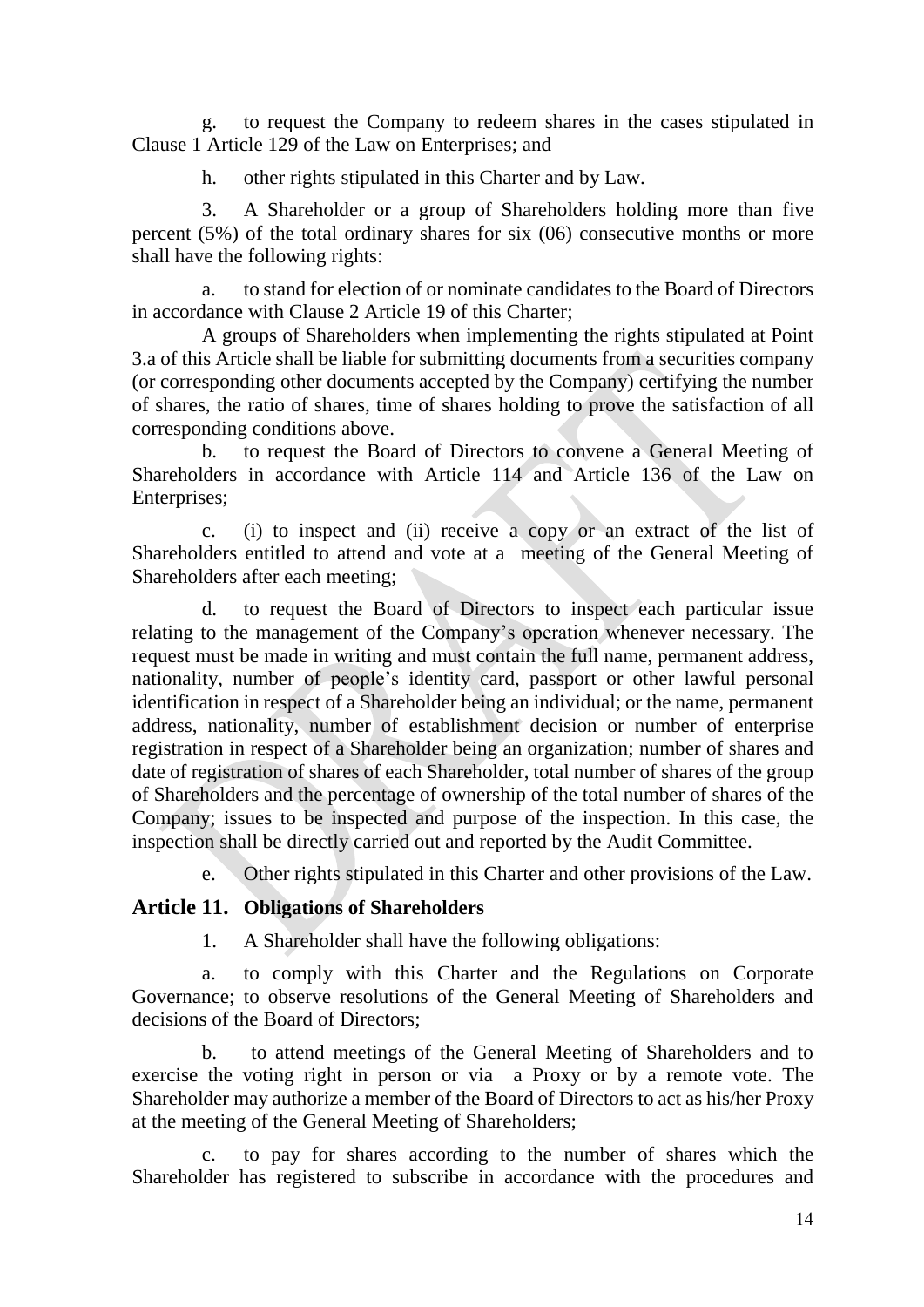g. to request the Company to redeem shares in the cases stipulated in Clause 1 Article 129 of the Law on Enterprises; and

h. other rights stipulated in this Charter and by Law.

3. A Shareholder or a group of Shareholders holding more than five percent (5%) of the total ordinary shares for six (06) consecutive months or more shall have the following rights:

a. to stand for election of or nominate candidates to the Board of Directors in accordance with Clause 2 Article 19 of this Charter;

A groups of Shareholders when implementing the rights stipulated at Point 3.a of this Article shall be liable for submitting documents from a securities company (or corresponding other documents accepted by the Company) certifying the number of shares, the ratio of shares, time of shares holding to prove the satisfaction of all corresponding conditions above.

b. to request the Board of Directors to convene a General Meeting of Shareholders in accordance with Article 114 and Article 136 of the Law on Enterprises;

c. (i) to inspect and (ii) receive a copy or an extract of the list of Shareholders entitled to attend and vote at a meeting of the General Meeting of Shareholders after each meeting;

d. to request the Board of Directors to inspect each particular issue relating to the management of the Company's operation whenever necessary. The request must be made in writing and must contain the full name, permanent address, nationality, number of people's identity card, passport or other lawful personal identification in respect of a Shareholder being an individual; or the name, permanent address, nationality, number of establishment decision or number of enterprise registration in respect of a Shareholder being an organization; number of shares and date of registration of shares of each Shareholder, total number of shares of the group of Shareholders and the percentage of ownership of the total number of shares of the Company; issues to be inspected and purpose of the inspection. In this case, the inspection shall be directly carried out and reported by the Audit Committee.

e. Other rights stipulated in this Charter and other provisions of the Law.

## Article 11. Obligations of Shareholders

1. A Shareholder shall have the following obligations:

a. to comply with this Charter and the Regulations on Corporate Governance; to observe resolutions of the General Meeting of Shareholders and decisions of the Board of Directors;

b. to attend meetings of the General Meeting of Shareholders and to exercise the voting right in person or via a Proxy or by a remote vote. The Shareholder may authorize a member of the Board of Directors to act as his/her Proxy at the meeting of the General Meeting of Shareholders;

c. to pay for shares according to the number of shares which the Shareholder has registered to subscribe in accordance with the procedures and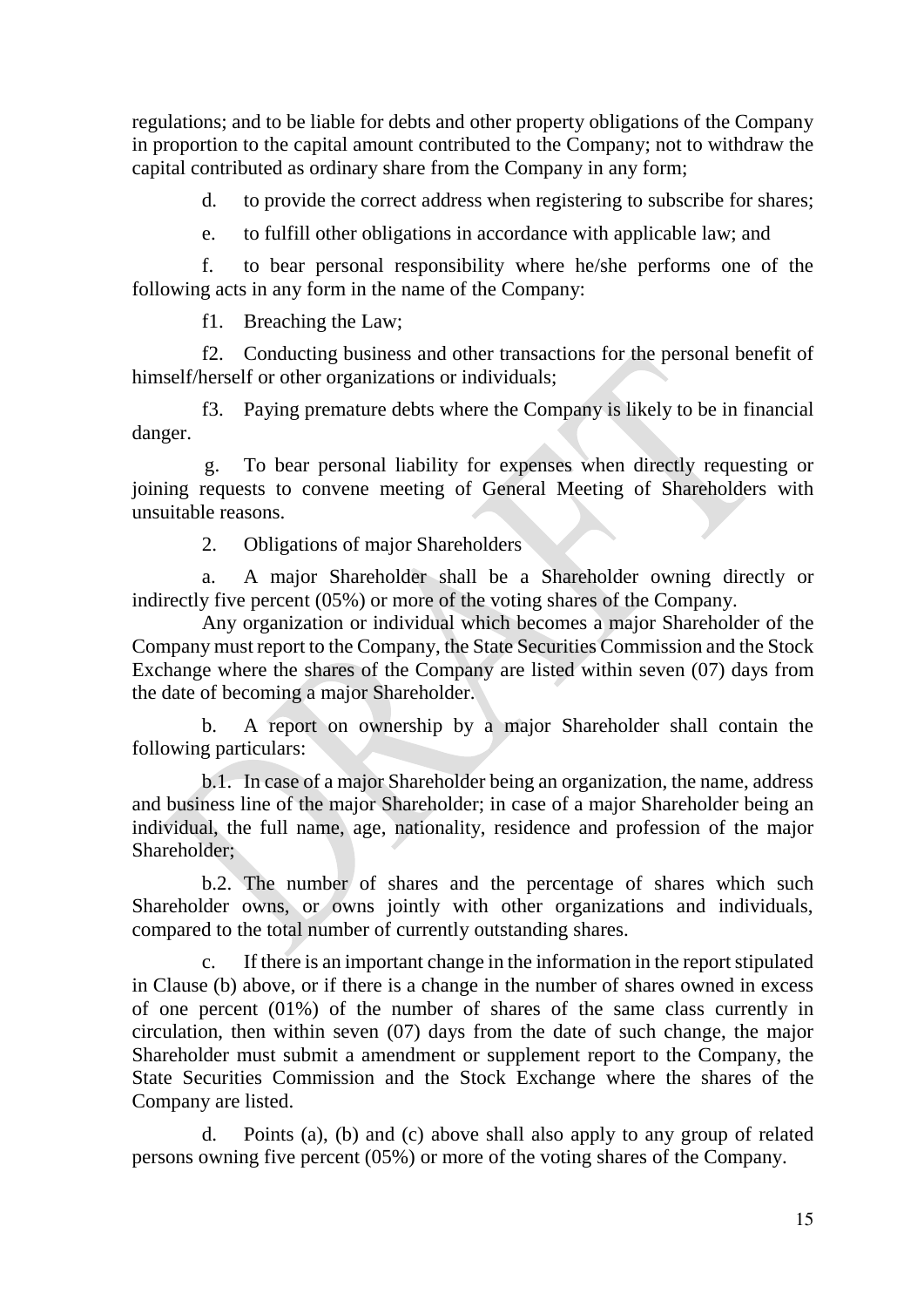regulations; and to be liable for debts and other property obligations of the Company in proportion to the capital amount contributed to the Company; not to withdraw the capital contributed as ordinary share from the Company in any form;

d. to provide the correct address when registering to subscribe for shares;

e. to fulfill other obligations in accordance with applicable law; and

f. to bear personal responsibility where he/she performs one of the following acts in any form in the name of the Company:

f1. Breaching the Law;

f2. Conducting business and other transactions for the personal benefit of himself/herself or other organizations or individuals;

f3. Paying premature debts where the Company is likely to be in financial danger.

g. To bear personal liability for expenses when directly requesting or joining requests to convene meeting of General Meeting of Shareholders with unsuitable reasons.

2. Obligations of major Shareholders

a. A major Shareholder shall be a Shareholder owning directly or indirectly five percent (05%) or more of the voting shares of the Company.

Any organization or individual which becomes a major Shareholder of the Company must report to the Company, the State Securities Commission and the Stock Exchange where the shares of the Company are listed within seven (07) days from the date of becoming a major Shareholder.

b. A report on ownership by a major Shareholder shall contain the following particulars:

b.1. In case of a major Shareholder being an organization, the name, address and business line of the major Shareholder; in case of a major Shareholder being an individual, the full name, age, nationality, residence and profession of the major Shareholder;

b.2. The number of shares and the percentage of shares which such Shareholder owns, or owns jointly with other organizations and individuals, compared to the total number of currently outstanding shares.

c. If there is an important change in the information in the report stipulated in Clause (b) above, or if there is a change in the number of shares owned in excess of one percent (01%) of the number of shares of the same class currently in circulation, then within seven (07) days from the date of such change, the major Shareholder must submit a amendment or supplement report to the Company, the State Securities Commission and the Stock Exchange where the shares of the Company are listed.

d. Points (a), (b) and (c) above shall also apply to any group of related persons owning five percent (05%) or more of the voting shares of the Company.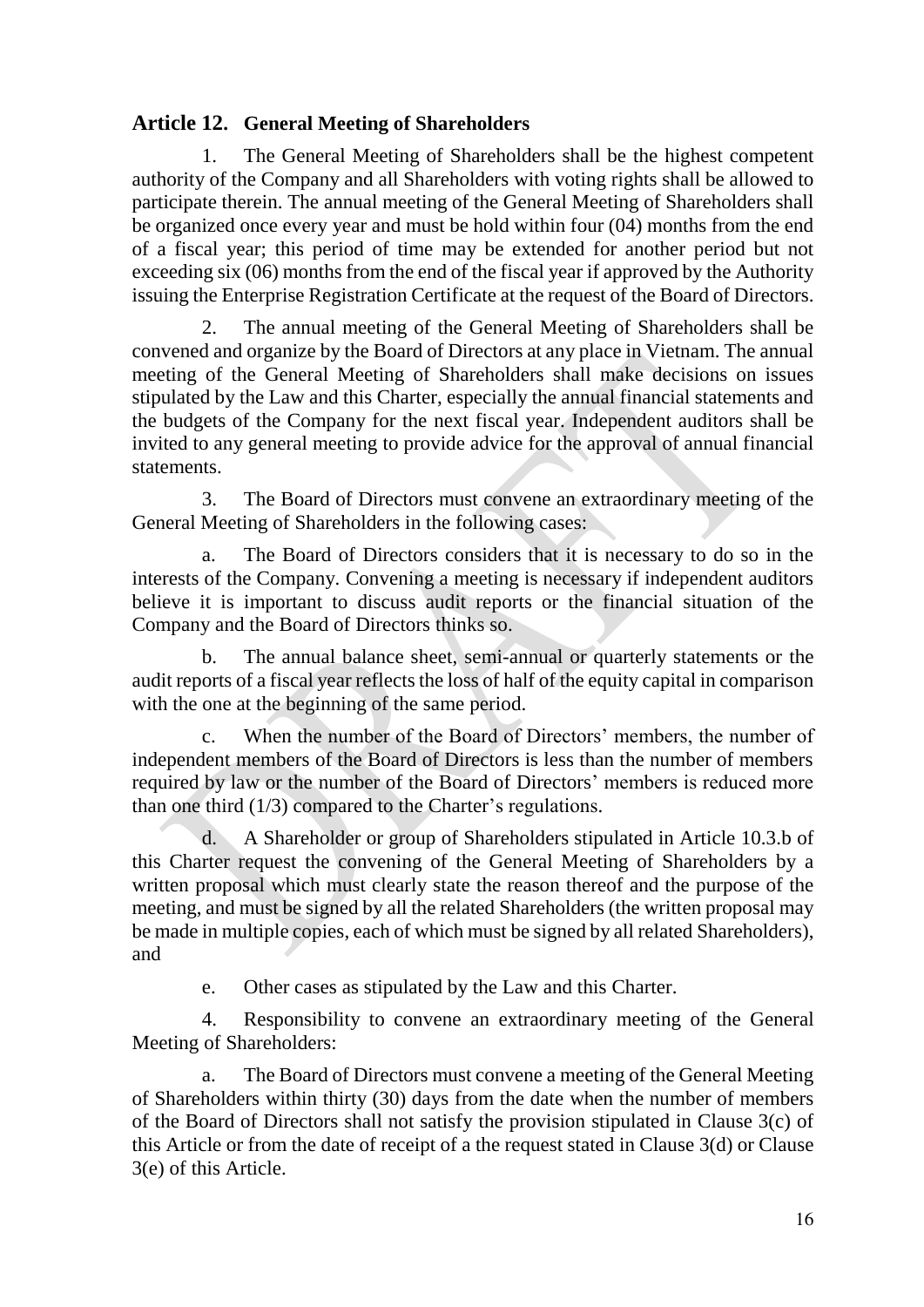## Article 12. General Meeting of Shareholders

1. The General Meeting of Shareholders shall be the highest competent authority of the Company and all Shareholders with voting rights shall be allowed to participate therein. The annual meeting of the General Meeting of Shareholders shall be organized once every year and must be hold within four (04) months from the end of a fiscal year; this period of time may be extended for another period but not exceeding six (06) months from the end of the fiscal year if approved by the Authority issuing the Enterprise Registration Certificate at the request of the Board of Directors.

2. The annual meeting of the General Meeting of Shareholders shall be convened and organize by the Board of Directors at any place in Vietnam. The annual meeting of the General Meeting of Shareholders shall make decisions on issues stipulated by the Law and this Charter, especially the annual financial statements and the budgets of the Company for the next fiscal year. Independent auditors shall be invited to any general meeting to provide advice for the approval of annual financial statements.

3. The Board of Directors must convene an extraordinary meeting of the General Meeting of Shareholders in the following cases:

a. The Board of Directors considers that it is necessary to do so in the interests of the Company. Convening a meeting is necessary if independent auditors believe it is important to discuss audit reports or the financial situation of the Company and the Board of Directors thinks so.

b. The annual balance sheet, semi-annual or quarterly statements or the audit reports of a fiscal year reflects the loss of half of the equity capital in comparison with the one at the beginning of the same period.

c. When the number of the Board of Directors' members, the number of independent members of the Board of Directors is less than the number of members required by law or the number of the Board of Directors' members is reduced more than one third (1/3) compared to the Charter's regulations.

d. A Shareholder or group of Shareholders stipulated in Article 10.3.b of this Charter request the convening of the General Meeting of Shareholders by a written proposal which must clearly state the reason thereof and the purpose of the meeting, and must be signed by all the related Shareholders (the written proposal may be made in multiple copies, each of which must be signed by all related Shareholders), and

e. Other cases as stipulated by the Law and this Charter.

4. Responsibility to convene an extraordinary meeting of the General Meeting of Shareholders:

a. The Board of Directors must convene a meeting of the General Meeting of Shareholders within thirty (30) days from the date when the number of members of the Board of Directors shall not satisfy the provision stipulated in Clause 3(c) of this Article or from the date of receipt of a the request stated in Clause 3(d) or Clause 3(e) of this Article.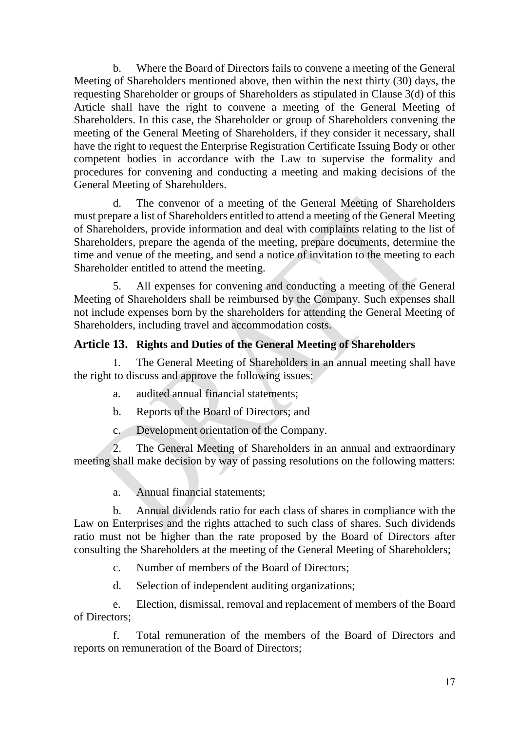b. Where the Board of Directors fails to convene a meeting of the General Meeting of Shareholders mentioned above, then within the next thirty (30) days, the requesting Shareholder or groups of Shareholders as stipulated in Clause 3(d) of this Article shall have the right to convene a meeting of the General Meeting of Shareholders. In this case, the Shareholder or group of Shareholders convening the meeting of the General Meeting of Shareholders, if they consider it necessary, shall have the right to request the Enterprise Registration Certificate Issuing Body or other competent bodies in accordance with the Law to supervise the formality and procedures for convening and conducting a meeting and making decisions of the General Meeting of Shareholders.

d. The convenor of a meeting of the General Meeting of Shareholders must prepare a list of Shareholders entitled to attend a meeting of the General Meeting of Shareholders, provide information and deal with complaints relating to the list of Shareholders, prepare the agenda of the meeting, prepare documents, determine the time and venue of the meeting, and send a notice of invitation to the meeting to each Shareholder entitled to attend the meeting.

5. All expenses for convening and conducting a meeting of the General Meeting of Shareholders shall be reimbursed by the Company. Such expenses shall not include expenses born by the shareholders for attending the General Meeting of Shareholders, including travel and accommodation costs.

## Article 13. Rights and Duties of the General Meeting of Shareholders

1. The General Meeting of Shareholders in an annual meeting shall have the right to discuss and approve the following issues:

a. audited annual financial statements;

b. Reports of the Board of Directors; and

c. Development orientation of the Company.

2. The General Meeting of Shareholders in an annual and extraordinary meeting shall make decision by way of passing resolutions on the following matters:

a. Annual financial statements;

b. Annual dividends ratio for each class of shares in compliance with the Law on Enterprises and the rights attached to such class of shares. Such dividends ratio must not be higher than the rate proposed by the Board of Directors after consulting the Shareholders at the meeting of the General Meeting of Shareholders;

c. Number of members of the Board of Directors;

d. Selection of independent auditing organizations;

e. Election, dismissal, removal and replacement of members of the Board of Directors;

f. Total remuneration of the members of the Board of Directors and reports on remuneration of the Board of Directors;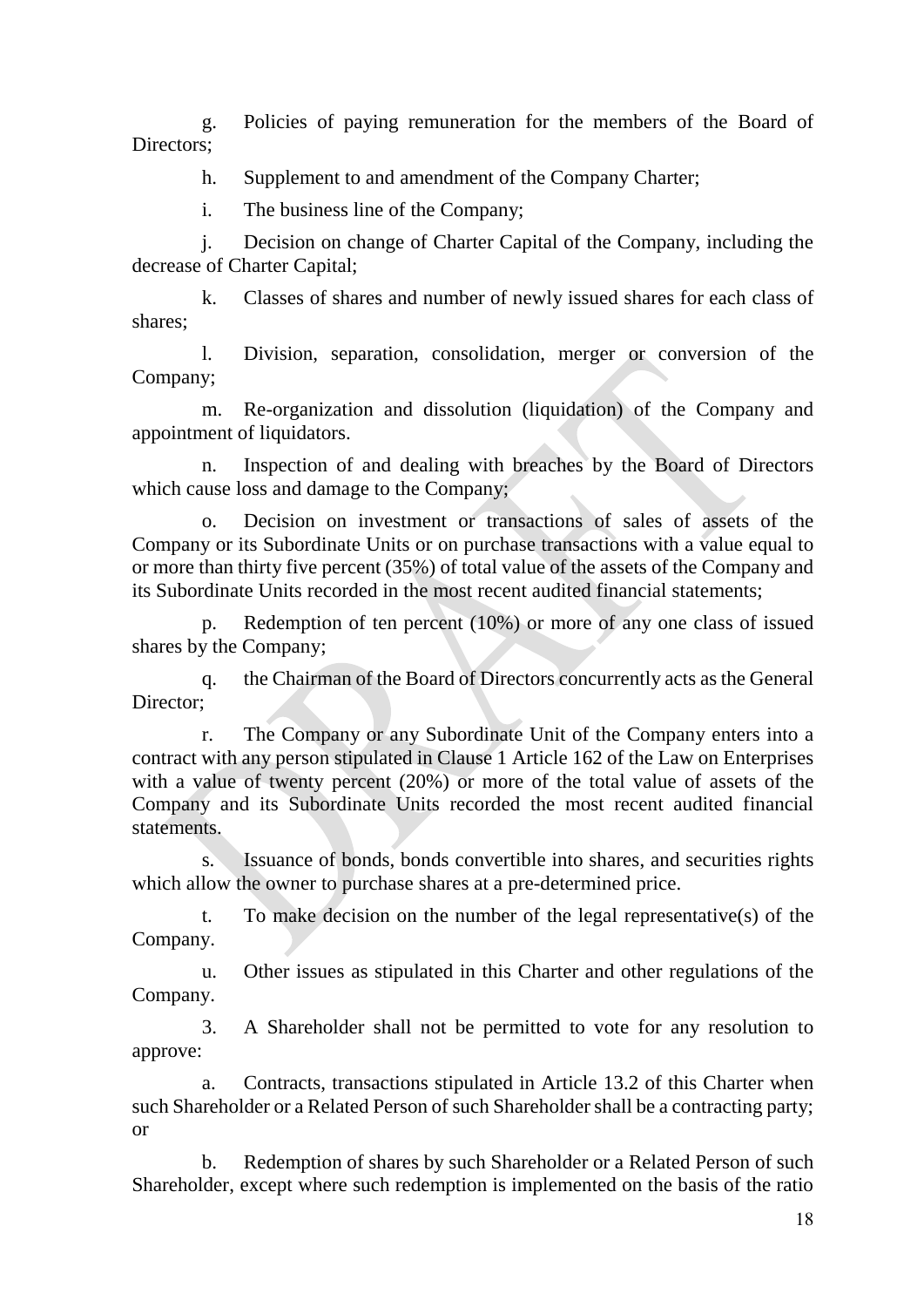g. Policies of paying remuneration for the members of the Board of Directors;

h. Supplement to and amendment of the Company Charter;

i. The business line of the Company;

j. Decision on change of Charter Capital of the Company, including the decrease of Charter Capital;

k. Classes of shares and number of newly issued shares for each class of shares;

l. Division, separation, consolidation, merger or conversion of the Company;

m. Re-organization and dissolution (liquidation) of the Company and appointment of liquidators.

n. Inspection of and dealing with breaches by the Board of Directors which cause loss and damage to the Company;

o. Decision on investment or transactions of sales of assets of the Company or its Subordinate Units or on purchase transactions with a value equal to or more than thirty five percent (35%) of total value of the assets of the Company and its Subordinate Units recorded in the most recent audited financial statements;

p. Redemption of ten percent (10%) or more of any one class of issued shares by the Company;

q. the Chairman of the Board of Directors concurrently acts as the General Director;

r. The Company or any Subordinate Unit of the Company enters into a contract with any person stipulated in Clause 1 Article 162 of the Law on Enterprises with a value of twenty percent (20%) or more of the total value of assets of the Company and its Subordinate Units recorded the most recent audited financial statements.

s. Issuance of bonds, bonds convertible into shares, and securities rights which allow the owner to purchase shares at a pre-determined price.

t. To make decision on the number of the legal representative(s) of the Company.

u. Other issues as stipulated in this Charter and other regulations of the Company.

3. A Shareholder shall not be permitted to vote for any resolution to approve:

a. Contracts, transactions stipulated in Article 13.2 of this Charter when such Shareholder or a Related Person of such Shareholder shall be a contracting party; or

b. Redemption of shares by such Shareholder or a Related Person of such Shareholder, except where such redemption is implemented on the basis of the ratio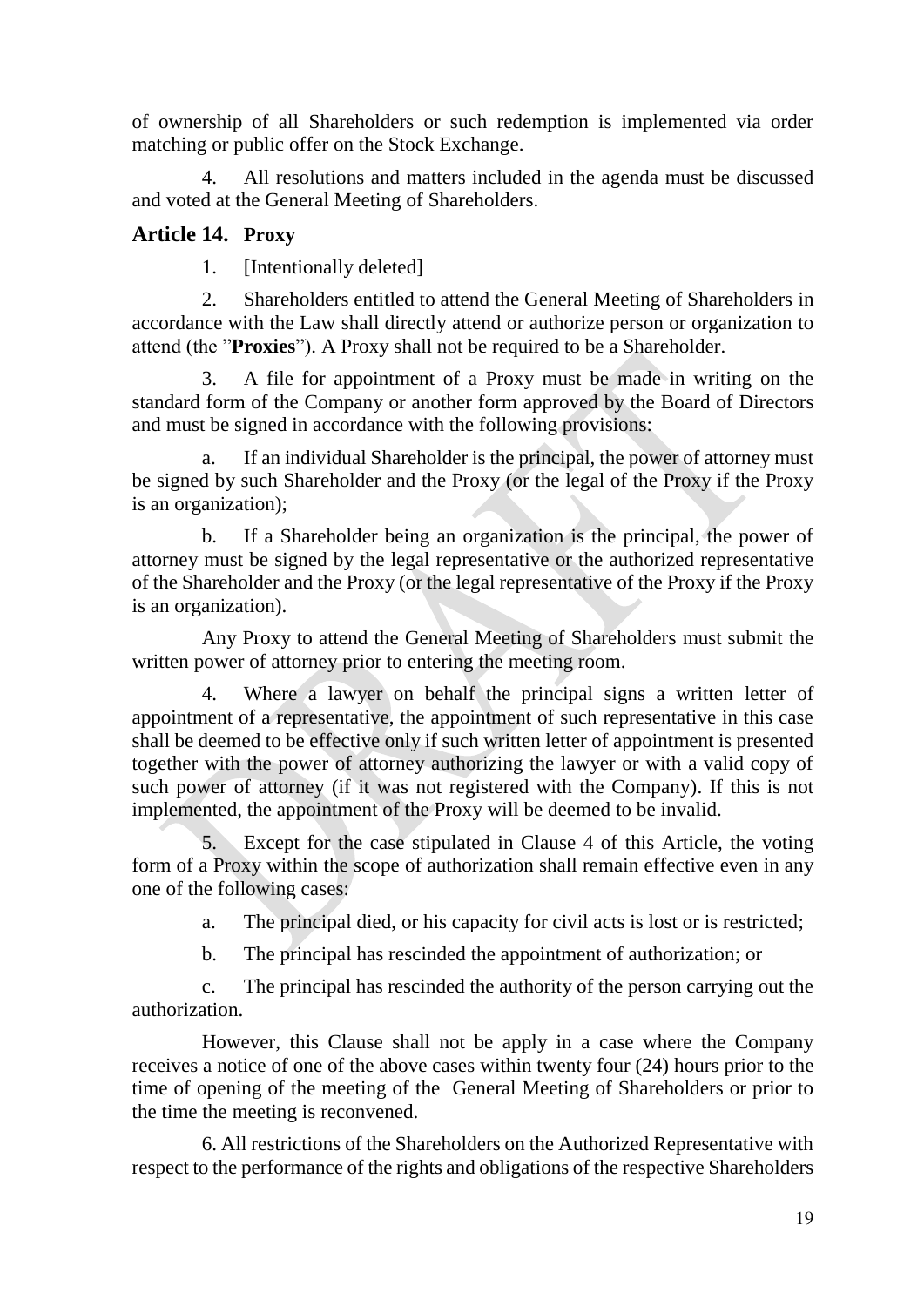of ownership of all Shareholders or such redemption is implemented via order matching or public offer on the Stock Exchange.

4. All resolutions and matters included in the agenda must be discussed and voted at the General Meeting of Shareholders.

## Article 14. Proxy

1. [Intentionally deleted]

2. Shareholders entitled to attend the General Meeting of Shareholders in accordance with the Law shall directly attend or authorize person or organization to attend (the "**Proxies**"). A Proxy shall not be required to be a Shareholder.

3. A file for appointment of a Proxy must be made in writing on the standard form of the Company or another form approved by the Board of Directors and must be signed in accordance with the following provisions:

a. If an individual Shareholder is the principal, the power of attorney must be signed by such Shareholder and the Proxy (or the legal of the Proxy if the Proxy is an organization);

b. If a Shareholder being an organization is the principal, the power of attorney must be signed by the legal representative or the authorized representative of the Shareholder and the Proxy (or the legal representative of the Proxy if the Proxy is an organization).

Any Proxy to attend the General Meeting of Shareholders must submit the written power of attorney prior to entering the meeting room.

4. Where a lawyer on behalf the principal signs a written letter of appointment of a representative, the appointment of such representative in this case shall be deemed to be effective only if such written letter of appointment is presented together with the power of attorney authorizing the lawyer or with a valid copy of such power of attorney (if it was not registered with the Company). If this is not implemented, the appointment of the Proxy will be deemed to be invalid.

5. Except for the case stipulated in Clause 4 of this Article, the voting form of a Proxy within the scope of authorization shall remain effective even in any one of the following cases:

a. The principal died, or his capacity for civil acts is lost or is restricted;

b. The principal has rescinded the appointment of authorization; or

c. The principal has rescinded the authority of the person carrying out the authorization.

However, this Clause shall not be apply in a case where the Company receives a notice of one of the above cases within twenty four (24) hours prior to the time of opening of the meeting of the General Meeting of Shareholders or prior to the time the meeting is reconvened.

6. All restrictions of the Shareholders on the Authorized Representative with respect to the performance of the rights and obligations of the respective Shareholders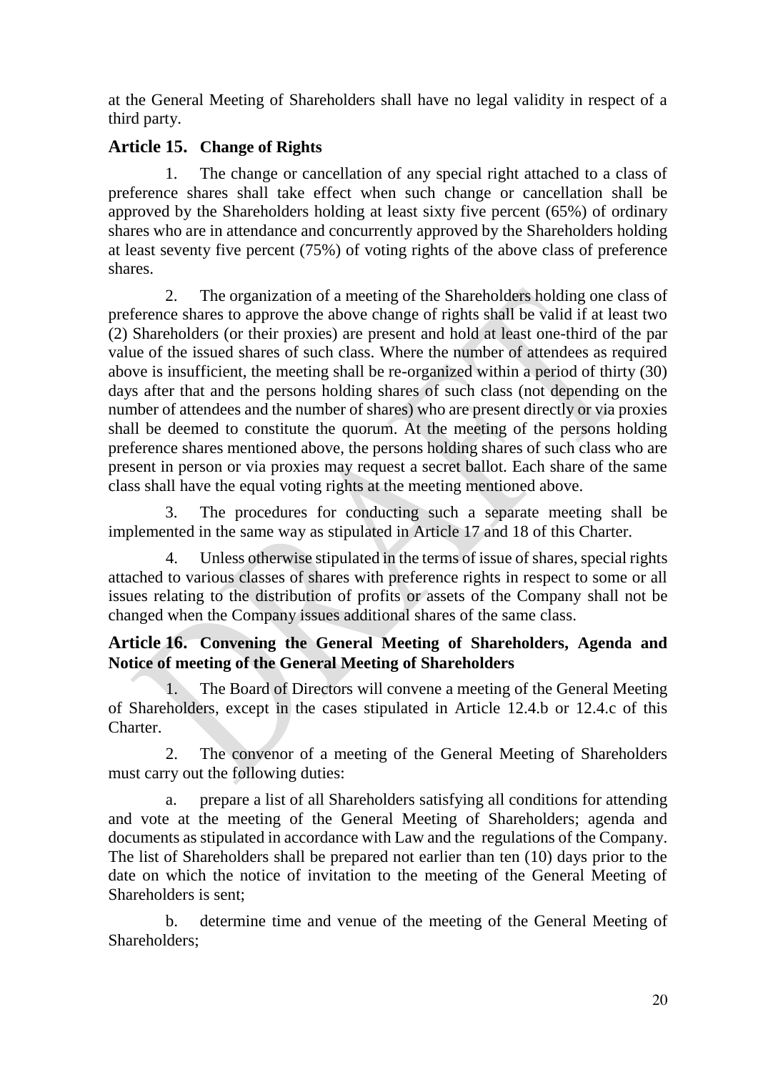at the General Meeting of Shareholders shall have no legal validity in respect of a third party.

## Article 15. Change of Rights

1. The change or cancellation of any special right attached to a class of preference shares shall take effect when such change or cancellation shall be approved by the Shareholders holding at least sixty five percent (65%) of ordinary shares who are in attendance and concurrently approved by the Shareholders holding at least seventy five percent (75%) of voting rights of the above class of preference shares.

2. The organization of a meeting of the Shareholders holding one class of preference shares to approve the above change of rights shall be valid if at least two (2) Shareholders (or their proxies) are present and hold at least one-third of the par value of the issued shares of such class. Where the number of attendees as required above is insufficient, the meeting shall be re-organized within a period of thirty (30) days after that and the persons holding shares of such class (not depending on the number of attendees and the number of shares) who are present directly or via proxies shall be deemed to constitute the quorum. At the meeting of the persons holding preference shares mentioned above, the persons holding shares of such class who are present in person or via proxies may request a secret ballot. Each share of the same class shall have the equal voting rights at the meeting mentioned above.

3. The procedures for conducting such a separate meeting shall be implemented in the same way as stipulated in Article 17 and 18 of this Charter.

4. Unless otherwise stipulated in the terms of issue of shares, special rights attached to various classes of shares with preference rights in respect to some or all issues relating to the distribution of profits or assets of the Company shall not be changed when the Company issues additional shares of the same class.

## Article 16. Convening the General Meeting of Shareholders, Agenda and Notice of meeting of the General Meeting of Shareholders

1. The Board of Directors will convene a meeting of the General Meeting of Shareholders, except in the cases stipulated in Article 12.4.b or 12.4.c of this Charter.

2. The convenor of a meeting of the General Meeting of Shareholders must carry out the following duties:

a. prepare a list of all Shareholders satisfying all conditions for attending and vote at the meeting of the General Meeting of Shareholders; agenda and documents as stipulated in accordance with Law and the regulations of the Company. The list of Shareholders shall be prepared not earlier than ten (10) days prior to the date on which the notice of invitation to the meeting of the General Meeting of Shareholders is sent;

b. determine time and venue of the meeting of the General Meeting of Shareholders;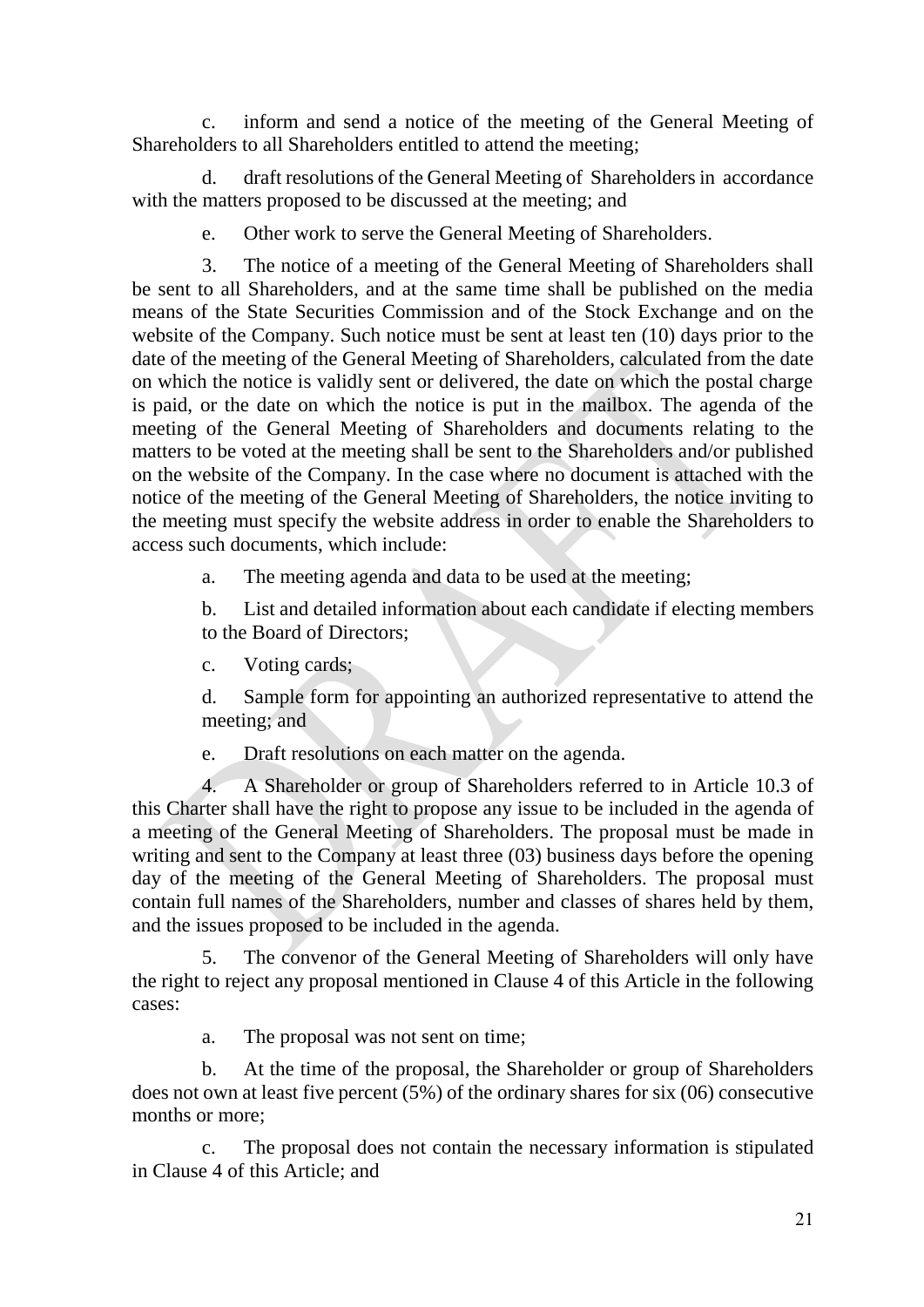c. inform and send a notice of the meeting of the General Meeting of Shareholders to all Shareholders entitled to attend the meeting;

d. draft resolutions of the General Meeting of Shareholders in accordance with the matters proposed to be discussed at the meeting; and

e. Other work to serve the General Meeting of Shareholders.

3. The notice of a meeting of the General Meeting of Shareholders shall be sent to all Shareholders, and at the same time shall be published on the media means of the State Securities Commission and of the Stock Exchange and on the website of the Company. Such notice must be sent at least ten (10) days prior to the date of the meeting of the General Meeting of Shareholders, calculated from the date on which the notice is validly sent or delivered, the date on which the postal charge is paid, or the date on which the notice is put in the mailbox. The agenda of the meeting of the General Meeting of Shareholders and documents relating to the matters to be voted at the meeting shall be sent to the Shareholders and/or published on the website of the Company. In the case where no document is attached with the notice of the meeting of the General Meeting of Shareholders, the notice inviting to the meeting must specify the website address in order to enable the Shareholders to access such documents, which include:

a. The meeting agenda and data to be used at the meeting;

b. List and detailed information about each candidate if electing members to the Board of Directors;

c. Voting cards;

d. Sample form for appointing an authorized representative to attend the meeting; and

e. Draft resolutions on each matter on the agenda.

4. A Shareholder or group of Shareholders referred to in Article 10.3 of this Charter shall have the right to propose any issue to be included in the agenda of a meeting of the General Meeting of Shareholders. The proposal must be made in writing and sent to the Company at least three (03) business days before the opening day of the meeting of the General Meeting of Shareholders. The proposal must contain full names of the Shareholders, number and classes of shares held by them, and the issues proposed to be included in the agenda.

5. The convenor of the General Meeting of Shareholders will only have the right to reject any proposal mentioned in Clause 4 of this Article in the following cases:

a. The proposal was not sent on time;

b. At the time of the proposal, the Shareholder or group of Shareholders does not own at least five percent (5%) of the ordinary shares for six (06) consecutive months or more;

c. The proposal does not contain the necessary information is stipulated in Clause 4 of this Article; and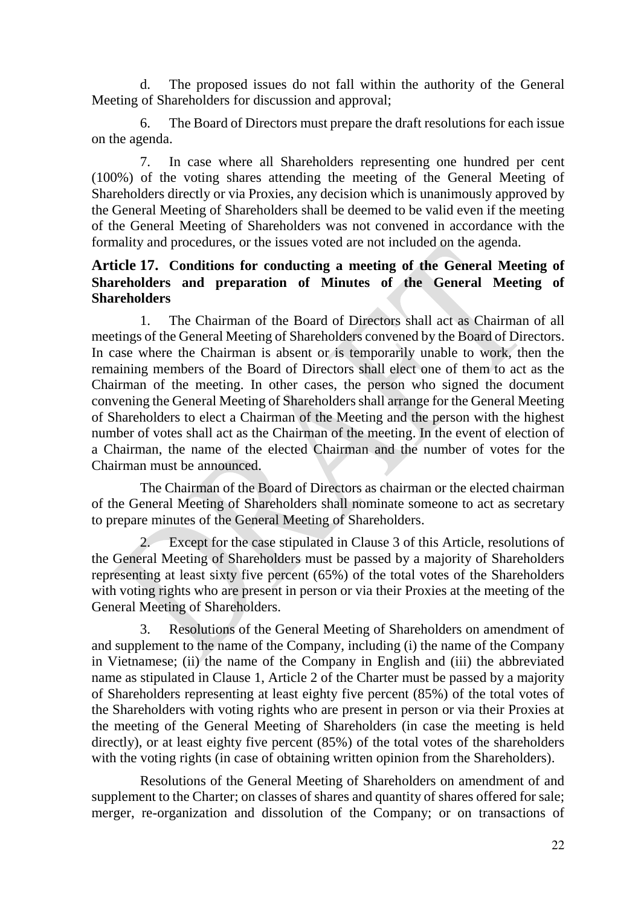d. The proposed issues do not fall within the authority of the General Meeting of Shareholders for discussion and approval;

6. The Board of Directors must prepare the draft resolutions for each issue on the agenda.

7. In case where all Shareholders representing one hundred per cent (100%) of the voting shares attending the meeting of the General Meeting of Shareholders directly or via Proxies, any decision which is unanimously approved by the General Meeting of Shareholders shall be deemed to be valid even if the meeting of the General Meeting of Shareholders was not convened in accordance with the formality and procedures, or the issues voted are not included on the agenda.

### Article 17. Conditions for conducting a meeting of the General Meeting of Shareholders and preparation of Minutes of the General Meeting of Shareholders

1. The Chairman of the Board of Directors shall act as Chairman of all meetings of the General Meeting of Shareholders convened by the Board of Directors. In case where the Chairman is absent or is temporarily unable to work, then the remaining members of the Board of Directors shall elect one of them to act as the Chairman of the meeting. In other cases, the person who signed the document convening the General Meeting of Shareholders shall arrange for the General Meeting of Shareholders to elect a Chairman of the Meeting and the person with the highest number of votes shall act as the Chairman of the meeting. In the event of election of a Chairman, the name of the elected Chairman and the number of votes for the Chairman must be announced.

The Chairman of the Board of Directors as chairman or the elected chairman of the General Meeting of Shareholders shall nominate someone to act as secretary to prepare minutes of the General Meeting of Shareholders.

2. Except for the case stipulated in Clause 3 of this Article, resolutions of the General Meeting of Shareholders must be passed by a majority of Shareholders representing at least sixty five percent (65%) of the total votes of the Shareholders with voting rights who are present in person or via their Proxies at the meeting of the General Meeting of Shareholders.

3. Resolutions of the General Meeting of Shareholders on amendment of and supplement to the name of the Company, including (i) the name of the Company in Vietnamese; (ii) the name of the Company in English and (iii) the abbreviated name as stipulated in Clause 1, Article 2 of the Charter must be passed by a majority of Shareholders representing at least eighty five percent (85%) of the total votes of the Shareholders with voting rights who are present in person or via their Proxies at the meeting of the General Meeting of Shareholders (in case the meeting is held directly), or at least eighty five percent (85%) of the total votes of the shareholders with the voting rights (in case of obtaining written opinion from the Shareholders).

Resolutions of the General Meeting of Shareholders on amendment of and supplement to the Charter; on classes of shares and quantity of shares offered for sale; merger, re-organization and dissolution of the Company; or on transactions of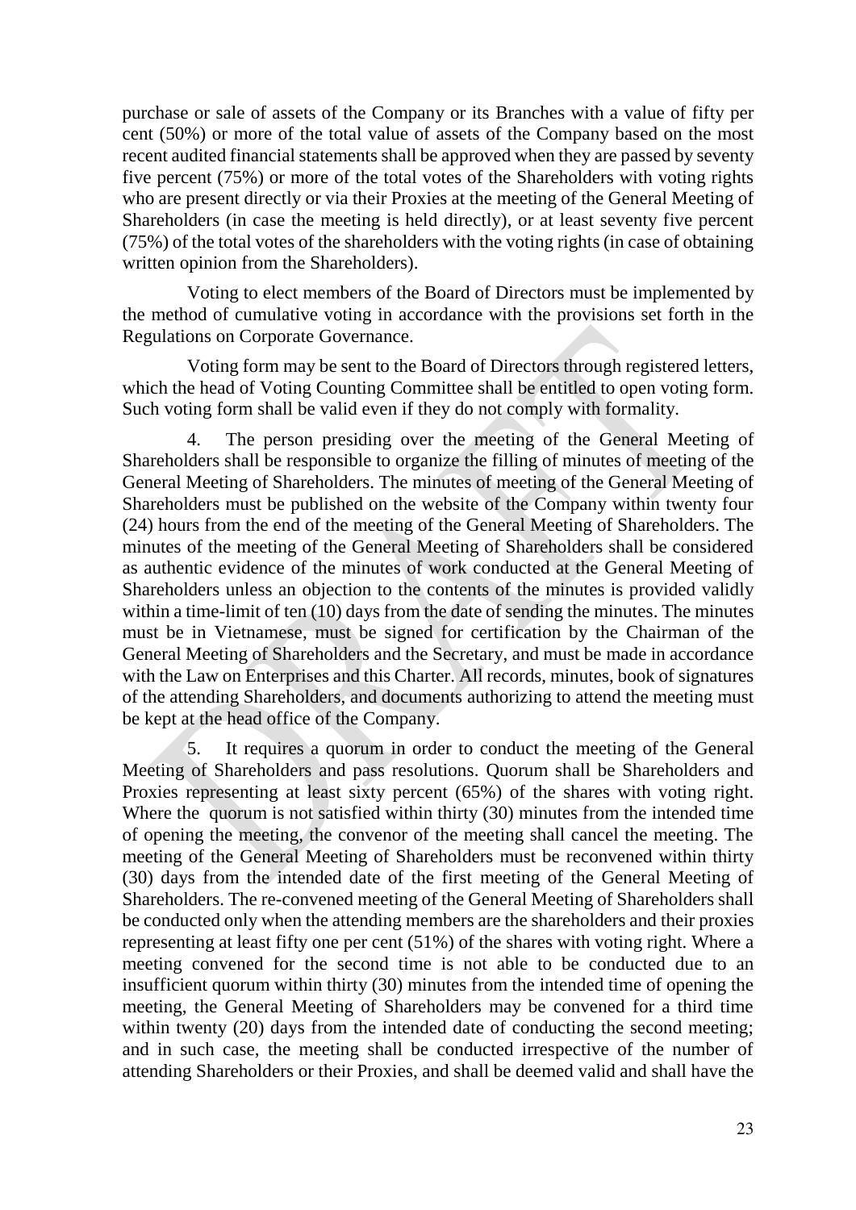purchase or sale of assets of the Company or its Branches with a value of fifty per cent (50%) or more of the total value of assets of the Company based on the most recent audited financial statements shall be approved when they are passed by seventy five percent (75%) or more of the total votes of the Shareholders with voting rights who are present directly or via their Proxies at the meeting of the General Meeting of Shareholders (in case the meeting is held directly), or at least seventy five percent (75%) of the total votes of the shareholders with the voting rights (in case of obtaining written opinion from the Shareholders).

Voting to elect members of the Board of Directors must be implemented by the method of cumulative voting in accordance with the provisions set forth in the Regulations on Corporate Governance.

Voting form may be sent to the Board of Directors through registered letters, which the head of Voting Counting Committee shall be entitled to open voting form. Such voting form shall be valid even if they do not comply with formality.

4. The person presiding over the meeting of the General Meeting of Shareholders shall be responsible to organize the filling of minutes of meeting of the General Meeting of Shareholders. The minutes of meeting of the General Meeting of Shareholders must be published on the website of the Company within twenty four (24) hours from the end of the meeting of the General Meeting of Shareholders. The minutes of the meeting of the General Meeting of Shareholders shall be considered as authentic evidence of the minutes of work conducted at the General Meeting of Shareholders unless an objection to the contents of the minutes is provided validly within a time-limit of ten (10) days from the date of sending the minutes. The minutes must be in Vietnamese, must be signed for certification by the Chairman of the General Meeting of Shareholders and the Secretary, and must be made in accordance with the Law on Enterprises and this Charter. All records, minutes, book of signatures of the attending Shareholders, and documents authorizing to attend the meeting must be kept at the head office of the Company.

5. It requires a quorum in order to conduct the meeting of the General Meeting of Shareholders and pass resolutions. Quorum shall be Shareholders and Proxies representing at least sixty percent (65%) of the shares with voting right. Where the quorum is not satisfied within thirty (30) minutes from the intended time of opening the meeting, the convenor of the meeting shall cancel the meeting. The meeting of the General Meeting of Shareholders must be reconvened within thirty (30) days from the intended date of the first meeting of the General Meeting of Shareholders. The re-convened meeting of the General Meeting of Shareholders shall be conducted only when the attending members are the shareholders and their proxies representing at least fifty one per cent (51%) of the shares with voting right. Where a meeting convened for the second time is not able to be conducted due to an insufficient quorum within thirty (30) minutes from the intended time of opening the meeting, the General Meeting of Shareholders may be convened for a third time within twenty (20) days from the intended date of conducting the second meeting; and in such case, the meeting shall be conducted irrespective of the number of attending Shareholders or their Proxies, and shall be deemed valid and shall have the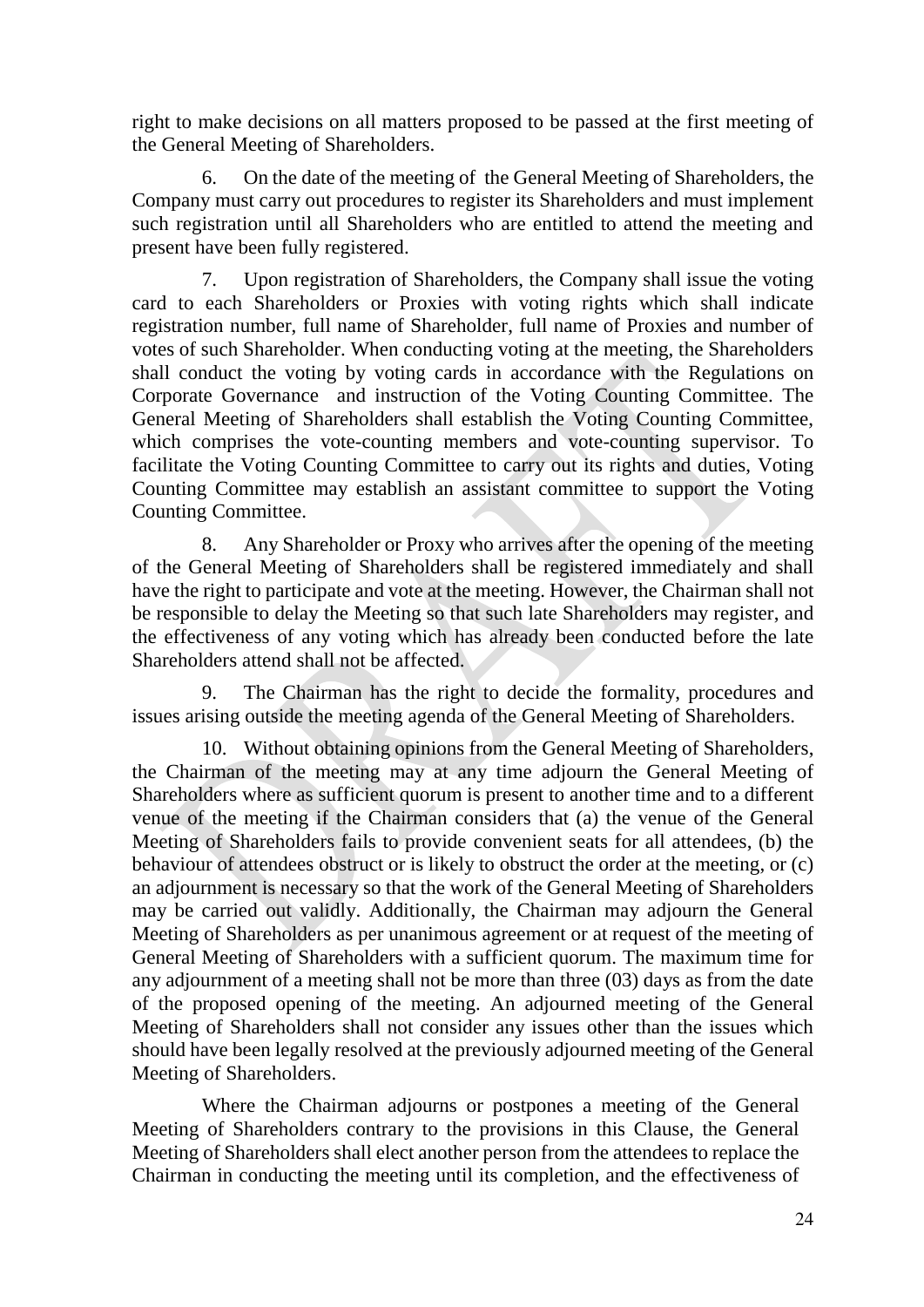right to make decisions on all matters proposed to be passed at the first meeting of the General Meeting of Shareholders.

6. On the date of the meeting of the General Meeting of Shareholders, the Company must carry out procedures to register its Shareholders and must implement such registration until all Shareholders who are entitled to attend the meeting and present have been fully registered.

7. Upon registration of Shareholders, the Company shall issue the voting card to each Shareholders or Proxies with voting rights which shall indicate registration number, full name of Shareholder, full name of Proxies and number of votes of such Shareholder. When conducting voting at the meeting, the Shareholders shall conduct the voting by voting cards in accordance with the Regulations on Corporate Governance and instruction of the Voting Counting Committee. The General Meeting of Shareholders shall establish the Voting Counting Committee, which comprises the vote-counting members and vote-counting supervisor. To facilitate the Voting Counting Committee to carry out its rights and duties, Voting Counting Committee may establish an assistant committee to support the Voting Counting Committee.

8. Any Shareholder or Proxy who arrives after the opening of the meeting of the General Meeting of Shareholders shall be registered immediately and shall have the right to participate and vote at the meeting. However, the Chairman shall not be responsible to delay the Meeting so that such late Shareholders may register, and the effectiveness of any voting which has already been conducted before the late Shareholders attend shall not be affected.

9. The Chairman has the right to decide the formality, procedures and issues arising outside the meeting agenda of the General Meeting of Shareholders.

10. Without obtaining opinions from the General Meeting of Shareholders, the Chairman of the meeting may at any time adjourn the General Meeting of Shareholders where as sufficient quorum is present to another time and to a different venue of the meeting if the Chairman considers that (a) the venue of the General Meeting of Shareholders fails to provide convenient seats for all attendees, (b) the behaviour of attendees obstruct or is likely to obstruct the order at the meeting, or (c) an adjournment is necessary so that the work of the General Meeting of Shareholders may be carried out validly. Additionally, the Chairman may adjourn the General Meeting of Shareholders as per unanimous agreement or at request of the meeting of General Meeting of Shareholders with a sufficient quorum. The maximum time for any adjournment of a meeting shall not be more than three (03) days as from the date of the proposed opening of the meeting. An adjourned meeting of the General Meeting of Shareholders shall not consider any issues other than the issues which should have been legally resolved at the previously adjourned meeting of the General Meeting of Shareholders.

Where the Chairman adjourns or postpones a meeting of the General Meeting of Shareholders contrary to the provisions in this Clause, the General Meeting of Shareholders shall elect another person from the attendees to replace the Chairman in conducting the meeting until its completion, and the effectiveness of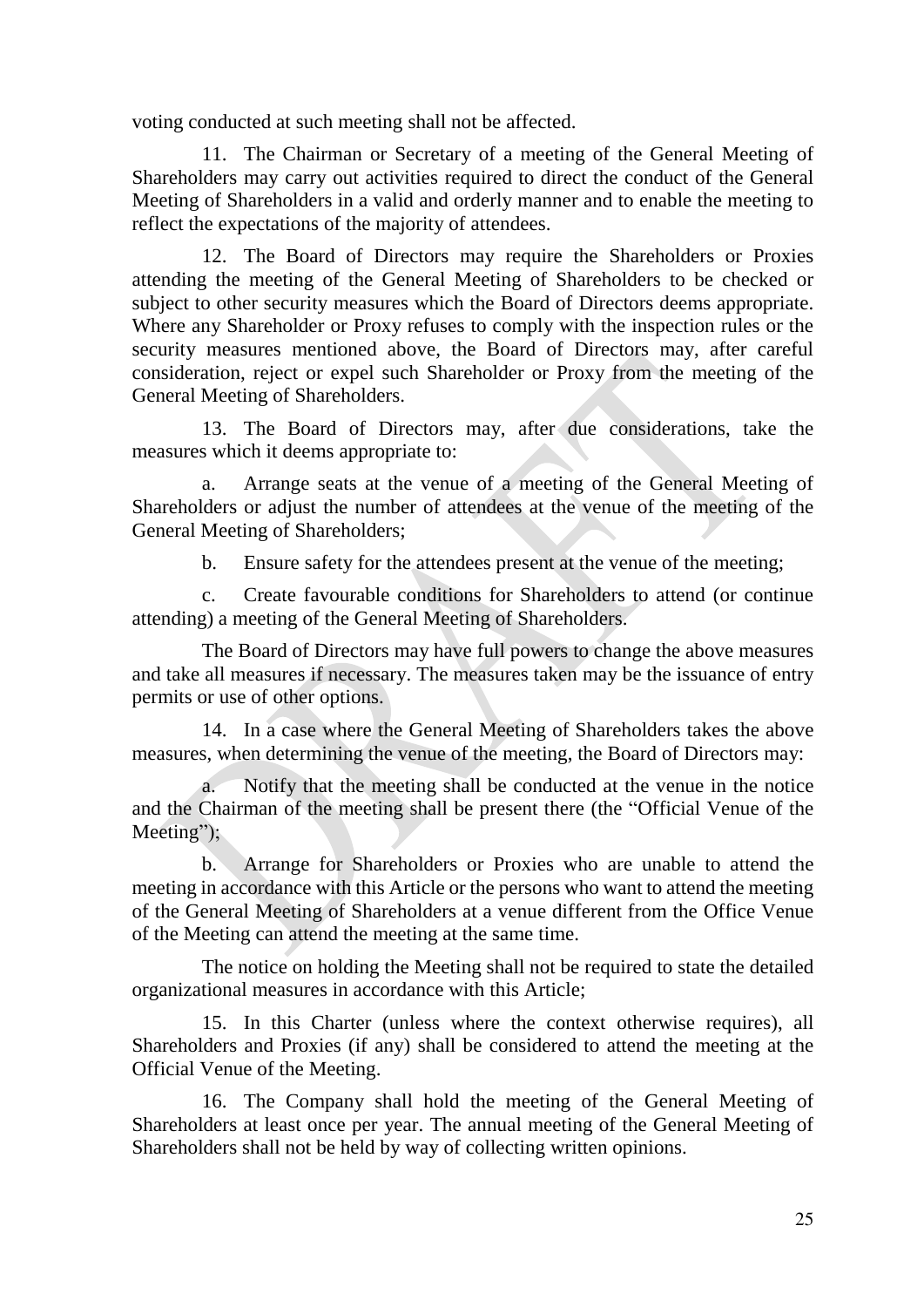voting conducted at such meeting shall not be affected.

11. The Chairman or Secretary of a meeting of the General Meeting of Shareholders may carry out activities required to direct the conduct of the General Meeting of Shareholders in a valid and orderly manner and to enable the meeting to reflect the expectations of the majority of attendees.

12. The Board of Directors may require the Shareholders or Proxies attending the meeting of the General Meeting of Shareholders to be checked or subject to other security measures which the Board of Directors deems appropriate. Where any Shareholder or Proxy refuses to comply with the inspection rules or the security measures mentioned above, the Board of Directors may, after careful consideration, reject or expel such Shareholder or Proxy from the meeting of the General Meeting of Shareholders.

13. The Board of Directors may, after due considerations, take the measures which it deems appropriate to:

a. Arrange seats at the venue of a meeting of the General Meeting of Shareholders or adjust the number of attendees at the venue of the meeting of the General Meeting of Shareholders;

b. Ensure safety for the attendees present at the venue of the meeting;

c. Create favourable conditions for Shareholders to attend (or continue attending) a meeting of the General Meeting of Shareholders.

The Board of Directors may have full powers to change the above measures and take all measures if necessary. The measures taken may be the issuance of entry permits or use of other options.

14. In a case where the General Meeting of Shareholders takes the above measures, when determining the venue of the meeting, the Board of Directors may:

a. Notify that the meeting shall be conducted at the venue in the notice and the Chairman of the meeting shall be present there (the "Official Venue of the Meeting");

b. Arrange for Shareholders or Proxies who are unable to attend the meeting in accordance with this Article or the persons who want to attend the meeting of the General Meeting of Shareholders at a venue different from the Office Venue of the Meeting can attend the meeting at the same time.

The notice on holding the Meeting shall not be required to state the detailed organizational measures in accordance with this Article;

15. In this Charter (unless where the context otherwise requires), all Shareholders and Proxies (if any) shall be considered to attend the meeting at the Official Venue of the Meeting.

16. The Company shall hold the meeting of the General Meeting of Shareholders at least once per year. The annual meeting of the General Meeting of Shareholders shall not be held by way of collecting written opinions.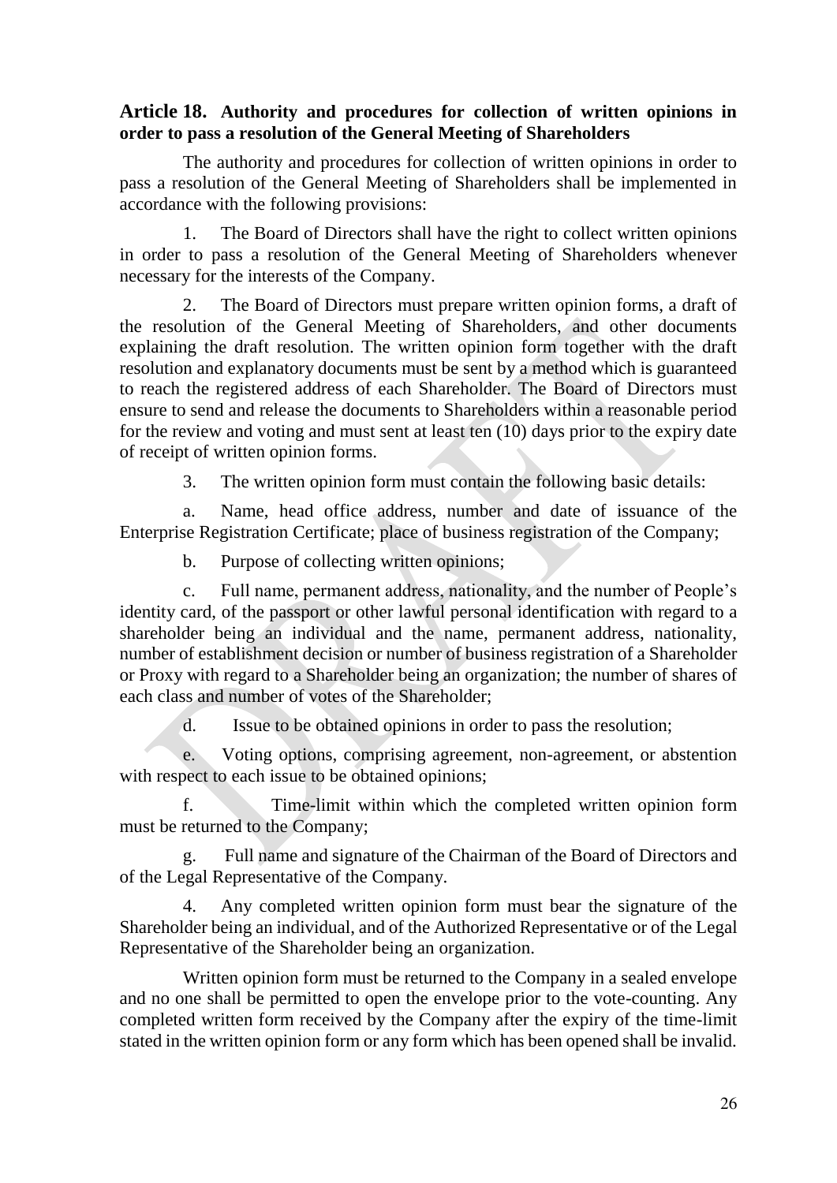### Article 18. Authority and procedures for collection of written opinions in order to pass a resolution of the General Meeting of Shareholders

The authority and procedures for collection of written opinions in order to pass a resolution of the General Meeting of Shareholders shall be implemented in accordance with the following provisions:

1. The Board of Directors shall have the right to collect written opinions in order to pass a resolution of the General Meeting of Shareholders whenever necessary for the interests of the Company.

2. The Board of Directors must prepare written opinion forms, a draft of the resolution of the General Meeting of Shareholders, and other documents explaining the draft resolution. The written opinion form together with the draft resolution and explanatory documents must be sent by a method which is guaranteed to reach the registered address of each Shareholder. The Board of Directors must ensure to send and release the documents to Shareholders within a reasonable period for the review and voting and must sent at least ten (10) days prior to the expiry date of receipt of written opinion forms.

3. The written opinion form must contain the following basic details:

a. Name, head office address, number and date of issuance of the Enterprise Registration Certificate; place of business registration of the Company;

b. Purpose of collecting written opinions;

c. Full name, permanent address, nationality, and the number of People's identity card, of the passport or other lawful personal identification with regard to a shareholder being an individual and the name, permanent address, nationality, number of establishment decision or number of business registration of a Shareholder or Proxy with regard to a Shareholder being an organization; the number of shares of each class and number of votes of the Shareholder;

d. Issue to be obtained opinions in order to pass the resolution;

e. Voting options, comprising agreement, non-agreement, or abstention with respect to each issue to be obtained opinions;

f. Time-limit within which the completed written opinion form must be returned to the Company;

g. Full name and signature of the Chairman of the Board of Directors and of the Legal Representative of the Company.

4. Any completed written opinion form must bear the signature of the Shareholder being an individual, and of the Authorized Representative or of the Legal Representative of the Shareholder being an organization.

Written opinion form must be returned to the Company in a sealed envelope and no one shall be permitted to open the envelope prior to the vote-counting. Any completed written form received by the Company after the expiry of the time-limit stated in the written opinion form or any form which has been opened shall be invalid.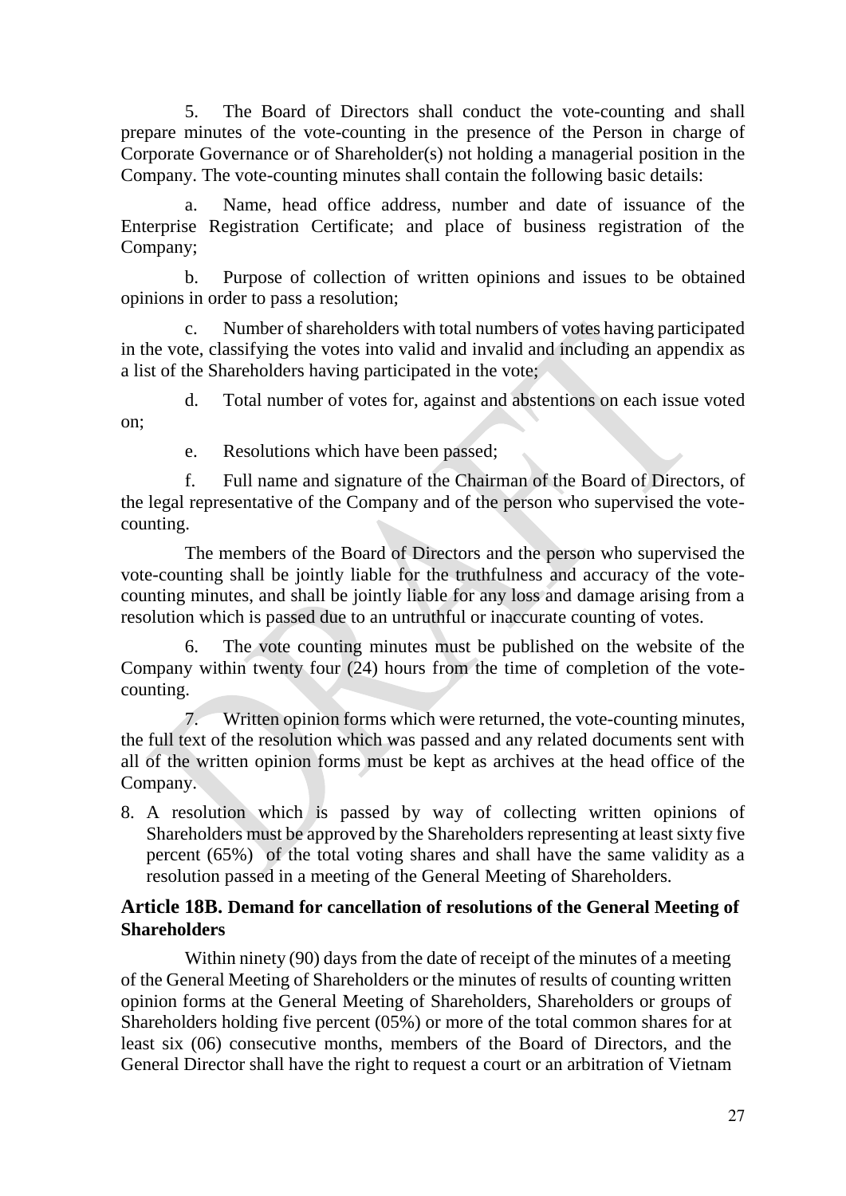5. The Board of Directors shall conduct the vote-counting and shall prepare minutes of the vote-counting in the presence of the Person in charge of Corporate Governance or of Shareholder(s) not holding a managerial position in the Company. The vote-counting minutes shall contain the following basic details:

a. Name, head office address, number and date of issuance of the Enterprise Registration Certificate; and place of business registration of the Company;

b. Purpose of collection of written opinions and issues to be obtained opinions in order to pass a resolution;

c. Number of shareholders with total numbers of votes having participated in the vote, classifying the votes into valid and invalid and including an appendix as a list of the Shareholders having participated in the vote;

d. Total number of votes for, against and abstentions on each issue voted on;

e. Resolutions which have been passed;

f. Full name and signature of the Chairman of the Board of Directors, of the legal representative of the Company and of the person who supervised the vote-counting.

The members of the Board of Directors and the person who supervised the vote-counting shall be jointly liable for the truthfulness and accuracy of the vote-counting minutes, and shall be jointly liable for any loss and damage arising from a resolution which is passed due to an untruthful or inaccurate counting of votes.

6. The vote counting minutes must be published on the website of the Company within twenty four (24) hours from the time of completion of the vote-counting.

7. Written opinion forms which were returned, the vote-counting minutes, the full text of the resolution which was passed and any related documents sent with all of the written opinion forms must be kept as archives at the head office of the Company.

8. A resolution which is passed by way of collecting written opinions of Shareholders must be approved by the Shareholders representing at least sixty five percent (65%) of the total voting shares and shall have the same validity as a resolution passed in a meeting of the General Meeting of Shareholders.

### Article 18B. Demand for cancellation of resolutions of the General Meeting of Shareholders

Within ninety (90) days from the date of receipt of the minutes of a meeting of the General Meeting of Shareholders or the minutes of results of counting written opinion forms at the General Meeting of Shareholders, Shareholders or groups of Shareholders holding five percent (05%) or more of the total common shares for at least six (06) consecutive months, members of the Board of Directors, and the General Director shall have the right to request a court or an arbitration of Vietnam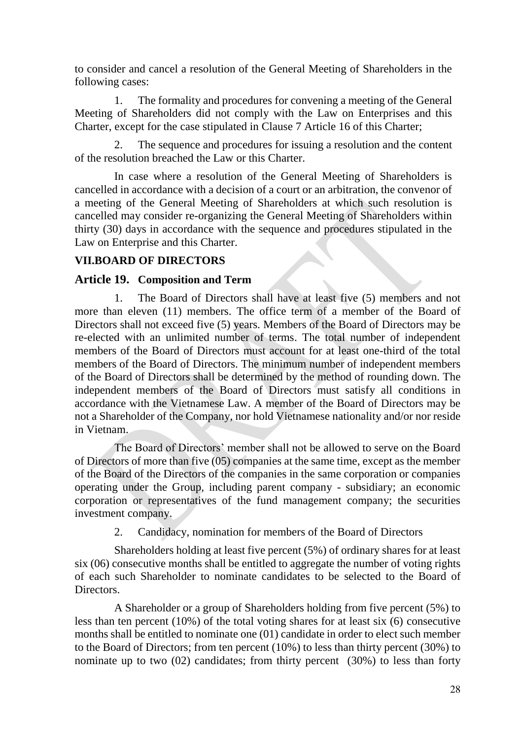to consider and cancel a resolution of the General Meeting of Shareholders in the following cases:

1. The formality and procedures for convening a meeting of the General Meeting of Shareholders did not comply with the Law on Enterprises and this Charter, except for the case stipulated in Clause 7 Article 16 of this Charter;

2. The sequence and procedures for issuing a resolution and the content of the resolution breached the Law or this Charter.

In case where a resolution of the General Meeting of Shareholders is cancelled in accordance with a decision of a court or an arbitration, the convenor of a meeting of the General Meeting of Shareholders at which such resolution is cancelled may consider re-organizing the General Meeting of Shareholders within thirty (30) days in accordance with the sequence and procedures stipulated in the Law on Enterprise and this Charter.

## VII.BOARD OF DIRECTORS

### Article 19. Composition and Term

1. The Board of Directors shall have at least five (5) members and not more than eleven (11) members. The office term of a member of the Board of Directors shall not exceed five (5) years. Members of the Board of Directors may be re-elected with an unlimited number of terms. The total number of independent members of the Board of Directors must account for at least one-third of the total members of the Board of Directors. The minimum number of independent members of the Board of Directors shall be determined by the method of rounding down. The independent members of the Board of Directors must satisfy all conditions in accordance with the Vietnamese Law. A member of the Board of Directors may be not a Shareholder of the Company, nor hold Vietnamese nationality and/or nor reside in Vietnam.

The Board of Directors' member shall not be allowed to serve on the Board of Directors of more than five (05) companies at the same time, except as the member of the Board of the Directors of the companies in the same corporation or companies operating under the Group, including parent company - subsidiary; an economic corporation or representatives of the fund management company; the securities investment company.

2. Candidacy, nomination for members of the Board of Directors

Shareholders holding at least five percent (5%) of ordinary shares for at least six (06) consecutive months shall be entitled to aggregate the number of voting rights of each such Shareholder to nominate candidates to be selected to the Board of Directors.

A Shareholder or a group of Shareholders holding from five percent (5%) to less than ten percent (10%) of the total voting shares for at least six (6) consecutive months shall be entitled to nominate one (01) candidate in order to elect such member to the Board of Directors; from ten percent (10%) to less than thirty percent (30%) to nominate up to two (02) candidates; from thirty percent (30%) to less than forty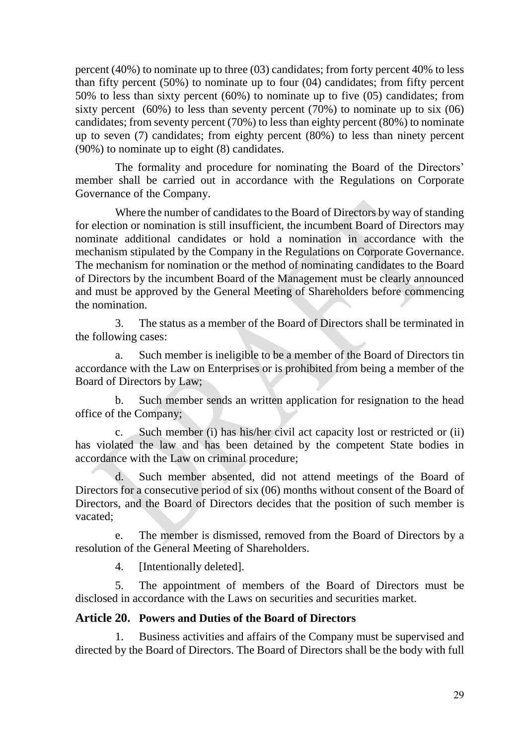percent (40%) to nominate up to three (03) candidates; from forty percent 40% to less than fifty percent (50%) to nominate up to four (04) candidates; from fifty percent 50% to less than sixty percent (60%) to nominate up to five (05) candidates; from sixty percent (60%) to less than seventy percent (70%) to nominate up to six (06) candidates; from seventy percent (70%) to less than eighty percent (80%) to nominate up to seven (7) candidates; from eighty percent (80%) to less than ninety percent (90%) to nominate up to eight (8) candidates.

The formality and procedure for nominating the Board of the Directors' member shall be carried out in accordance with the Regulations on Corporate Governance of the Company.

Where the number of candidates to the Board of Directors by way of standing for election or nomination is still insufficient, the incumbent Board of Directors may nominate additional candidates or hold a nomination in accordance with the mechanism stipulated by the Company in the Regulations on Corporate Governance. The mechanism for nomination or the method of nominating candidates to the Board of Directors by the incumbent Board of the Management must be clearly announced and must be approved by the General Meeting of Shareholders before commencing the nomination.

3. The status as a member of the Board of Directors shall be terminated in the following cases:

a. Such member is ineligible to be a member of the Board of Directors tin accordance with the Law on Enterprises or is prohibited from being a member of the Board of Directors by Law;

b. Such member sends an written application for resignation to the head office of the Company;

c. Such member (i) has his/her civil act capacity lost or restricted or (ii) has violated the law and has been detained by the competent State bodies in accordance with the Law on criminal procedure;

d. Such member absented, did not attend meetings of the Board of Directors for a consecutive period of six (06) months without consent of the Board of Directors, and the Board of Directors decides that the position of such member is vacated;

e. The member is dismissed, removed from the Board of Directors by a resolution of the General Meeting of Shareholders.

4. [Intentionally deleted].

5. The appointment of members of the Board of Directors must be disclosed in accordance with the Laws on securities and securities market.

## Article 20. Powers and Duties of the Board of Directors

1. Business activities and affairs of the Company must be supervised and directed by the Board of Directors. The Board of Directors shall be the body with full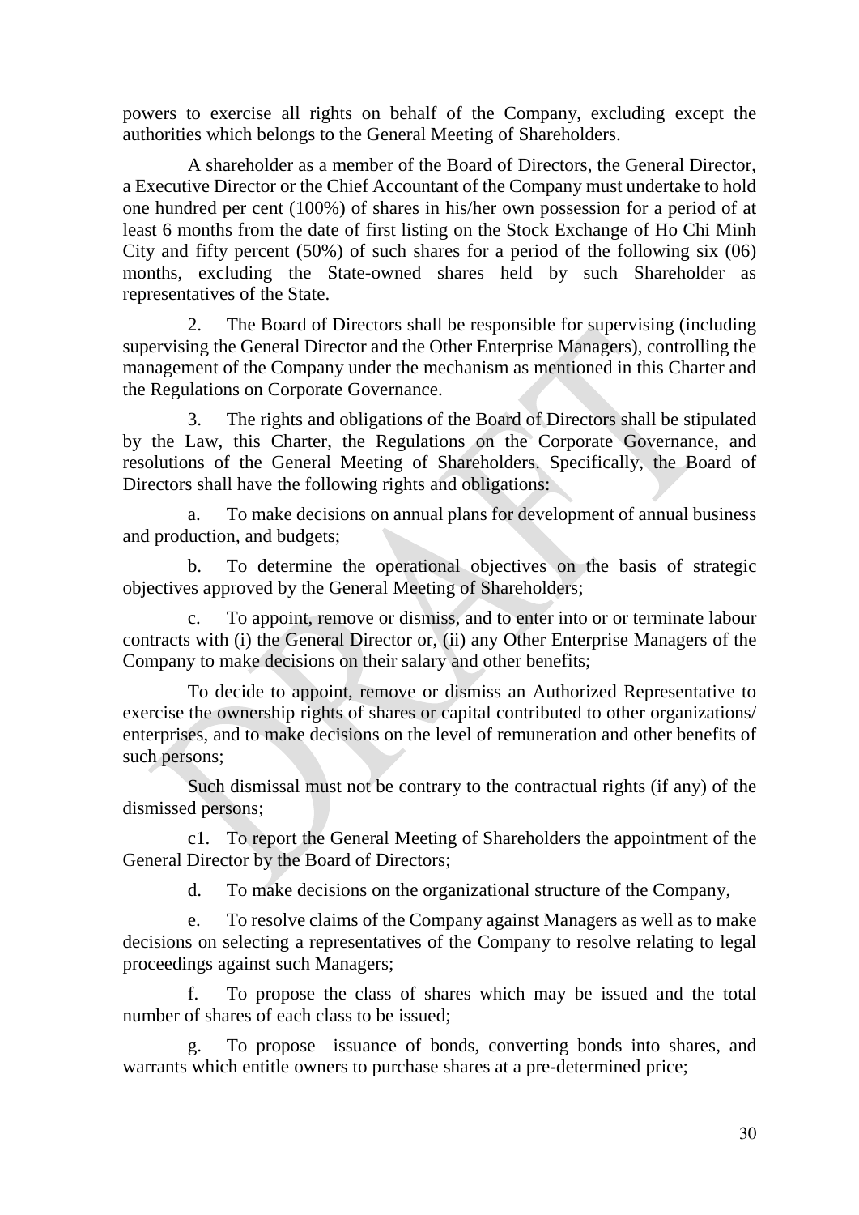powers to exercise all rights on behalf of the Company, excluding except the authorities which belongs to the General Meeting of Shareholders.

A shareholder as a member of the Board of Directors, the General Director, a Executive Director or the Chief Accountant of the Company must undertake to hold one hundred per cent (100%) of shares in his/her own possession for a period of at least 6 months from the date of first listing on the Stock Exchange of Ho Chi Minh City and fifty percent (50%) of such shares for a period of the following six (06) months, excluding the State-owned shares held by such Shareholder as representatives of the State.

2. The Board of Directors shall be responsible for supervising (including supervising the General Director and the Other Enterprise Managers), controlling the management of the Company under the mechanism as mentioned in this Charter and the Regulations on Corporate Governance.

3. The rights and obligations of the Board of Directors shall be stipulated by the Law, this Charter, the Regulations on the Corporate Governance, and resolutions of the General Meeting of Shareholders. Specifically, the Board of Directors shall have the following rights and obligations:

a. To make decisions on annual plans for development of annual business and production, and budgets;

b. To determine the operational objectives on the basis of strategic objectives approved by the General Meeting of Shareholders;

c. To appoint, remove or dismiss, and to enter into or or terminate labour contracts with (i) the General Director or, (ii) any Other Enterprise Managers of the Company to make decisions on their salary and other benefits;

To decide to appoint, remove or dismiss an Authorized Representative to exercise the ownership rights of shares or capital contributed to other organizations/ enterprises, and to make decisions on the level of remuneration and other benefits of such persons;

Such dismissal must not be contrary to the contractual rights (if any) of the dismissed persons;

c1. To report the General Meeting of Shareholders the appointment of the General Director by the Board of Directors;

d. To make decisions on the organizational structure of the Company,

e. To resolve claims of the Company against Managers as well as to make decisions on selecting a representatives of the Company to resolve relating to legal proceedings against such Managers;

f. To propose the class of shares which may be issued and the total number of shares of each class to be issued;

g. To propose issuance of bonds, converting bonds into shares, and warrants which entitle owners to purchase shares at a pre-determined price;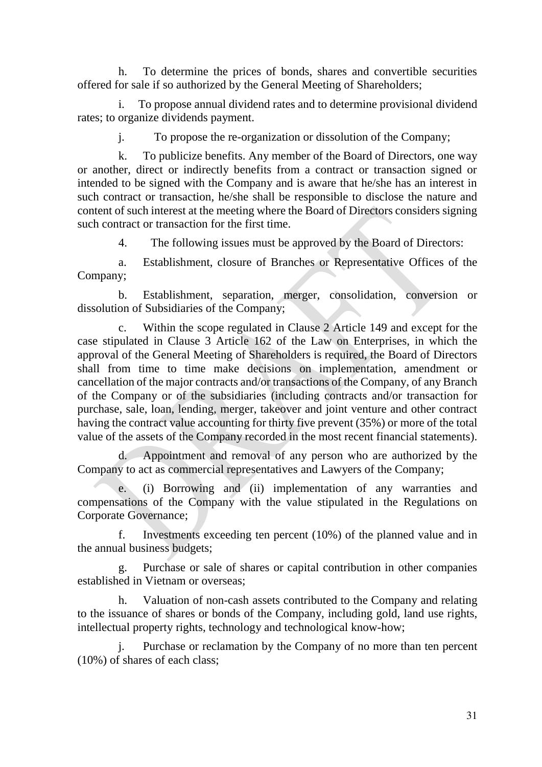h. To determine the prices of bonds, shares and convertible securities offered for sale if so authorized by the General Meeting of Shareholders;

i. To propose annual dividend rates and to determine provisional dividend rates; to organize dividends payment.

j. To propose the re-organization or dissolution of the Company;

k. To publicize benefits. Any member of the Board of Directors, one way or another, direct or indirectly benefits from a contract or transaction signed or intended to be signed with the Company and is aware that he/she has an interest in such contract or transaction, he/she shall be responsible to disclose the nature and content of such interest at the meeting where the Board of Directors considers signing such contract or transaction for the first time.

4. The following issues must be approved by the Board of Directors:

a. Establishment, closure of Branches or Representative Offices of the Company;

b. Establishment, separation, merger, consolidation, conversion or dissolution of Subsidiaries of the Company;

c. Within the scope regulated in Clause 2 Article 149 and except for the case stipulated in Clause 3 Article 162 of the Law on Enterprises, in which the approval of the General Meeting of Shareholders is required, the Board of Directors shall from time to time make decisions on implementation, amendment or cancellation of the major contracts and/or transactions of the Company, of any Branch of the Company or of the subsidiaries (including contracts and/or transaction for purchase, sale, loan, lending, merger, takeover and joint venture and other contract having the contract value accounting for thirty five prevent (35%) or more of the total value of the assets of the Company recorded in the most recent financial statements).

d. Appointment and removal of any person who are authorized by the Company to act as commercial representatives and Lawyers of the Company;

e. (i) Borrowing and (ii) implementation of any warranties and compensations of the Company with the value stipulated in the Regulations on Corporate Governance;

f. Investments exceeding ten percent (10%) of the planned value and in the annual business budgets;

g. Purchase or sale of shares or capital contribution in other companies established in Vietnam or overseas;

h. Valuation of non-cash assets contributed to the Company and relating to the issuance of shares or bonds of the Company, including gold, land use rights, intellectual property rights, technology and technological know-how;

j. Purchase or reclamation by the Company of no more than ten percent (10%) of shares of each class;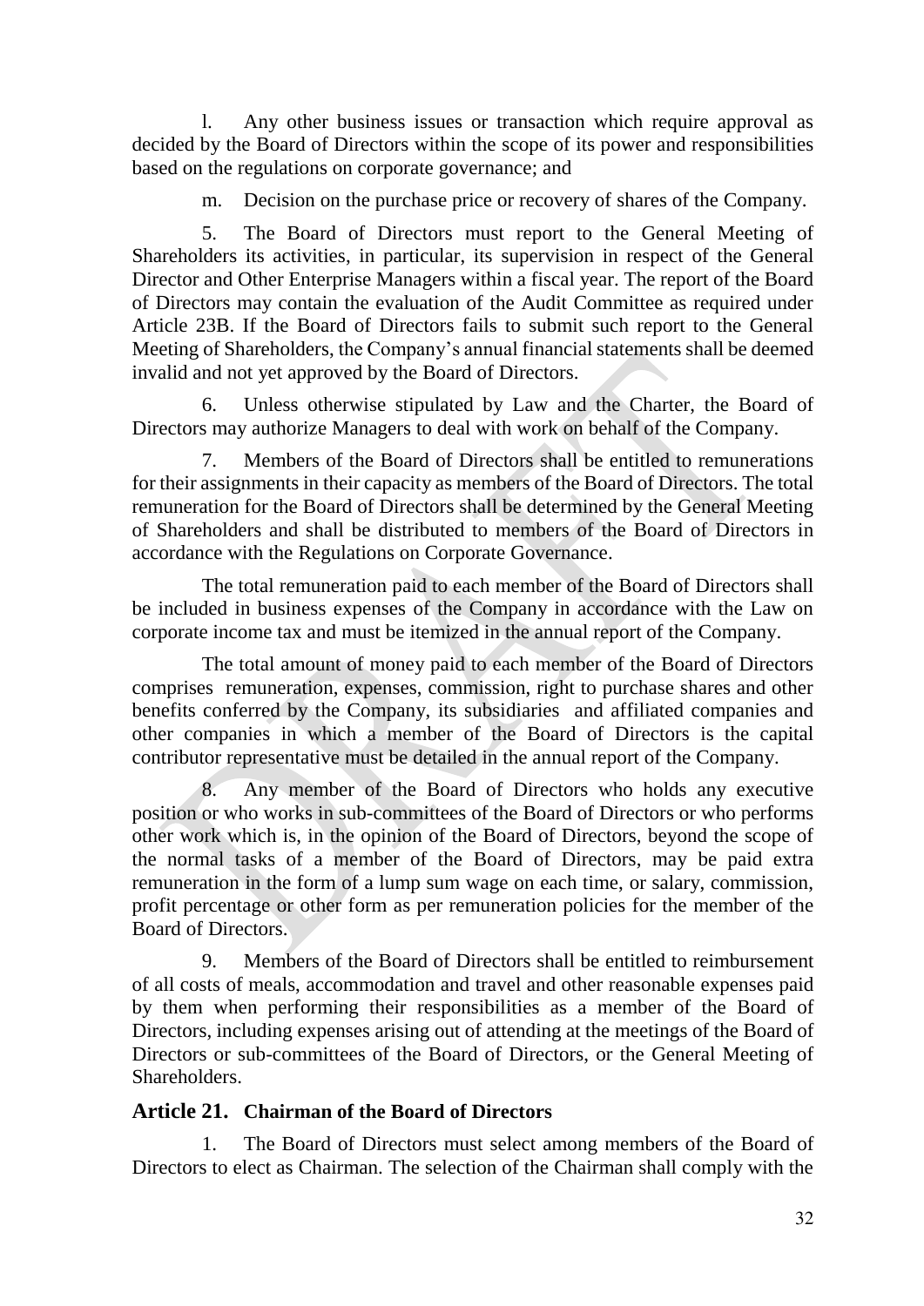l. Any other business issues or transaction which require approval as decided by the Board of Directors within the scope of its power and responsibilities based on the regulations on corporate governance; and

m. Decision on the purchase price or recovery of shares of the Company.

5. The Board of Directors must report to the General Meeting of Shareholders its activities, in particular, its supervision in respect of the General Director and Other Enterprise Managers within a fiscal year. The report of the Board of Directors may contain the evaluation of the Audit Committee as required under Article 23B. If the Board of Directors fails to submit such report to the General Meeting of Shareholders, the Company's annual financial statements shall be deemed invalid and not yet approved by the Board of Directors.

6. Unless otherwise stipulated by Law and the Charter, the Board of Directors may authorize Managers to deal with work on behalf of the Company.

7. Members of the Board of Directors shall be entitled to remunerations for their assignments in their capacity as members of the Board of Directors. The total remuneration for the Board of Directors shall be determined by the General Meeting of Shareholders and shall be distributed to members of the Board of Directors in accordance with the Regulations on Corporate Governance.

The total remuneration paid to each member of the Board of Directors shall be included in business expenses of the Company in accordance with the Law on corporate income tax and must be itemized in the annual report of the Company.

The total amount of money paid to each member of the Board of Directors comprises remuneration, expenses, commission, right to purchase shares and other benefits conferred by the Company, its subsidiaries and affiliated companies and other companies in which a member of the Board of Directors is the capital contributor representative must be detailed in the annual report of the Company.

8. Any member of the Board of Directors who holds any executive position or who works in sub-committees of the Board of Directors or who performs other work which is, in the opinion of the Board of Directors, beyond the scope of the normal tasks of a member of the Board of Directors, may be paid extra remuneration in the form of a lump sum wage on each time, or salary, commission, profit percentage or other form as per remuneration policies for the member of the Board of Directors.

9. Members of the Board of Directors shall be entitled to reimbursement of all costs of meals, accommodation and travel and other reasonable expenses paid by them when performing their responsibilities as a member of the Board of Directors, including expenses arising out of attending at the meetings of the Board of Directors or sub-committees of the Board of Directors, or the General Meeting of Shareholders.

## Article 21. Chairman of the Board of Directors

1. The Board of Directors must select among members of the Board of Directors to elect as Chairman. The selection of the Chairman shall comply with the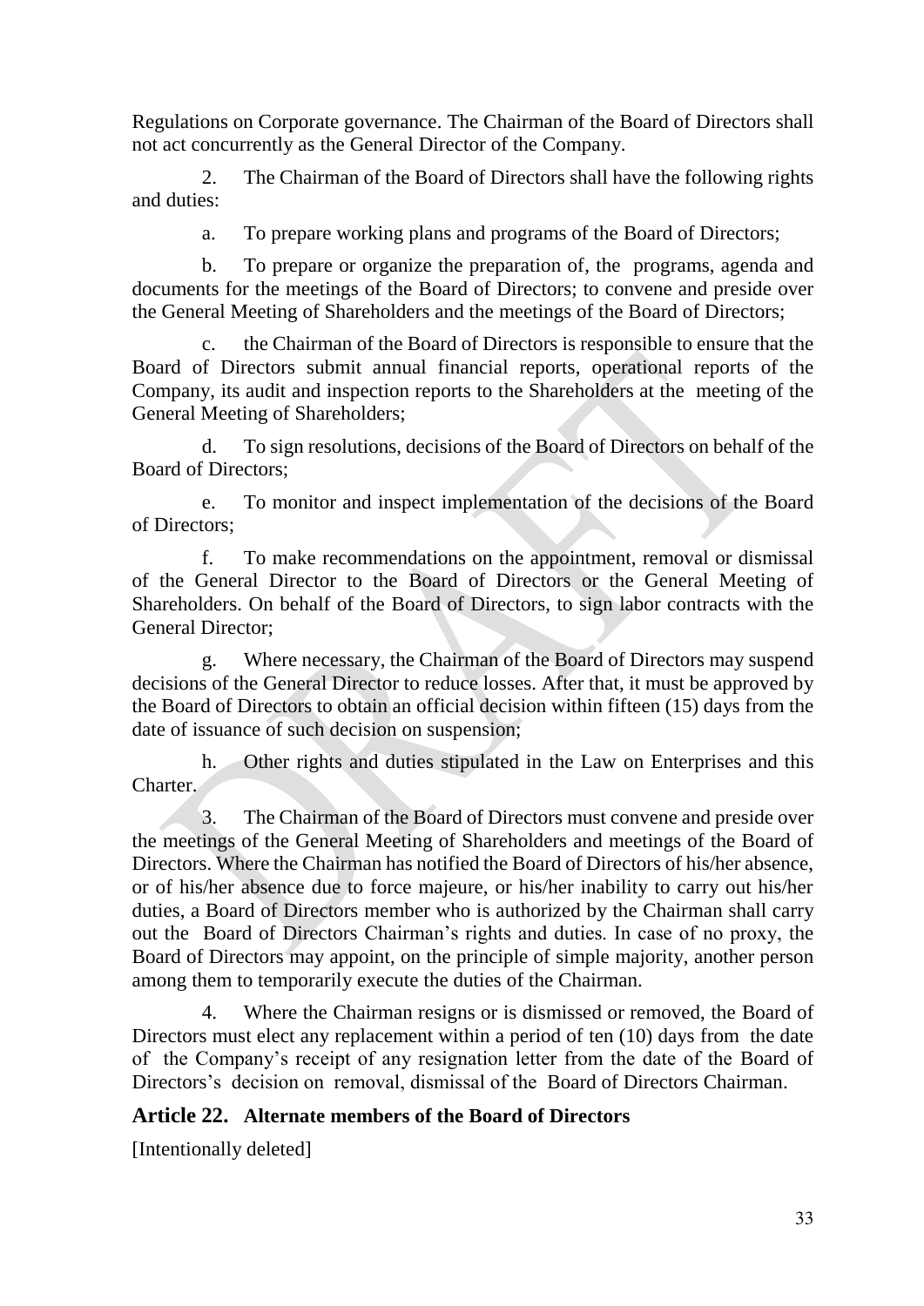Regulations on Corporate governance. The Chairman of the Board of Directors shall not act concurrently as the General Director of the Company.

2. The Chairman of the Board of Directors shall have the following rights and duties:

a. To prepare working plans and programs of the Board of Directors;

b. To prepare or organize the preparation of, the programs, agenda and documents for the meetings of the Board of Directors; to convene and preside over the General Meeting of Shareholders and the meetings of the Board of Directors;

c. the Chairman of the Board of Directors is responsible to ensure that the Board of Directors submit annual financial reports, operational reports of the Company, its audit and inspection reports to the Shareholders at the meeting of the General Meeting of Shareholders;

d. To sign resolutions, decisions of the Board of Directors on behalf of the Board of Directors;

e. To monitor and inspect implementation of the decisions of the Board of Directors;

f. To make recommendations on the appointment, removal or dismissal of the General Director to the Board of Directors or the General Meeting of Shareholders. On behalf of the Board of Directors, to sign labor contracts with the General Director;

g. Where necessary, the Chairman of the Board of Directors may suspend decisions of the General Director to reduce losses. After that, it must be approved by the Board of Directors to obtain an official decision within fifteen (15) days from the date of issuance of such decision on suspension;

h. Other rights and duties stipulated in the Law on Enterprises and this Charter.

3. The Chairman of the Board of Directors must convene and preside over the meetings of the General Meeting of Shareholders and meetings of the Board of Directors. Where the Chairman has notified the Board of Directors of his/her absence, or of his/her absence due to force majeure, or his/her inability to carry out his/her duties, a Board of Directors member who is authorized by the Chairman shall carry out the Board of Directors Chairman's rights and duties. In case of no proxy, the Board of Directors may appoint, on the principle of simple majority, another person among them to temporarily execute the duties of the Chairman.

4. Where the Chairman resigns or is dismissed or removed, the Board of Directors must elect any replacement within a period of ten (10) days from the date of the Company's receipt of any resignation letter from the date of the Board of Directors's decision on removal, dismissal of the Board of Directors Chairman.

## Article 22. Alternate members of the Board of Directors

[Intentionally deleted]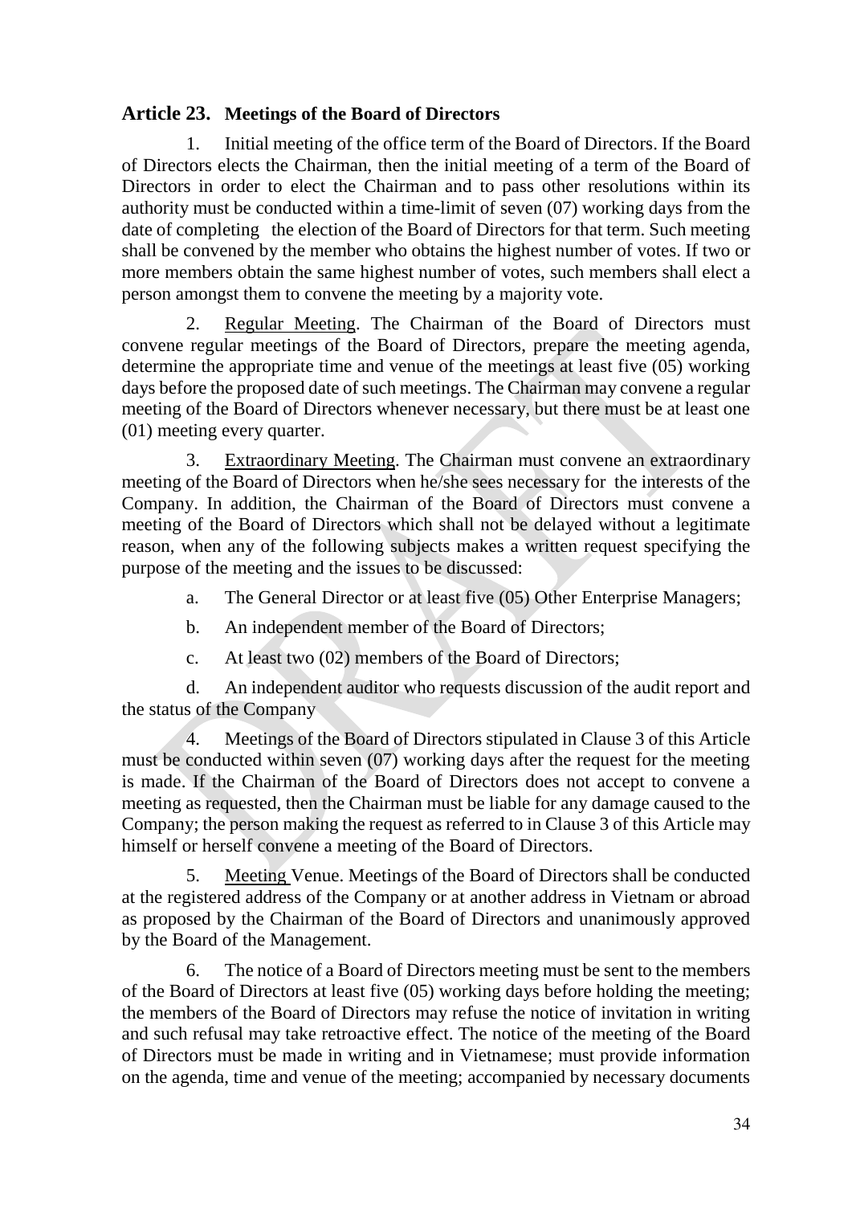## Article 23. Meetings of the Board of Directors

1. Initial meeting of the office term of the Board of Directors. If the Board of Directors elects the Chairman, then the initial meeting of a term of the Board of Directors in order to elect the Chairman and to pass other resolutions within its authority must be conducted within a time-limit of seven (07) working days from the date of completing the election of the Board of Directors for that term. Such meeting shall be convened by the member who obtains the highest number of votes. If two or more members obtain the same highest number of votes, such members shall elect a person amongst them to convene the meeting by a majority vote.

2. Regular Meeting. The Chairman of the Board of Directors must convene regular meetings of the Board of Directors, prepare the meeting agenda, determine the appropriate time and venue of the meetings at least five (05) working days before the proposed date of such meetings. The Chairman may convene a regular meeting of the Board of Directors whenever necessary, but there must be at least one (01) meeting every quarter.

3. Extraordinary Meeting. The Chairman must convene an extraordinary meeting of the Board of Directors when he/she sees necessary for the interests of the Company. In addition, the Chairman of the Board of Directors must convene a meeting of the Board of Directors which shall not be delayed without a legitimate reason, when any of the following subjects makes a written request specifying the purpose of the meeting and the issues to be discussed:

   a. The General Director or at least five (05) Other Enterprise Managers;

   b. An independent member of the Board of Directors;

   c. At least two (02) members of the Board of Directors;

   d. An independent auditor who requests discussion of the audit report and the status of the Company

4. Meetings of the Board of Directors stipulated in Clause 3 of this Article must be conducted within seven (07) working days after the request for the meeting is made. If the Chairman of the Board of Directors does not accept to convene a meeting as requested, then the Chairman must be liable for any damage caused to the Company; the person making the request as referred to in Clause 3 of this Article may himself or herself convene a meeting of the Board of Directors.

5. Meeting Venue. Meetings of the Board of Directors shall be conducted at the registered address of the Company or at another address in Vietnam or abroad as proposed by the Chairman of the Board of Directors and unanimously approved by the Board of the Management.

6. The notice of a Board of Directors meeting must be sent to the members of the Board of Directors at least five (05) working days before holding the meeting; the members of the Board of Directors may refuse the notice of invitation in writing and such refusal may take retroactive effect. The notice of the meeting of the Board of Directors must be made in writing and in Vietnamese; must provide information on the agenda, time and venue of the meeting; accompanied by necessary documents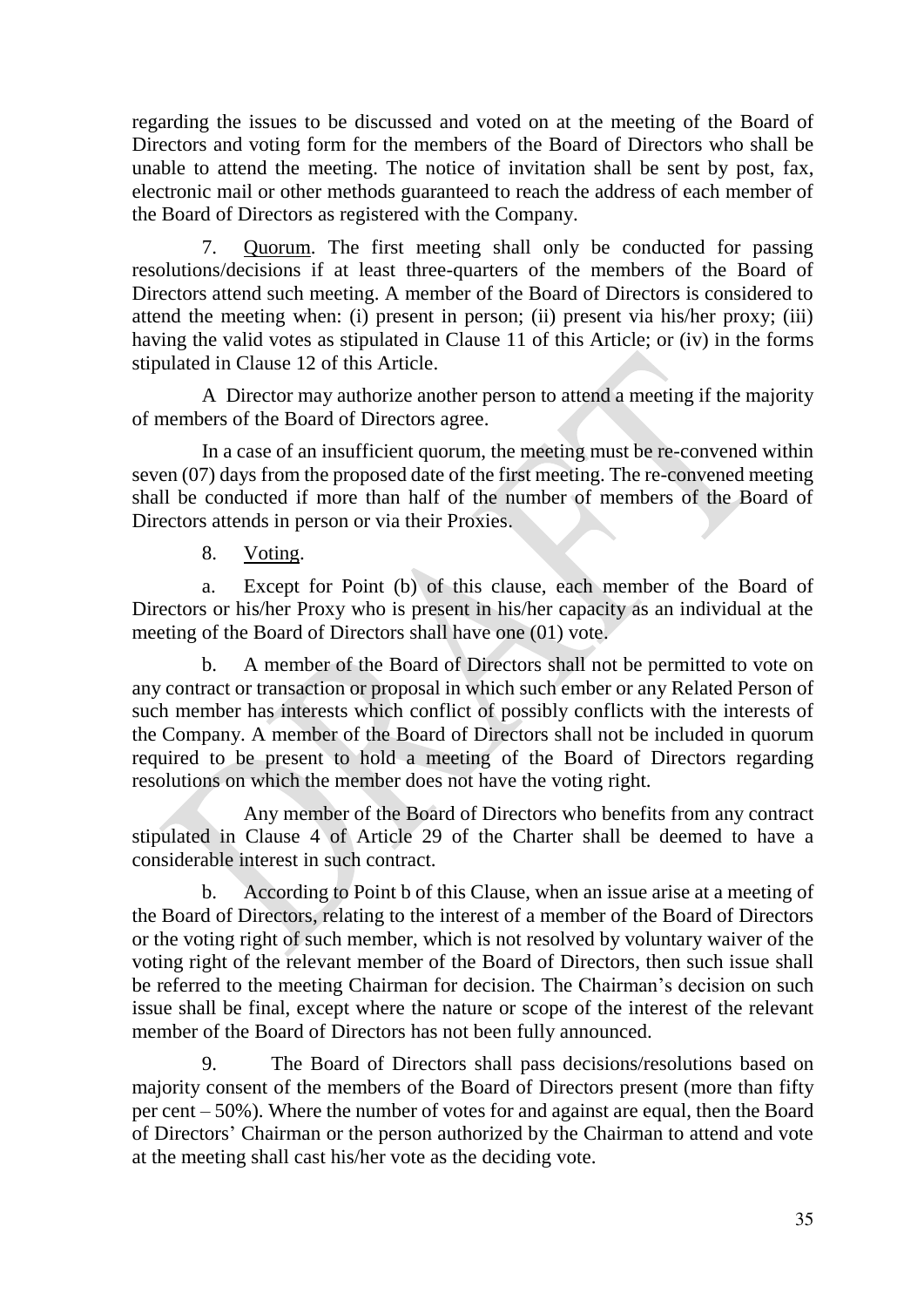regarding the issues to be discussed and voted on at the meeting of the Board of Directors and voting form for the members of the Board of Directors who shall be unable to attend the meeting. The notice of invitation shall be sent by post, fax, electronic mail or other methods guaranteed to reach the address of each member of the Board of Directors as registered with the Company.

7. Quorum. The first meeting shall only be conducted for passing resolutions/decisions if at least three-quarters of the members of the Board of Directors attend such meeting. A member of the Board of Directors is considered to attend the meeting when: (i) present in person; (ii) present via his/her proxy; (iii) having the valid votes as stipulated in Clause 11 of this Article; or (iv) in the forms stipulated in Clause 12 of this Article.

A Director may authorize another person to attend a meeting if the majority of members of the Board of Directors agree.

In a case of an insufficient quorum, the meeting must be re-convened within seven (07) days from the proposed date of the first meeting. The re-convened meeting shall be conducted if more than half of the number of members of the Board of Directors attends in person or via their Proxies.

8. Voting.

a. Except for Point (b) of this clause, each member of the Board of Directors or his/her Proxy who is present in his/her capacity as an individual at the meeting of the Board of Directors shall have one (01) vote.

b. A member of the Board of Directors shall not be permitted to vote on any contract or transaction or proposal in which such ember or any Related Person of such member has interests which conflict of possibly conflicts with the interests of the Company. A member of the Board of Directors shall not be included in quorum required to be present to hold a meeting of the Board of Directors regarding resolutions on which the member does not have the voting right.

Any member of the Board of Directors who benefits from any contract stipulated in Clause 4 of Article 29 of the Charter shall be deemed to have a considerable interest in such contract.

b. According to Point b of this Clause, when an issue arise at a meeting of the Board of Directors, relating to the interest of a member of the Board of Directors or the voting right of such member, which is not resolved by voluntary waiver of the voting right of the relevant member of the Board of Directors, then such issue shall be referred to the meeting Chairman for decision. The Chairman's decision on such issue shall be final, except where the nature or scope of the interest of the relevant member of the Board of Directors has not been fully announced.

9. The Board of Directors shall pass decisions/resolutions based on majority consent of the members of the Board of Directors present (more than fifty per cent – 50%). Where the number of votes for and against are equal, then the Board of Directors' Chairman or the person authorized by the Chairman to attend and vote at the meeting shall cast his/her vote as the deciding vote.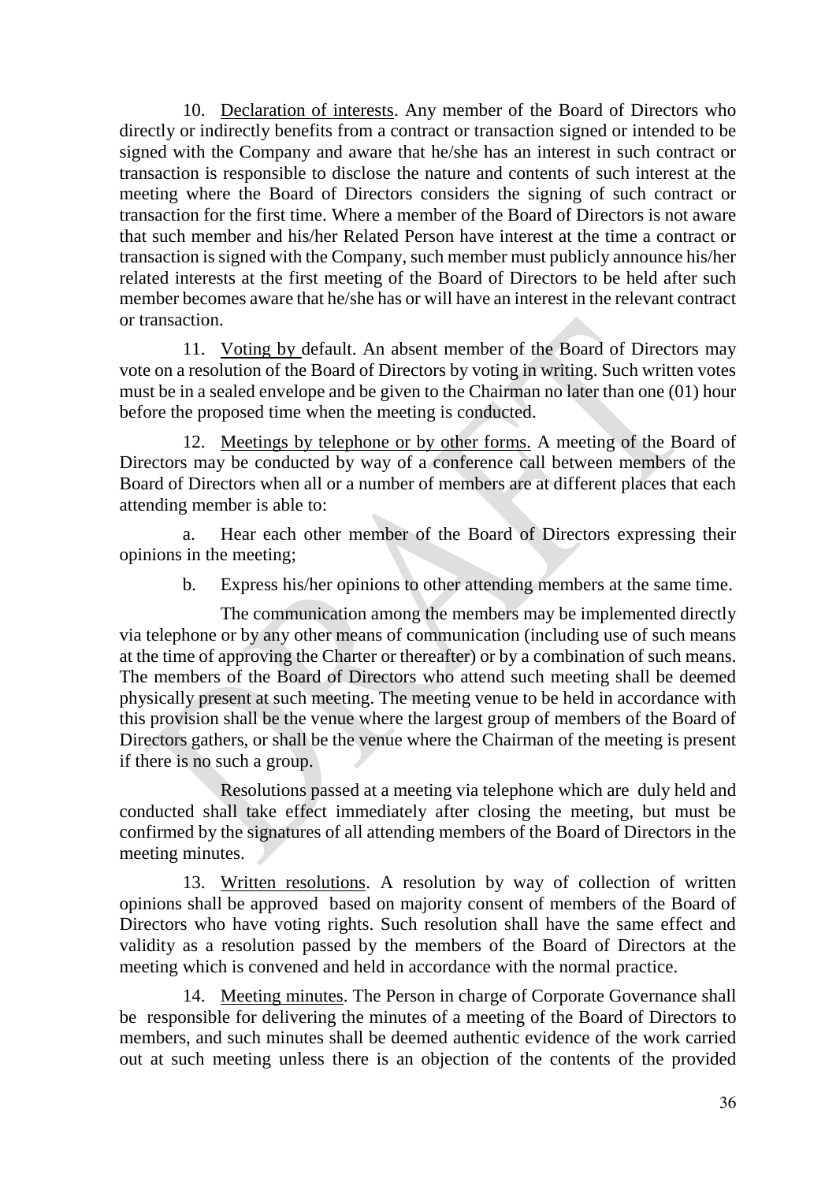10. Declaration of interests. Any member of the Board of Directors who directly or indirectly benefits from a contract or transaction signed or intended to be signed with the Company and aware that he/she has an interest in such contract or transaction is responsible to disclose the nature and contents of such interest at the meeting where the Board of Directors considers the signing of such contract or transaction for the first time. Where a member of the Board of Directors is not aware that such member and his/her Related Person have interest at the time a contract or transaction is signed with the Company, such member must publicly announce his/her related interests at the first meeting of the Board of Directors to be held after such member becomes aware that he/she has or will have an interest in the relevant contract or transaction.

11. Voting by default. An absent member of the Board of Directors may vote on a resolution of the Board of Directors by voting in writing. Such written votes must be in a sealed envelope and be given to the Chairman no later than one (01) hour before the proposed time when the meeting is conducted.

12. Meetings by telephone or by other forms. A meeting of the Board of Directors may be conducted by way of a conference call between members of the Board of Directors when all or a number of members are at different places that each attending member is able to:

a. Hear each other member of the Board of Directors expressing their opinions in the meeting;

b. Express his/her opinions to other attending members at the same time.

The communication among the members may be implemented directly via telephone or by any other means of communication (including use of such means at the time of approving the Charter or thereafter) or by a combination of such means. The members of the Board of Directors who attend such meeting shall be deemed physically present at such meeting. The meeting venue to be held in accordance with this provision shall be the venue where the largest group of members of the Board of Directors gathers, or shall be the venue where the Chairman of the meeting is present if there is no such a group.

Resolutions passed at a meeting via telephone which are duly held and conducted shall take effect immediately after closing the meeting, but must be confirmed by the signatures of all attending members of the Board of Directors in the meeting minutes.

13. Written resolutions. A resolution by way of collection of written opinions shall be approved based on majority consent of members of the Board of Directors who have voting rights. Such resolution shall have the same effect and validity as a resolution passed by the members of the Board of Directors at the meeting which is convened and held in accordance with the normal practice.

14. Meeting minutes. The Person in charge of Corporate Governance shall be responsible for delivering the minutes of a meeting of the Board of Directors to members, and such minutes shall be deemed authentic evidence of the work carried out at such meeting unless there is an objection of the contents of the provided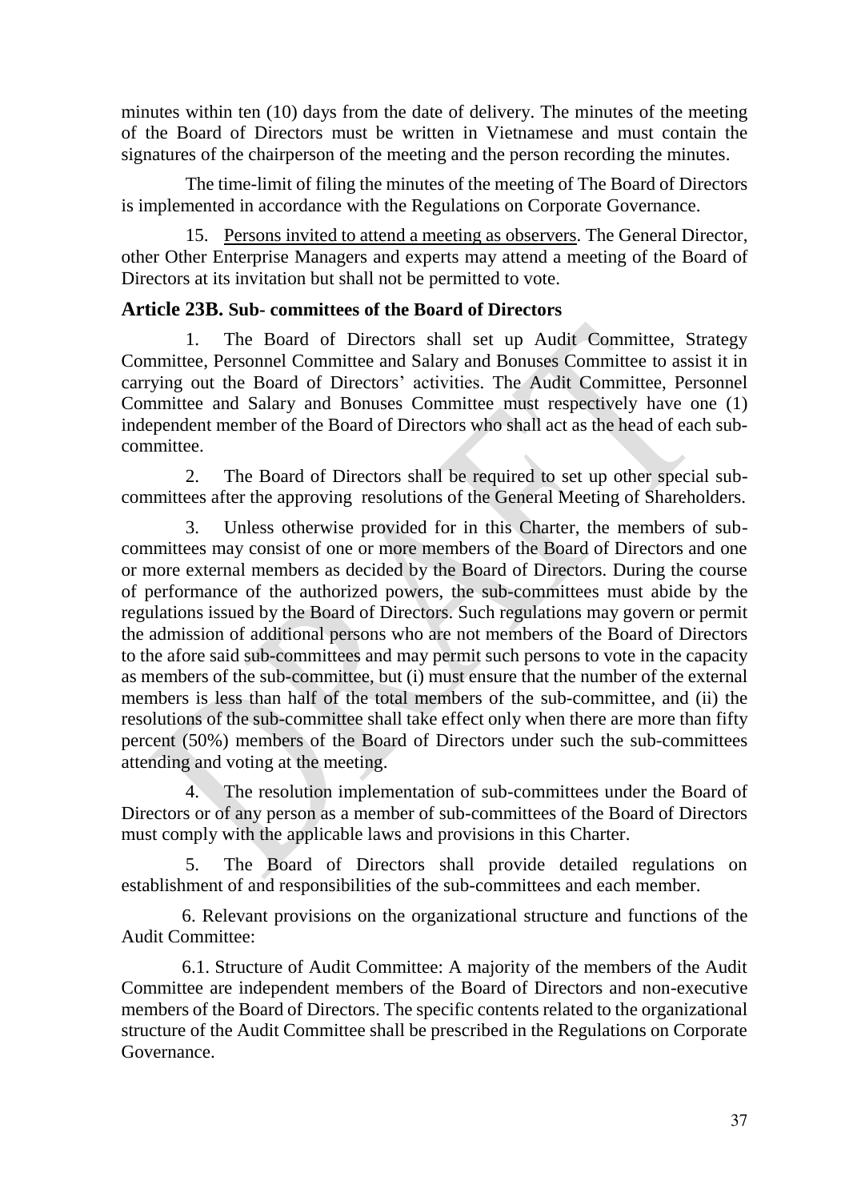minutes within ten (10) days from the date of delivery. The minutes of the meeting of the Board of Directors must be written in Vietnamese and must contain the signatures of the chairperson of the meeting and the person recording the minutes.

The time-limit of filing the minutes of the meeting of The Board of Directors is implemented in accordance with the Regulations on Corporate Governance.

15. Persons invited to attend a meeting as observers. The General Director, other Other Enterprise Managers and experts may attend a meeting of the Board of Directors at its invitation but shall not be permitted to vote.

### Article 23B. Sub- committees of the Board of Directors

1. The Board of Directors shall set up Audit Committee, Strategy Committee, Personnel Committee and Salary and Bonuses Committee to assist it in carrying out the Board of Directors' activities. The Audit Committee, Personnel Committee and Salary and Bonuses Committee must respectively have one (1) independent member of the Board of Directors who shall act as the head of each sub-committee.

2. The Board of Directors shall be required to set up other special sub-committees after the approving resolutions of the General Meeting of Shareholders.

3. Unless otherwise provided for in this Charter, the members of sub-committees may consist of one or more members of the Board of Directors and one or more external members as decided by the Board of Directors. During the course of performance of the authorized powers, the sub-committees must abide by the regulations issued by the Board of Directors. Such regulations may govern or permit the admission of additional persons who are not members of the Board of Directors to the afore said sub-committees and may permit such persons to vote in the capacity as members of the sub-committee, but (i) must ensure that the number of the external members is less than half of the total members of the sub-committee, and (ii) the resolutions of the sub-committee shall take effect only when there are more than fifty percent (50%) members of the Board of Directors under such the sub-committees attending and voting at the meeting.

4. The resolution implementation of sub-committees under the Board of Directors or of any person as a member of sub-committees of the Board of Directors must comply with the applicable laws and provisions in this Charter.

5. The Board of Directors shall provide detailed regulations on establishment of and responsibilities of the sub-committees and each member.

6. Relevant provisions on the organizational structure and functions of the Audit Committee:

6.1. Structure of Audit Committee: A majority of the members of the Audit Committee are independent members of the Board of Directors and non-executive members of the Board of Directors. The specific contents related to the organizational structure of the Audit Committee shall be prescribed in the Regulations on Corporate Governance.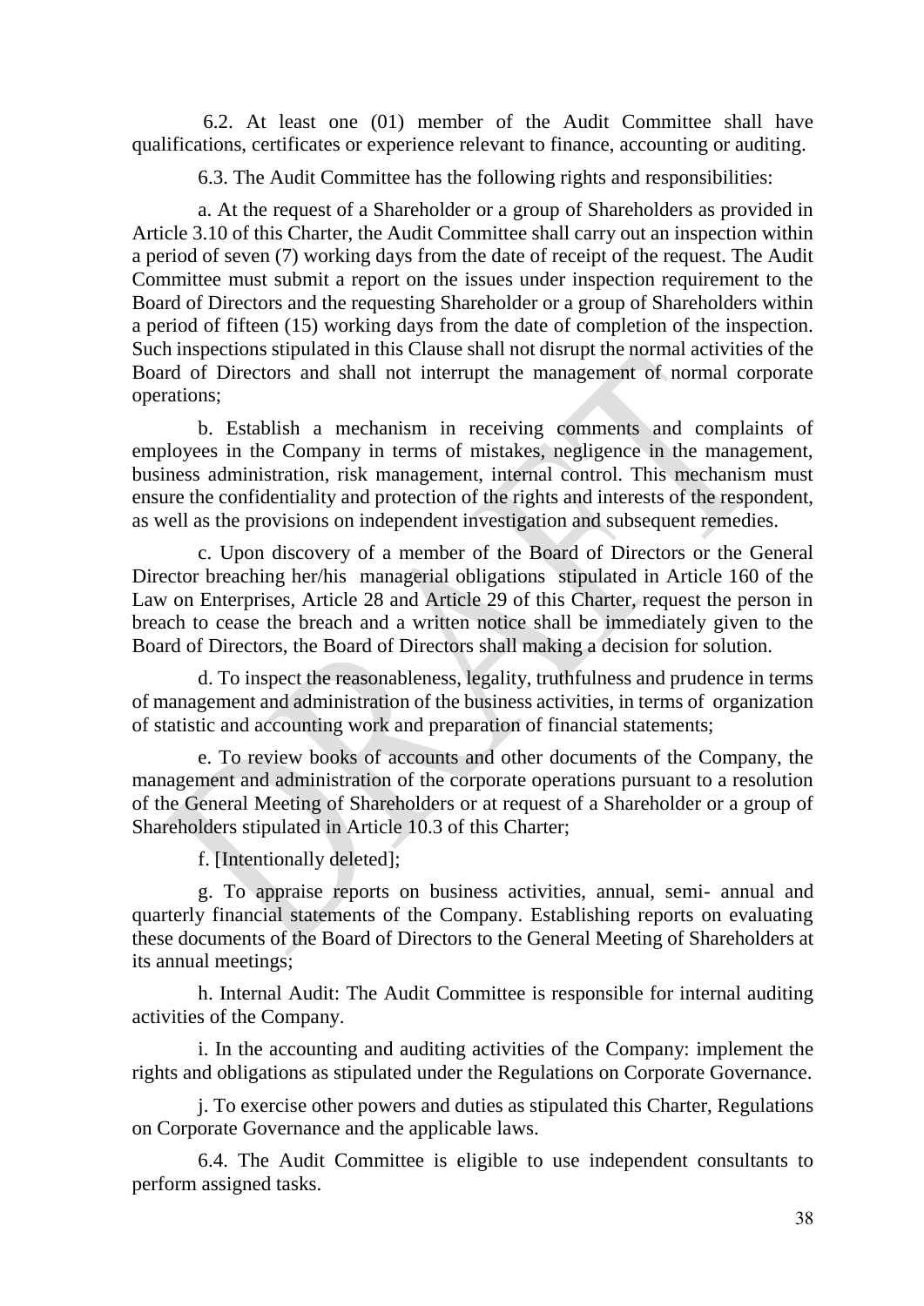6.2. At least one (01) member of the Audit Committee shall have qualifications, certificates or experience relevant to finance, accounting or auditing.

6.3. The Audit Committee has the following rights and responsibilities:

a. At the request of a Shareholder or a group of Shareholders as provided in Article 3.10 of this Charter, the Audit Committee shall carry out an inspection within a period of seven (7) working days from the date of receipt of the request. The Audit Committee must submit a report on the issues under inspection requirement to the Board of Directors and the requesting Shareholder or a group of Shareholders within a period of fifteen (15) working days from the date of completion of the inspection. Such inspections stipulated in this Clause shall not disrupt the normal activities of the Board of Directors and shall not interrupt the management of normal corporate operations;

b. Establish a mechanism in receiving comments and complaints of employees in the Company in terms of mistakes, negligence in the management, business administration, risk management, internal control. This mechanism must ensure the confidentiality and protection of the rights and interests of the respondent, as well as the provisions on independent investigation and subsequent remedies.

c. Upon discovery of a member of the Board of Directors or the General Director breaching her/his managerial obligations stipulated in Article 160 of the Law on Enterprises, Article 28 and Article 29 of this Charter, request the person in breach to cease the breach and a written notice shall be immediately given to the Board of Directors, the Board of Directors shall making a decision for solution.

d. To inspect the reasonableness, legality, truthfulness and prudence in terms of management and administration of the business activities, in terms of organization of statistic and accounting work and preparation of financial statements;

e. To review books of accounts and other documents of the Company, the management and administration of the corporate operations pursuant to a resolution of the General Meeting of Shareholders or at request of a Shareholder or a group of Shareholders stipulated in Article 10.3 of this Charter;

f. [Intentionally deleted];

g. To appraise reports on business activities, annual, semi- annual and quarterly financial statements of the Company. Establishing reports on evaluating these documents of the Board of Directors to the General Meeting of Shareholders at its annual meetings;

h. Internal Audit: The Audit Committee is responsible for internal auditing activities of the Company.

i. In the accounting and auditing activities of the Company: implement the rights and obligations as stipulated under the Regulations on Corporate Governance.

j. To exercise other powers and duties as stipulated this Charter, Regulations on Corporate Governance and the applicable laws.

6.4. The Audit Committee is eligible to use independent consultants to perform assigned tasks.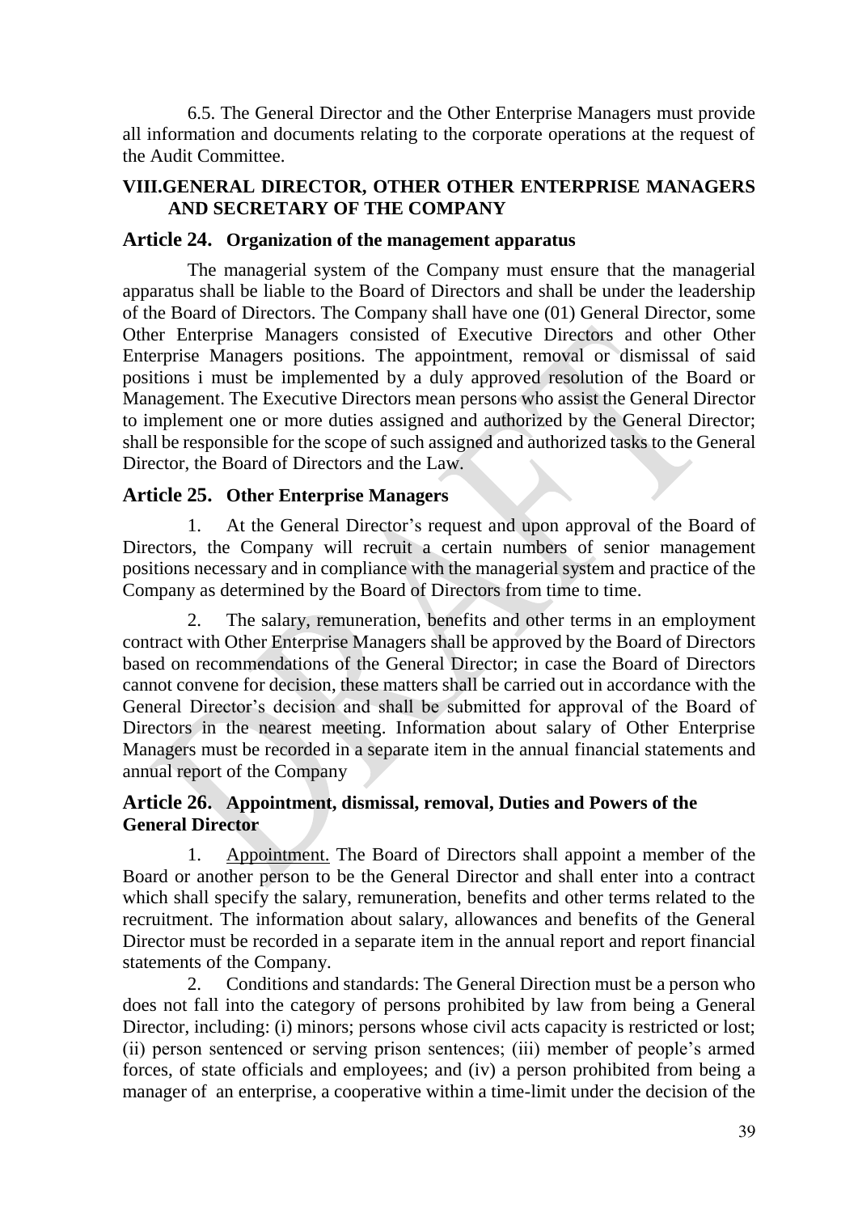6.5. The General Director and the Other Enterprise Managers must provide all information and documents relating to the corporate operations at the request of the Audit Committee.

## VIII.GENERAL DIRECTOR, OTHER OTHER ENTERPRISE MANAGERS AND SECRETARY OF THE COMPANY

### Article 24. Organization of the management apparatus

The managerial system of the Company must ensure that the managerial apparatus shall be liable to the Board of Directors and shall be under the leadership of the Board of Directors. The Company shall have one (01) General Director, some Other Enterprise Managers consisted of Executive Directors and other Other Enterprise Managers positions. The appointment, removal or dismissal of said positions i must be implemented by a duly approved resolution of the Board or Management. The Executive Directors mean persons who assist the General Director to implement one or more duties assigned and authorized by the General Director; shall be responsible for the scope of such assigned and authorized tasks to the General Director, the Board of Directors and the Law.

### Article 25. Other Enterprise Managers

1. At the General Director's request and upon approval of the Board of Directors, the Company will recruit a certain numbers of senior management positions necessary and in compliance with the managerial system and practice of the Company as determined by the Board of Directors from time to time.

2. The salary, remuneration, benefits and other terms in an employment contract with Other Enterprise Managers shall be approved by the Board of Directors based on recommendations of the General Director; in case the Board of Directors cannot convene for decision, these matters shall be carried out in accordance with the General Director's decision and shall be submitted for approval of the Board of Directors in the nearest meeting. Information about salary of Other Enterprise Managers must be recorded in a separate item in the annual financial statements and annual report of the Company

### Article 26. Appointment, dismissal, removal, Duties and Powers of the General Director

1. Appointment. The Board of Directors shall appoint a member of the Board or another person to be the General Director and shall enter into a contract which shall specify the salary, remuneration, benefits and other terms related to the recruitment. The information about salary, allowances and benefits of the General Director must be recorded in a separate item in the annual report and report financial statements of the Company.

2. Conditions and standards: The General Direction must be a person who does not fall into the category of persons prohibited by law from being a General Director, including: (i) minors; persons whose civil acts capacity is restricted or lost; (ii) person sentenced or serving prison sentences; (iii) member of people's armed forces, of state officials and employees; and (iv) a person prohibited from being a manager of an enterprise, a cooperative within a time-limit under the decision of the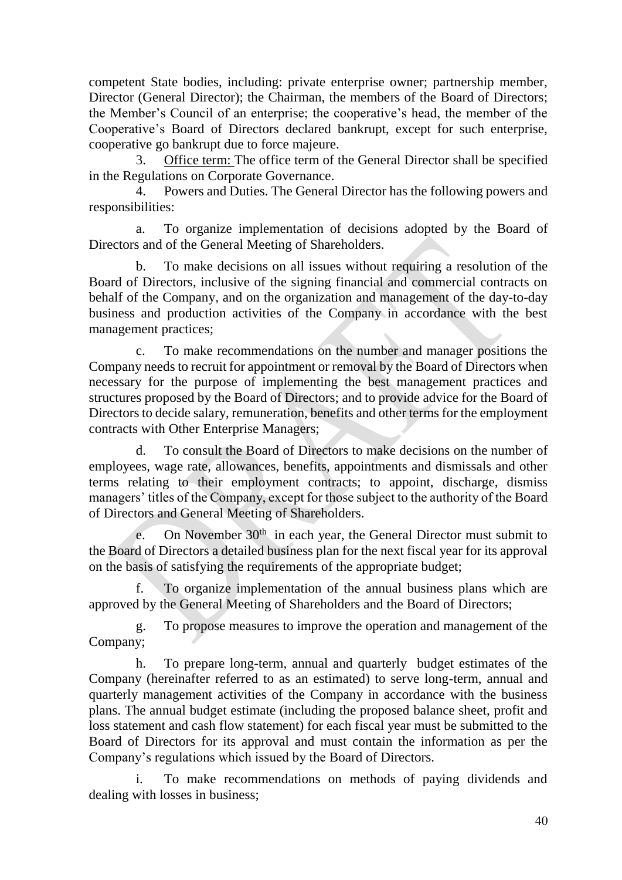competent State bodies, including: private enterprise owner; partnership member, Director (General Director); the Chairman, the members of the Board of Directors; the Member's Council of an enterprise; the cooperative's head, the member of the Cooperative's Board of Directors declared bankrupt, except for such enterprise, cooperative go bankrupt due to force majeure.

3. Office term: The office term of the General Director shall be specified in the Regulations on Corporate Governance.

4. Powers and Duties. The General Director has the following powers and responsibilities:

a. To organize implementation of decisions adopted by the Board of Directors and of the General Meeting of Shareholders.

b. To make decisions on all issues without requiring a resolution of the Board of Directors, inclusive of the signing financial and commercial contracts on behalf of the Company, and on the organization and management of the day-to-day business and production activities of the Company in accordance with the best management practices;

c. To make recommendations on the number and manager positions the Company needs to recruit for appointment or removal by the Board of Directors when necessary for the purpose of implementing the best management practices and structures proposed by the Board of Directors; and to provide advice for the Board of Directors to decide salary, remuneration, benefits and other terms for the employment contracts with Other Enterprise Managers;

d. To consult the Board of Directors to make decisions on the number of employees, wage rate, allowances, benefits, appointments and dismissals and other terms relating to their employment contracts; to appoint, discharge, dismiss managers' titles of the Company, except for those subject to the authority of the Board of Directors and General Meeting of Shareholders.

e. On November 30th in each year, the General Director must submit to the Board of Directors a detailed business plan for the next fiscal year for its approval on the basis of satisfying the requirements of the appropriate budget;

f. To organize implementation of the annual business plans which are approved by the General Meeting of Shareholders and the Board of Directors;

g. To propose measures to improve the operation and management of the Company;

h. To prepare long-term, annual and quarterly budget estimates of the Company (hereinafter referred to as an estimated) to serve long-term, annual and quarterly management activities of the Company in accordance with the business plans. The annual budget estimate (including the proposed balance sheet, profit and loss statement and cash flow statement) for each fiscal year must be submitted to the Board of Directors for its approval and must contain the information as per the Company's regulations which issued by the Board of Directors.

i. To make recommendations on methods of paying dividends and dealing with losses in business;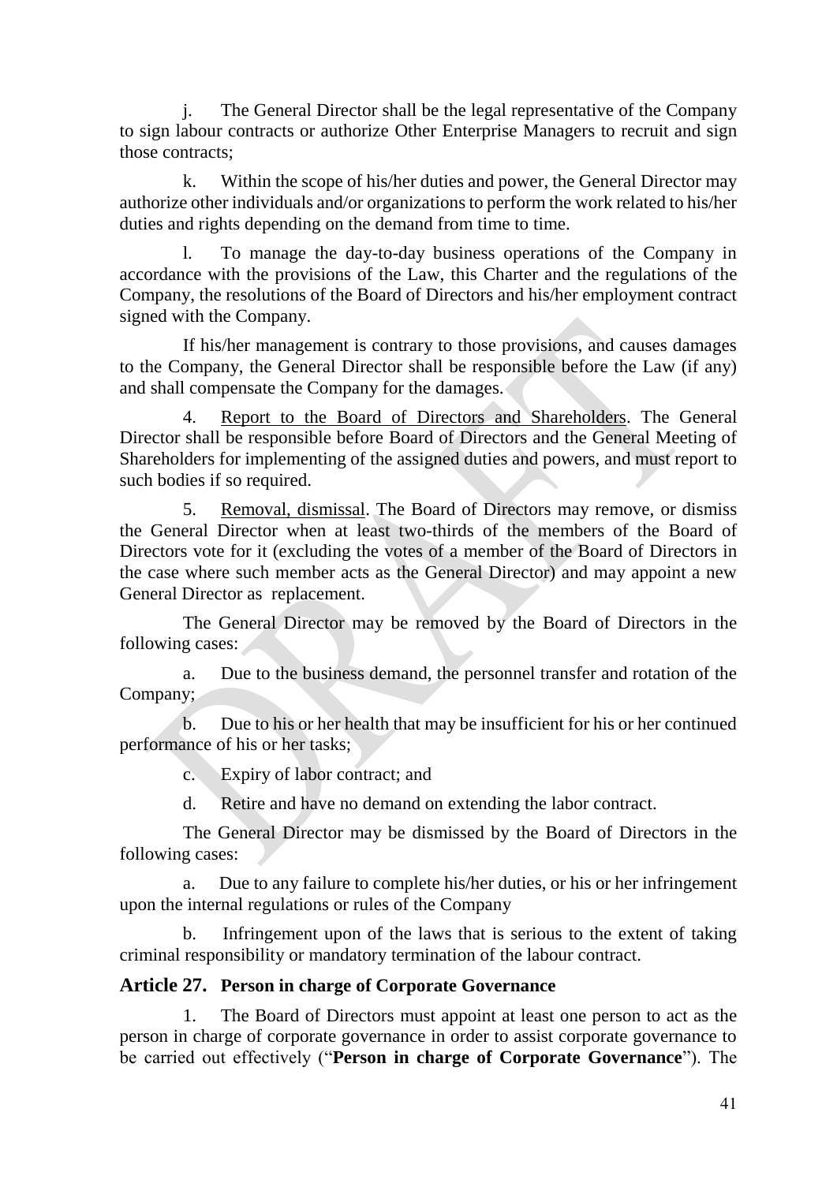j. The General Director shall be the legal representative of the Company to sign labour contracts or authorize Other Enterprise Managers to recruit and sign those contracts;

k. Within the scope of his/her duties and power, the General Director may authorize other individuals and/or organizations to perform the work related to his/her duties and rights depending on the demand from time to time.

l. To manage the day-to-day business operations of the Company in accordance with the provisions of the Law, this Charter and the regulations of the Company, the resolutions of the Board of Directors and his/her employment contract signed with the Company.

If his/her management is contrary to those provisions, and causes damages to the Company, the General Director shall be responsible before the Law (if any) and shall compensate the Company for the damages.

4. Report to the Board of Directors and Shareholders. The General Director shall be responsible before Board of Directors and the General Meeting of Shareholders for implementing of the assigned duties and powers, and must report to such bodies if so required.

5. Removal, dismissal. The Board of Directors may remove, or dismiss the General Director when at least two-thirds of the members of the Board of Directors vote for it (excluding the votes of a member of the Board of Directors in the case where such member acts as the General Director) and may appoint a new General Director as replacement.

The General Director may be removed by the Board of Directors in the following cases:

a. Due to the business demand, the personnel transfer and rotation of the Company;

b. Due to his or her health that may be insufficient for his or her continued performance of his or her tasks;

c. Expiry of labor contract; and

d. Retire and have no demand on extending the labor contract.

The General Director may be dismissed by the Board of Directors in the following cases:

a. Due to any failure to complete his/her duties, or his or her infringement upon the internal regulations or rules of the Company

b. Infringement upon of the laws that is serious to the extent of taking criminal responsibility or mandatory termination of the labour contract.

### Article 27. Person in charge of Corporate Governance

1. The Board of Directors must appoint at least one person to act as the person in charge of corporate governance in order to assist corporate governance to be carried out effectively ("**Person in charge of Corporate Governance**"). The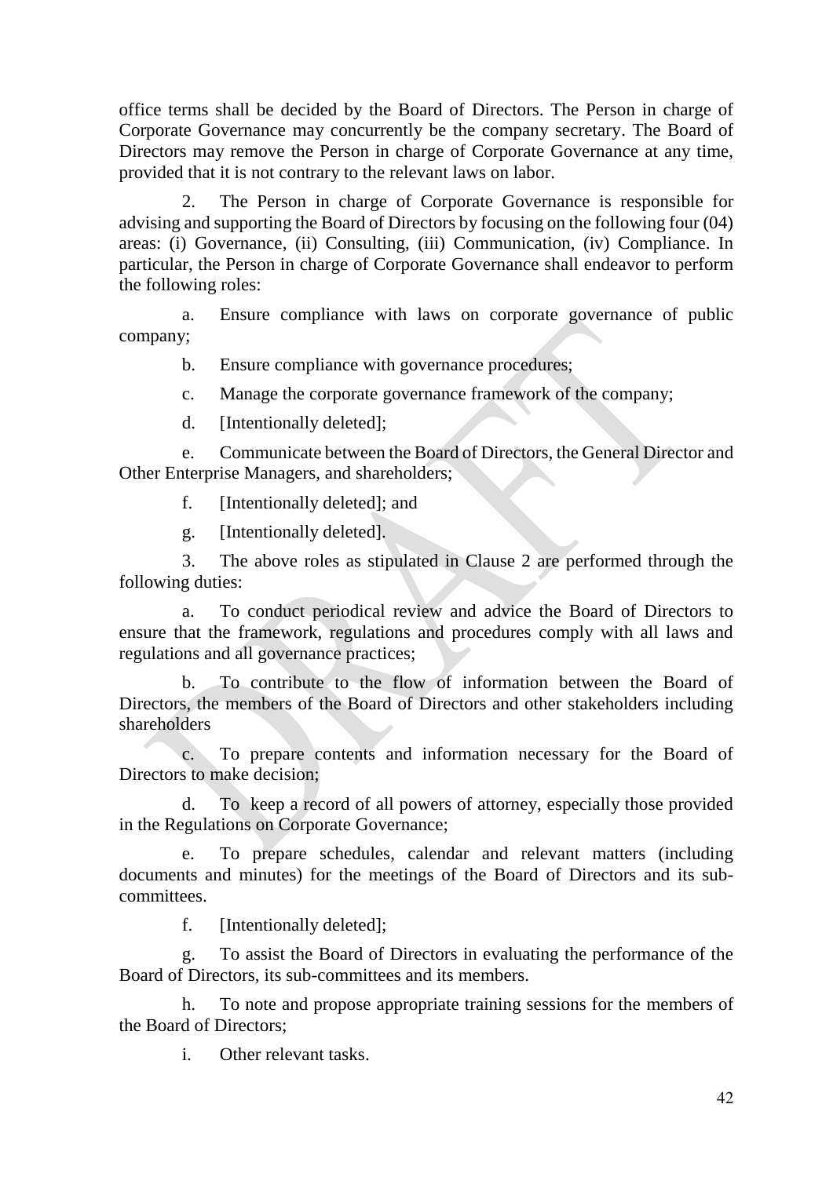office terms shall be decided by the Board of Directors. The Person in charge of Corporate Governance may concurrently be the company secretary. The Board of Directors may remove the Person in charge of Corporate Governance at any time, provided that it is not contrary to the relevant laws on labor.

2. The Person in charge of Corporate Governance is responsible for advising and supporting the Board of Directors by focusing on the following four (04) areas: (i) Governance, (ii) Consulting, (iii) Communication, (iv) Compliance. In particular, the Person in charge of Corporate Governance shall endeavor to perform the following roles:

a. Ensure compliance with laws on corporate governance of public company;

b. Ensure compliance with governance procedures;

c. Manage the corporate governance framework of the company;

d. [Intentionally deleted];

e. Communicate between the Board of Directors, the General Director and Other Enterprise Managers, and shareholders;

f. [Intentionally deleted]; and

g. [Intentionally deleted].

3. The above roles as stipulated in Clause 2 are performed through the following duties:

a. To conduct periodical review and advice the Board of Directors to ensure that the framework, regulations and procedures comply with all laws and regulations and all governance practices;

b. To contribute to the flow of information between the Board of Directors, the members of the Board of Directors and other stakeholders including shareholders

c. To prepare contents and information necessary for the Board of Directors to make decision;

d. To keep a record of all powers of attorney, especially those provided in the Regulations on Corporate Governance;

e. To prepare schedules, calendar and relevant matters (including documents and minutes) for the meetings of the Board of Directors and its sub-committees.

f. [Intentionally deleted];

g. To assist the Board of Directors in evaluating the performance of the Board of Directors, its sub-committees and its members.

h. To note and propose appropriate training sessions for the members of the Board of Directors;

i. Other relevant tasks.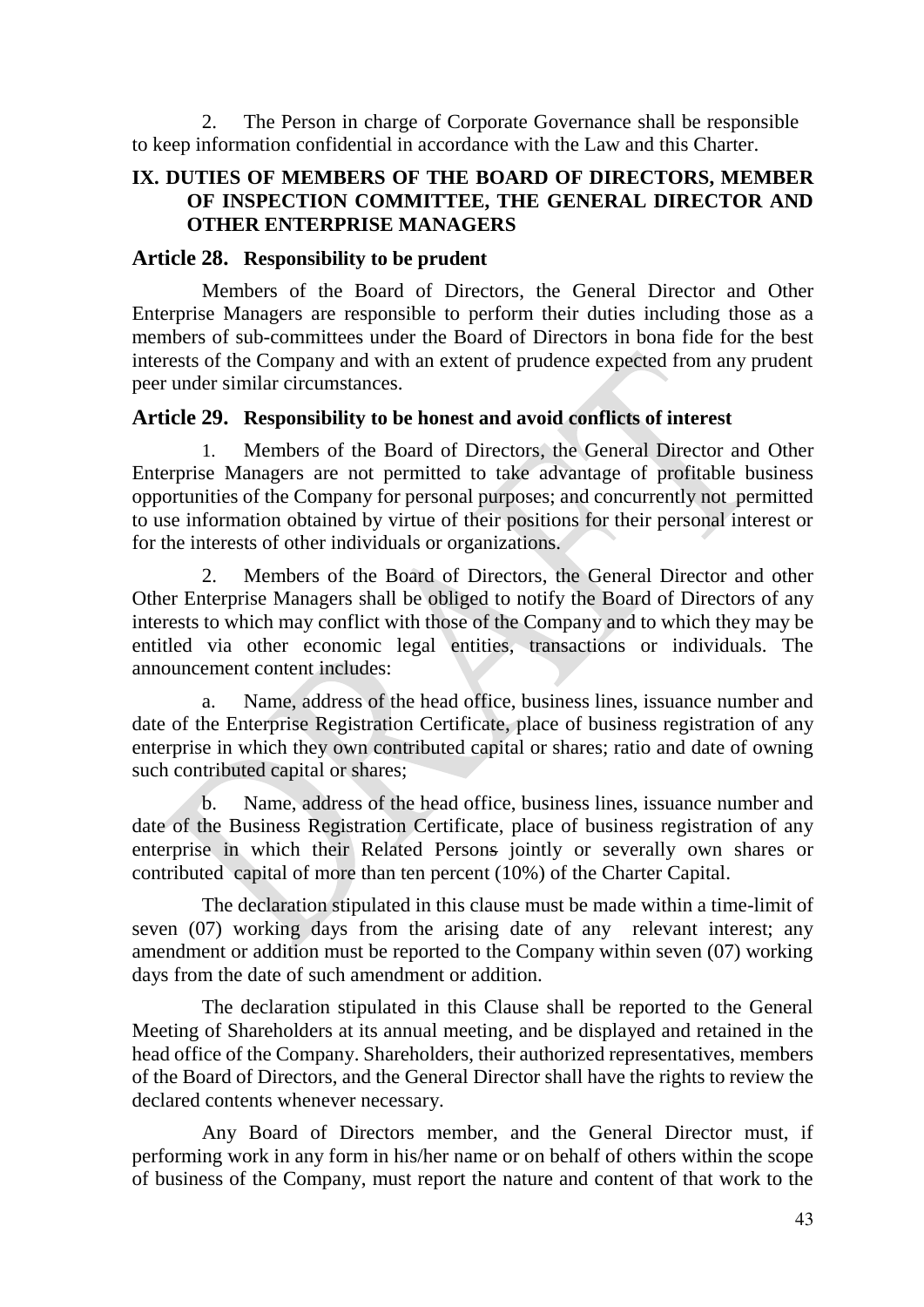2. The Person in charge of Corporate Governance shall be responsible to keep information confidential in accordance with the Law and this Charter.

## IX. DUTIES OF MEMBERS OF THE BOARD OF DIRECTORS, MEMBER OF INSPECTION COMMITTEE, THE GENERAL DIRECTOR AND OTHER ENTERPRISE MANAGERS

### Article 28. Responsibility to be prudent

Members of the Board of Directors, the General Director and Other Enterprise Managers are responsible to perform their duties including those as a members of sub-committees under the Board of Directors in bona fide for the best interests of the Company and with an extent of prudence expected from any prudent peer under similar circumstances.

### Article 29. Responsibility to be honest and avoid conflicts of interest

1. Members of the Board of Directors, the General Director and Other Enterprise Managers are not permitted to take advantage of profitable business opportunities of the Company for personal purposes; and concurrently not permitted to use information obtained by virtue of their positions for their personal interest or for the interests of other individuals or organizations.

2. Members of the Board of Directors, the General Director and other Other Enterprise Managers shall be obliged to notify the Board of Directors of any interests to which may conflict with those of the Company and to which they may be entitled via other economic legal entities, transactions or individuals. The announcement content includes:

a. Name, address of the head office, business lines, issuance number and date of the Enterprise Registration Certificate, place of business registration of any enterprise in which they own contributed capital or shares; ratio and date of owning such contributed capital or shares;

b. Name, address of the head office, business lines, issuance number and date of the Business Registration Certificate, place of business registration of any enterprise in which their Related Persons jointly or severally own shares or contributed capital of more than ten percent (10%) of the Charter Capital.

The declaration stipulated in this clause must be made within a time-limit of seven (07) working days from the arising date of any relevant interest; any amendment or addition must be reported to the Company within seven (07) working days from the date of such amendment or addition.

The declaration stipulated in this Clause shall be reported to the General Meeting of Shareholders at its annual meeting, and be displayed and retained in the head office of the Company. Shareholders, their authorized representatives, members of the Board of Directors, and the General Director shall have the rights to review the declared contents whenever necessary.

Any Board of Directors member, and the General Director must, if performing work in any form in his/her name or on behalf of others within the scope of business of the Company, must report the nature and content of that work to the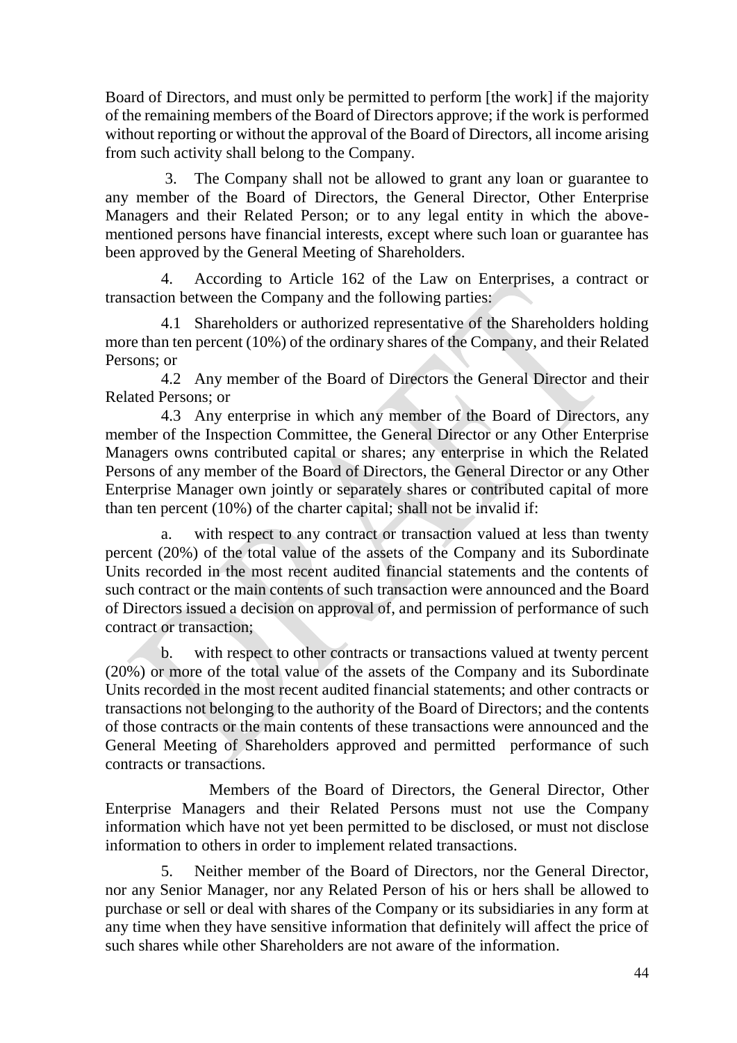Board of Directors, and must only be permitted to perform [the work] if the majority of the remaining members of the Board of Directors approve; if the work is performed without reporting or without the approval of the Board of Directors, all income arising from such activity shall belong to the Company.

3. The Company shall not be allowed to grant any loan or guarantee to any member of the Board of Directors, the General Director, Other Enterprise Managers and their Related Person; or to any legal entity in which the above-mentioned persons have financial interests, except where such loan or guarantee has been approved by the General Meeting of Shareholders.

4. According to Article 162 of the Law on Enterprises, a contract or transaction between the Company and the following parties:

4.1 Shareholders or authorized representative of the Shareholders holding more than ten percent (10%) of the ordinary shares of the Company, and their Related Persons; or

4.2 Any member of the Board of Directors the General Director and their Related Persons; or

4.3 Any enterprise in which any member of the Board of Directors, any member of the Inspection Committee, the General Director or any Other Enterprise Managers owns contributed capital or shares; any enterprise in which the Related Persons of any member of the Board of Directors, the General Director or any Other Enterprise Manager own jointly or separately shares or contributed capital of more than ten percent (10%) of the charter capital; shall not be invalid if:

a. with respect to any contract or transaction valued at less than twenty percent (20%) of the total value of the assets of the Company and its Subordinate Units recorded in the most recent audited financial statements and the contents of such contract or the main contents of such transaction were announced and the Board of Directors issued a decision on approval of, and permission of performance of such contract or transaction;

b. with respect to other contracts or transactions valued at twenty percent (20%) or more of the total value of the assets of the Company and its Subordinate Units recorded in the most recent audited financial statements; and other contracts or transactions not belonging to the authority of the Board of Directors; and the contents of those contracts or the main contents of these transactions were announced and the General Meeting of Shareholders approved and permitted performance of such contracts or transactions.

Members of the Board of Directors, the General Director, Other Enterprise Managers and their Related Persons must not use the Company information which have not yet been permitted to be disclosed, or must not disclose information to others in order to implement related transactions.

5. Neither member of the Board of Directors, nor the General Director, nor any Senior Manager, nor any Related Person of his or hers shall be allowed to purchase or sell or deal with shares of the Company or its subsidiaries in any form at any time when they have sensitive information that definitely will affect the price of such shares while other Shareholders are not aware of the information.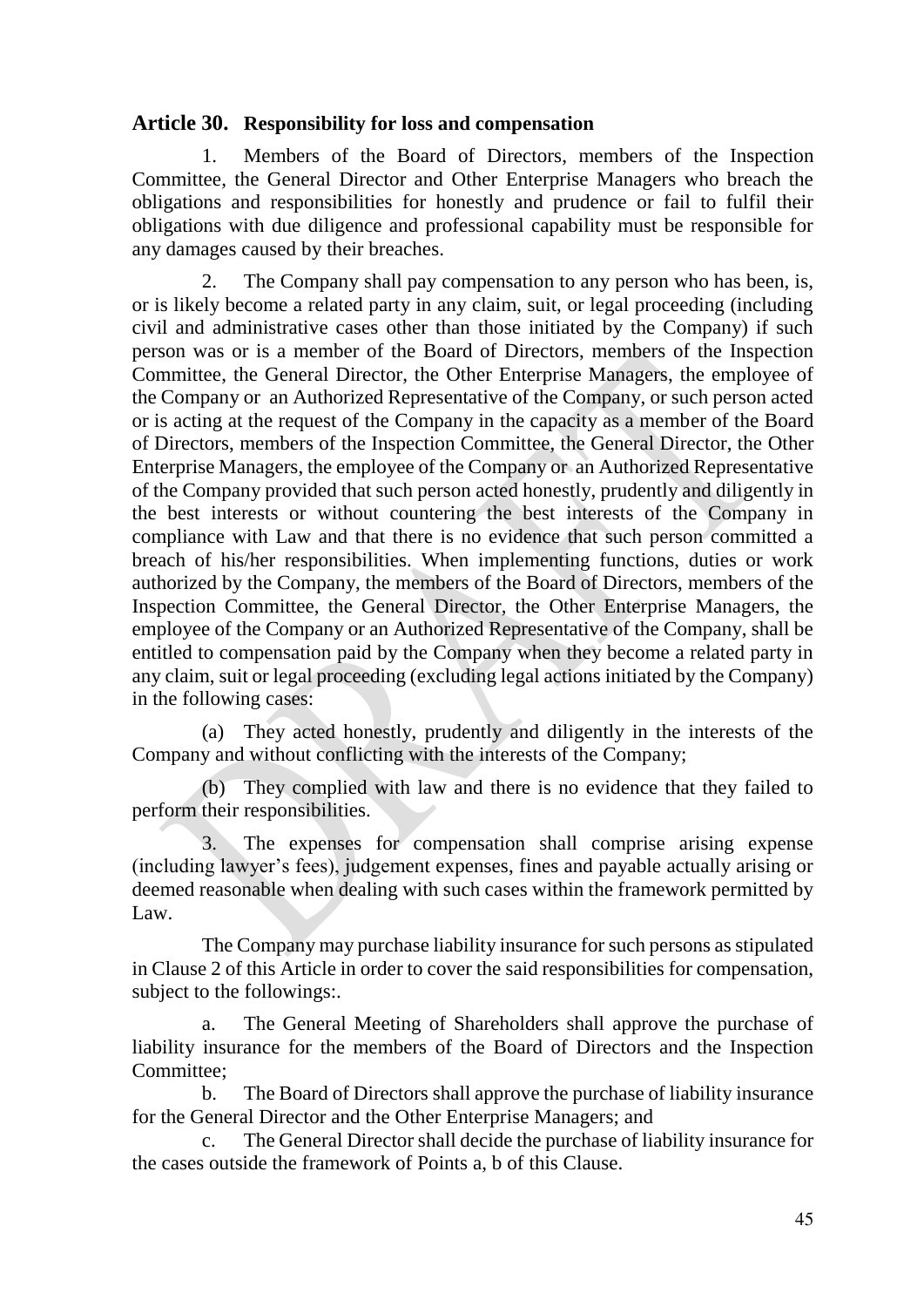## Article 30. Responsibility for loss and compensation

1. Members of the Board of Directors, members of the Inspection Committee, the General Director and Other Enterprise Managers who breach the obligations and responsibilities for honestly and prudence or fail to fulfil their obligations with due diligence and professional capability must be responsible for any damages caused by their breaches.

2. The Company shall pay compensation to any person who has been, is, or is likely become a related party in any claim, suit, or legal proceeding (including civil and administrative cases other than those initiated by the Company) if such person was or is a member of the Board of Directors, members of the Inspection Committee, the General Director, the Other Enterprise Managers, the employee of the Company or an Authorized Representative of the Company, or such person acted or is acting at the request of the Company in the capacity as a member of the Board of Directors, members of the Inspection Committee, the General Director, the Other Enterprise Managers, the employee of the Company or an Authorized Representative of the Company provided that such person acted honestly, prudently and diligently in the best interests or without countering the best interests of the Company in compliance with Law and that there is no evidence that such person committed a breach of his/her responsibilities. When implementing functions, duties or work authorized by the Company, the members of the Board of Directors, members of the Inspection Committee, the General Director, the Other Enterprise Managers, the employee of the Company or an Authorized Representative of the Company, shall be entitled to compensation paid by the Company when they become a related party in any claim, suit or legal proceeding (excluding legal actions initiated by the Company) in the following cases:

(a) They acted honestly, prudently and diligently in the interests of the Company and without conflicting with the interests of the Company;

(b) They complied with law and there is no evidence that they failed to perform their responsibilities.

3. The expenses for compensation shall comprise arising expense (including lawyer's fees), judgement expenses, fines and payable actually arising or deemed reasonable when dealing with such cases within the framework permitted by Law.

The Company may purchase liability insurance for such persons as stipulated in Clause 2 of this Article in order to cover the said responsibilities for compensation, subject to the followings:.

a. The General Meeting of Shareholders shall approve the purchase of liability insurance for the members of the Board of Directors and the Inspection Committee;

b. The Board of Directors shall approve the purchase of liability insurance for the General Director and the Other Enterprise Managers; and

c. The General Director shall decide the purchase of liability insurance for the cases outside the framework of Points a, b of this Clause.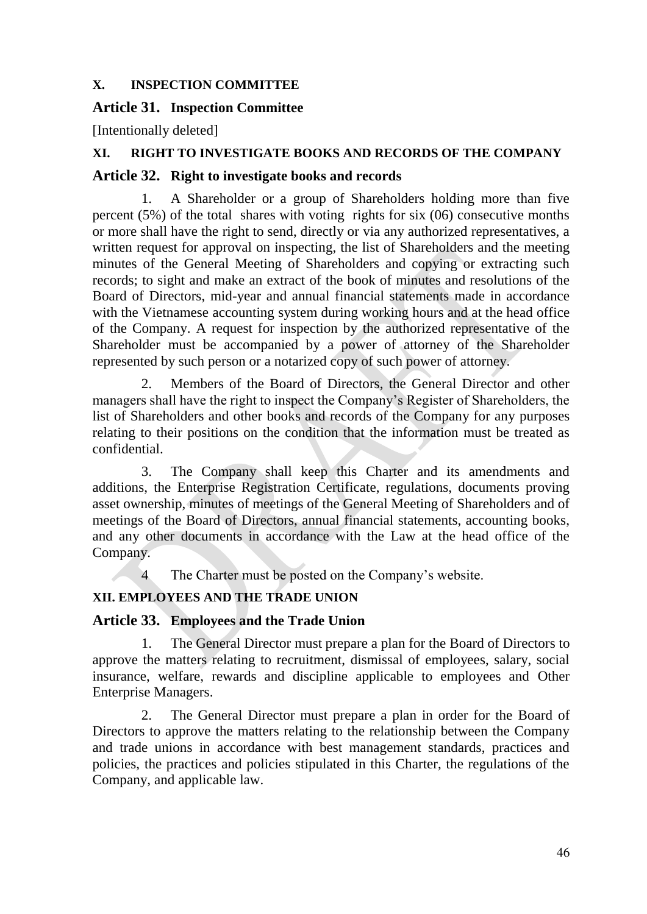## X. INSPECTION COMMITTEE

### Article 31. Inspection Committee

[Intentionally deleted]

## XI. RIGHT TO INVESTIGATE BOOKS AND RECORDS OF THE COMPANY

### Article 32. Right to investigate books and records

1. A Shareholder or a group of Shareholders holding more than five percent (5%) of the total shares with voting rights for six (06) consecutive months or more shall have the right to send, directly or via any authorized representatives, a written request for approval on inspecting, the list of Shareholders and the meeting minutes of the General Meeting of Shareholders and copying or extracting such records; to sight and make an extract of the book of minutes and resolutions of the Board of Directors, mid-year and annual financial statements made in accordance with the Vietnamese accounting system during working hours and at the head office of the Company. A request for inspection by the authorized representative of the Shareholder must be accompanied by a power of attorney of the Shareholder represented by such person or a notarized copy of such power of attorney.

2. Members of the Board of Directors, the General Director and other managers shall have the right to inspect the Company's Register of Shareholders, the list of Shareholders and other books and records of the Company for any purposes relating to their positions on the condition that the information must be treated as confidential.

3. The Company shall keep this Charter and its amendments and additions, the Enterprise Registration Certificate, regulations, documents proving asset ownership, minutes of meetings of the General Meeting of Shareholders and of meetings of the Board of Directors, annual financial statements, accounting books, and any other documents in accordance with the Law at the head office of the Company.

4 The Charter must be posted on the Company's website.

## XII. EMPLOYEES AND THE TRADE UNION

### Article 33. Employees and the Trade Union

1. The General Director must prepare a plan for the Board of Directors to approve the matters relating to recruitment, dismissal of employees, salary, social insurance, welfare, rewards and discipline applicable to employees and Other Enterprise Managers.

2. The General Director must prepare a plan in order for the Board of Directors to approve the matters relating to the relationship between the Company and trade unions in accordance with best management standards, practices and policies, the practices and policies stipulated in this Charter, the regulations of the Company, and applicable law.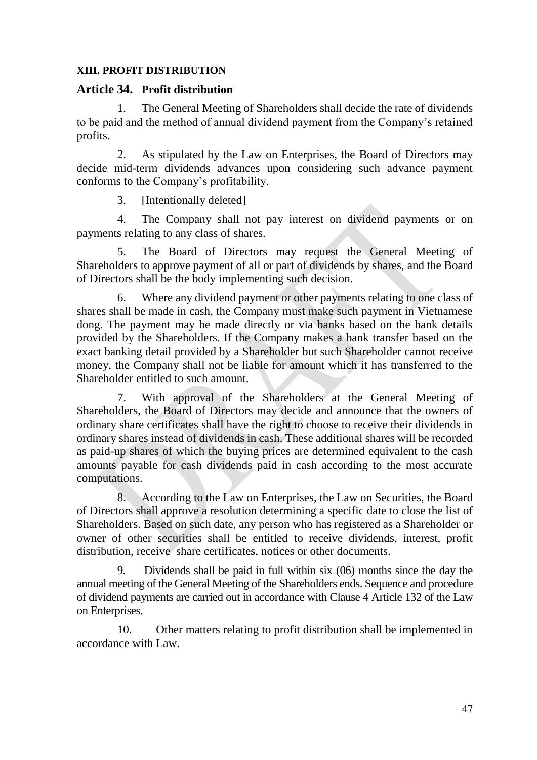## XIII. PROFIT DISTRIBUTION

### Article 34. Profit distribution

1. The General Meeting of Shareholders shall decide the rate of dividends to be paid and the method of annual dividend payment from the Company's retained profits.

2. As stipulated by the Law on Enterprises, the Board of Directors may decide mid-term dividends advances upon considering such advance payment conforms to the Company's profitability.

3. [Intentionally deleted]

4. The Company shall not pay interest on dividend payments or on payments relating to any class of shares.

5. The Board of Directors may request the General Meeting of Shareholders to approve payment of all or part of dividends by shares, and the Board of Directors shall be the body implementing such decision.

6. Where any dividend payment or other payments relating to one class of shares shall be made in cash, the Company must make such payment in Vietnamese dong. The payment may be made directly or via banks based on the bank details provided by the Shareholders. If the Company makes a bank transfer based on the exact banking detail provided by a Shareholder but such Shareholder cannot receive money, the Company shall not be liable for amount which it has transferred to the Shareholder entitled to such amount.

7. With approval of the Shareholders at the General Meeting of Shareholders, the Board of Directors may decide and announce that the owners of ordinary share certificates shall have the right to choose to receive their dividends in ordinary shares instead of dividends in cash. These additional shares will be recorded as paid-up shares of which the buying prices are determined equivalent to the cash amounts payable for cash dividends paid in cash according to the most accurate computations.

8. According to the Law on Enterprises, the Law on Securities, the Board of Directors shall approve a resolution determining a specific date to close the list of Shareholders. Based on such date, any person who has registered as a Shareholder or owner of other securities shall be entitled to receive dividends, interest, profit distribution, receive share certificates, notices or other documents.

9. Dividends shall be paid in full within six (06) months since the day the annual meeting of the General Meeting of the Shareholders ends. Sequence and procedure of dividend payments are carried out in accordance with Clause 4 Article 132 of the Law on Enterprises.

10. Other matters relating to profit distribution shall be implemented in accordance with Law.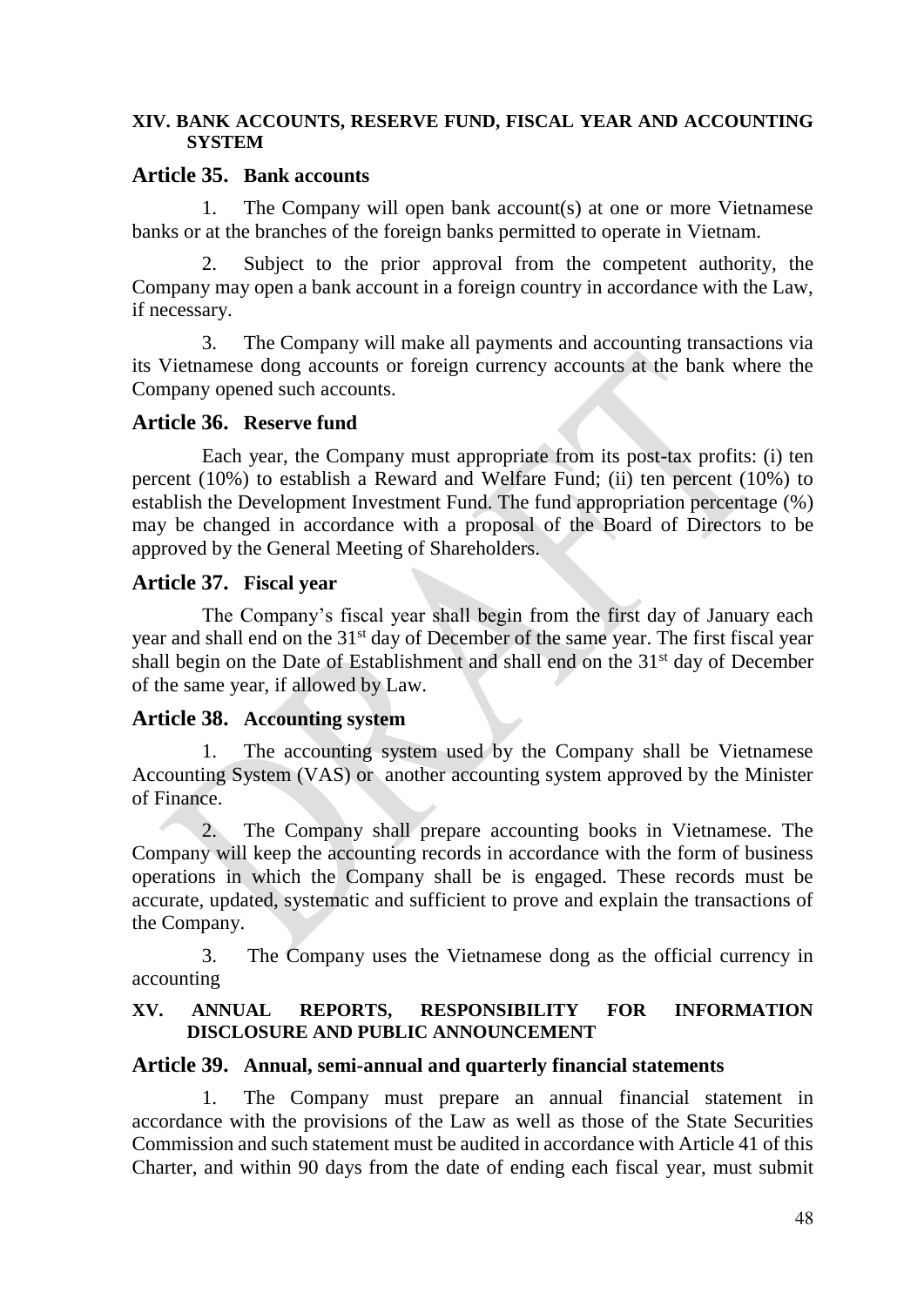## XIV. BANK ACCOUNTS, RESERVE FUND, FISCAL YEAR AND ACCOUNTING SYSTEM

### Article 35. Bank accounts

1. The Company will open bank account(s) at one or more Vietnamese banks or at the branches of the foreign banks permitted to operate in Vietnam.

2. Subject to the prior approval from the competent authority, the Company may open a bank account in a foreign country in accordance with the Law, if necessary.

3. The Company will make all payments and accounting transactions via its Vietnamese dong accounts or foreign currency accounts at the bank where the Company opened such accounts.

### Article 36. Reserve fund

Each year, the Company must appropriate from its post-tax profits: (i) ten percent (10%) to establish a Reward and Welfare Fund; (ii) ten percent (10%) to establish the Development Investment Fund. The fund appropriation percentage (%) may be changed in accordance with a proposal of the Board of Directors to be approved by the General Meeting of Shareholders.

### Article 37. Fiscal year

The Company's fiscal year shall begin from the first day of January each year and shall end on the 31st day of December of the same year. The first fiscal year shall begin on the Date of Establishment and shall end on the 31st day of December of the same year, if allowed by Law.

### Article 38. Accounting system

1. The accounting system used by the Company shall be Vietnamese Accounting System (VAS) or another accounting system approved by the Minister of Finance.

2. The Company shall prepare accounting books in Vietnamese. The Company will keep the accounting records in accordance with the form of business operations in which the Company shall be is engaged. These records must be accurate, updated, systematic and sufficient to prove and explain the transactions of the Company.

3. The Company uses the Vietnamese dong as the official currency in accounting

## XV. ANNUAL REPORTS, RESPONSIBILITY FOR INFORMATION DISCLOSURE AND PUBLIC ANNOUNCEMENT

### Article 39. Annual, semi-annual and quarterly financial statements

1. The Company must prepare an annual financial statement in accordance with the provisions of the Law as well as those of the State Securities Commission and such statement must be audited in accordance with Article 41 of this Charter, and within 90 days from the date of ending each fiscal year, must submit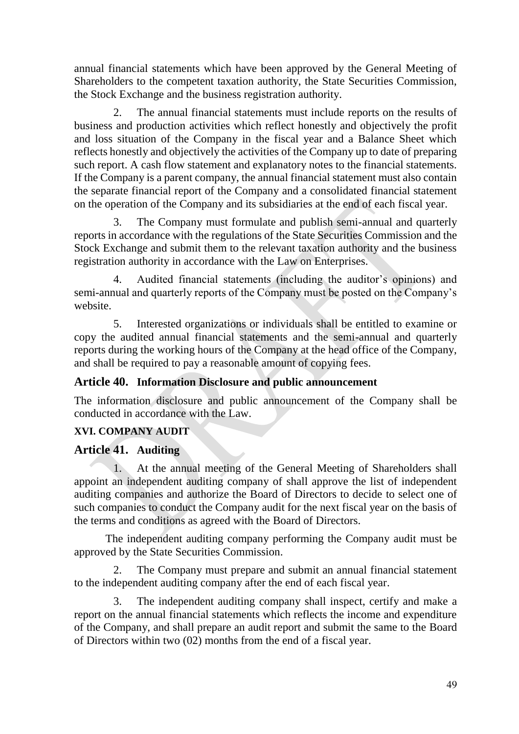annual financial statements which have been approved by the General Meeting of Shareholders to the competent taxation authority, the State Securities Commission, the Stock Exchange and the business registration authority.

2. The annual financial statements must include reports on the results of business and production activities which reflect honestly and objectively the profit and loss situation of the Company in the fiscal year and a Balance Sheet which reflects honestly and objectively the activities of the Company up to date of preparing such report. A cash flow statement and explanatory notes to the financial statements. If the Company is a parent company, the annual financial statement must also contain the separate financial report of the Company and a consolidated financial statement on the operation of the Company and its subsidiaries at the end of each fiscal year.

3. The Company must formulate and publish semi-annual and quarterly reports in accordance with the regulations of the State Securities Commission and the Stock Exchange and submit them to the relevant taxation authority and the business registration authority in accordance with the Law on Enterprises.

4. Audited financial statements (including the auditor's opinions) and semi-annual and quarterly reports of the Company must be posted on the Company's website.

5. Interested organizations or individuals shall be entitled to examine or copy the audited annual financial statements and the semi-annual and quarterly reports during the working hours of the Company at the head office of the Company, and shall be required to pay a reasonable amount of copying fees.

## Article 40. Information Disclosure and public announcement

The information disclosure and public announcement of the Company shall be conducted in accordance with the Law.

### XVI. COMPANY AUDIT

## Article 41. Auditing

1. At the annual meeting of the General Meeting of Shareholders shall appoint an independent auditing company of shall approve the list of independent auditing companies and authorize the Board of Directors to decide to select one of such companies to conduct the Company audit for the next fiscal year on the basis of the terms and conditions as agreed with the Board of Directors.

The independent auditing company performing the Company audit must be approved by the State Securities Commission.

2. The Company must prepare and submit an annual financial statement to the independent auditing company after the end of each fiscal year.

3. The independent auditing company shall inspect, certify and make a report on the annual financial statements which reflects the income and expenditure of the Company, and shall prepare an audit report and submit the same to the Board of Directors within two (02) months from the end of a fiscal year.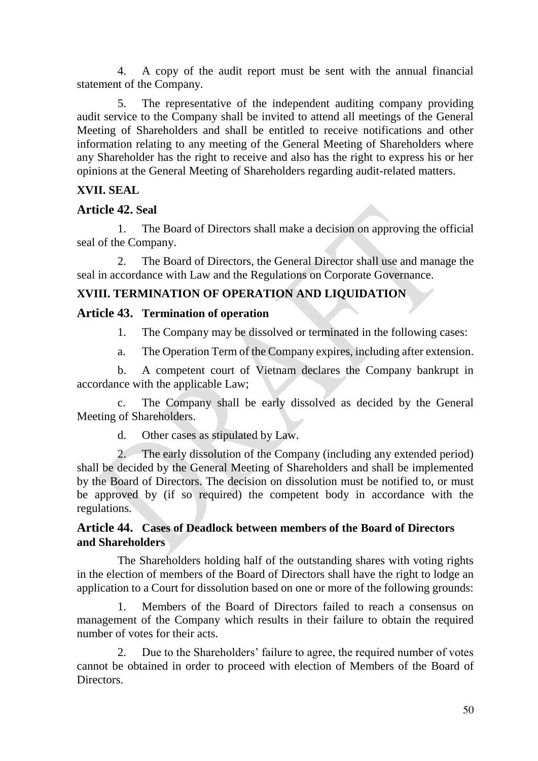4. A copy of the audit report must be sent with the annual financial statement of the Company.

5. The representative of the independent auditing company providing audit service to the Company shall be invited to attend all meetings of the General Meeting of Shareholders and shall be entitled to receive notifications and other information relating to any meeting of the General Meeting of Shareholders where any Shareholder has the right to receive and also has the right to express his or her opinions at the General Meeting of Shareholders regarding audit-related matters.

## XVII. SEAL

### Article 42. Seal

1. The Board of Directors shall make a decision on approving the official seal of the Company.

2. The Board of Directors, the General Director shall use and manage the seal in accordance with Law and the Regulations on Corporate Governance.

## XVIII. TERMINATION OF OPERATION AND LIQUIDATION

### Article 43. Termination of operation

1. The Company may be dissolved or terminated in the following cases:

a. The Operation Term of the Company expires, including after extension.

b. A competent court of Vietnam declares the Company bankrupt in accordance with the applicable Law;

c. The Company shall be early dissolved as decided by the General Meeting of Shareholders.

d. Other cases as stipulated by Law.

2. The early dissolution of the Company (including any extended period) shall be decided by the General Meeting of Shareholders and shall be implemented by the Board of Directors. The decision on dissolution must be notified to, or must be approved by (if so required) the competent body in accordance with the regulations.

### Article 44. Cases of Deadlock between members of the Board of Directors and Shareholders

The Shareholders holding half of the outstanding shares with voting rights in the election of members of the Board of Directors shall have the right to lodge an application to a Court for dissolution based on one or more of the following grounds:

1. Members of the Board of Directors failed to reach a consensus on management of the Company which results in their failure to obtain the required number of votes for their acts.

2. Due to the Shareholders' failure to agree, the required number of votes cannot be obtained in order to proceed with election of Members of the Board of Directors.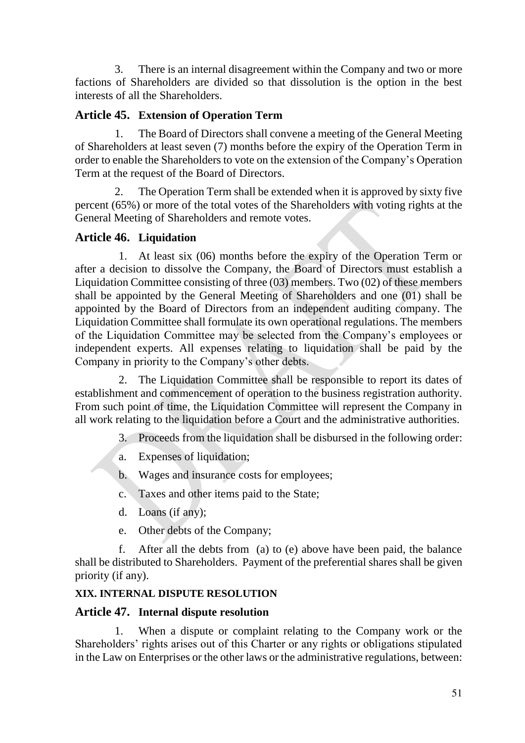3. There is an internal disagreement within the Company and two or more factions of Shareholders are divided so that dissolution is the option in the best interests of all the Shareholders.

### Article 45. Extension of Operation Term

1. The Board of Directors shall convene a meeting of the General Meeting of Shareholders at least seven (7) months before the expiry of the Operation Term in order to enable the Shareholders to vote on the extension of the Company's Operation Term at the request of the Board of Directors.

2. The Operation Term shall be extended when it is approved by sixty five percent (65%) or more of the total votes of the Shareholders with voting rights at the General Meeting of Shareholders and remote votes.

### Article 46. Liquidation

1. At least six (06) months before the expiry of the Operation Term or after a decision to dissolve the Company, the Board of Directors must establish a Liquidation Committee consisting of three (03) members. Two (02) of these members shall be appointed by the General Meeting of Shareholders and one (01) shall be appointed by the Board of Directors from an independent auditing company. The Liquidation Committee shall formulate its own operational regulations. The members of the Liquidation Committee may be selected from the Company's employees or independent experts. All expenses relating to liquidation shall be paid by the Company in priority to the Company's other debts.

2. The Liquidation Committee shall be responsible to report its dates of establishment and commencement of operation to the business registration authority. From such point of time, the Liquidation Committee will represent the Company in all work relating to the liquidation before a Court and the administrative authorities.

3. Proceeds from the liquidation shall be disbursed in the following order:

a. Expenses of liquidation;

b. Wages and insurance costs for employees;

c. Taxes and other items paid to the State;

d. Loans (if any);

e. Other debts of the Company;

f. After all the debts from (a) to (e) above have been paid, the balance shall be distributed to Shareholders. Payment of the preferential shares shall be given priority (if any).

## XIX. INTERNAL DISPUTE RESOLUTION

### Article 47. Internal dispute resolution

1. When a dispute or complaint relating to the Company work or the Shareholders' rights arises out of this Charter or any rights or obligations stipulated in the Law on Enterprises or the other laws or the administrative regulations, between: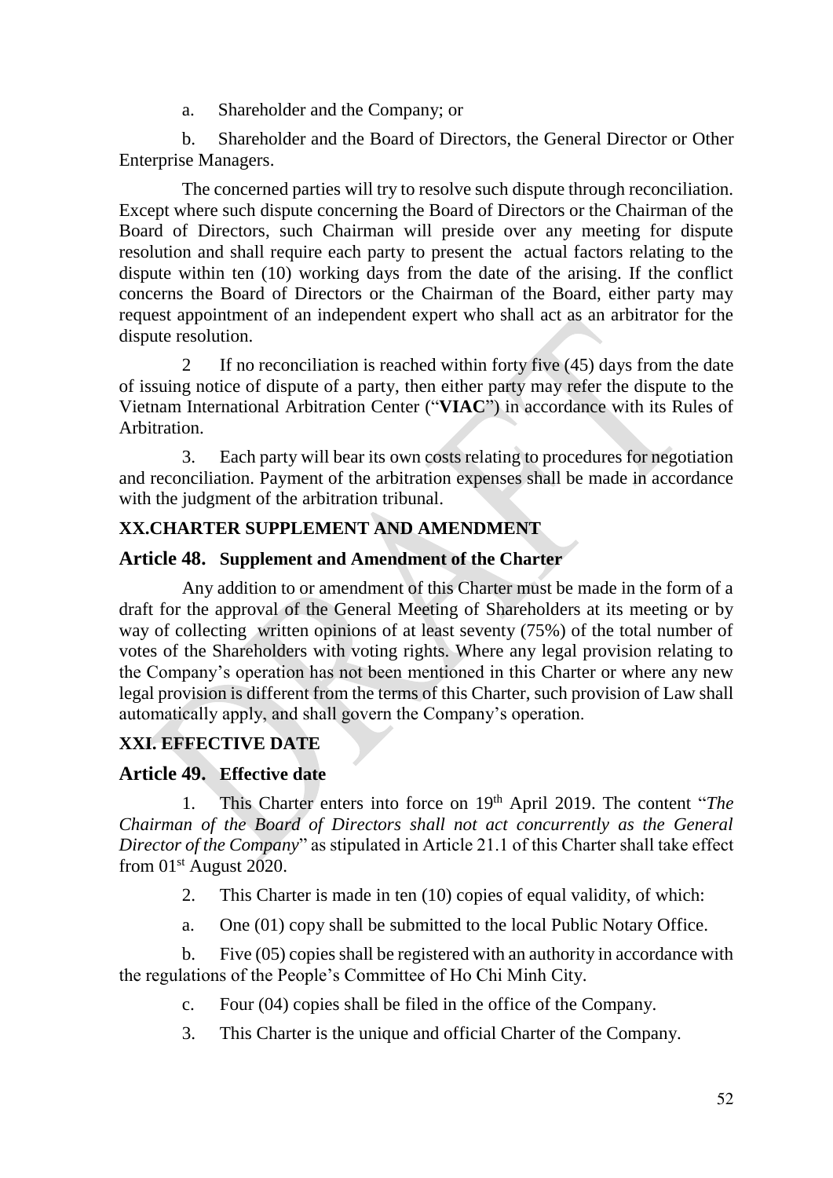a. Shareholder and the Company; or

b. Shareholder and the Board of Directors, the General Director or Other Enterprise Managers.

The concerned parties will try to resolve such dispute through reconciliation. Except where such dispute concerning the Board of Directors or the Chairman of the Board of Directors, such Chairman will preside over any meeting for dispute resolution and shall require each party to present the actual factors relating to the dispute within ten (10) working days from the date of the arising. If the conflict concerns the Board of Directors or the Chairman of the Board, either party may request appointment of an independent expert who shall act as an arbitrator for the dispute resolution.

2 If no reconciliation is reached within forty five (45) days from the date of issuing notice of dispute of a party, then either party may refer the dispute to the Vietnam International Arbitration Center ("**VIAC**") in accordance with its Rules of Arbitration.

3. Each party will bear its own costs relating to procedures for negotiation and reconciliation. Payment of the arbitration expenses shall be made in accordance with the judgment of the arbitration tribunal.

## XX.CHARTER SUPPLEMENT AND AMENDMENT

### Article 48. Supplement and Amendment of the Charter

Any addition to or amendment of this Charter must be made in the form of a draft for the approval of the General Meeting of Shareholders at its meeting or by way of collecting written opinions of at least seventy (75%) of the total number of votes of the Shareholders with voting rights. Where any legal provision relating to the Company's operation has not been mentioned in this Charter or where any new legal provision is different from the terms of this Charter, such provision of Law shall automatically apply, and shall govern the Company's operation.

## XXI. EFFECTIVE DATE

### Article 49. Effective date

1. This Charter enters into force on 19th April 2019. The content "*The Chairman of the Board of Directors shall not act concurrently as the General Director of the Company*" as stipulated in Article 21.1 of this Charter shall take effect from 01st August 2020.

2. This Charter is made in ten (10) copies of equal validity, of which:

a. One (01) copy shall be submitted to the local Public Notary Office.

b. Five (05) copies shall be registered with an authority in accordance with the regulations of the People's Committee of Ho Chi Minh City.

c. Four (04) copies shall be filed in the office of the Company.

3. This Charter is the unique and official Charter of the Company.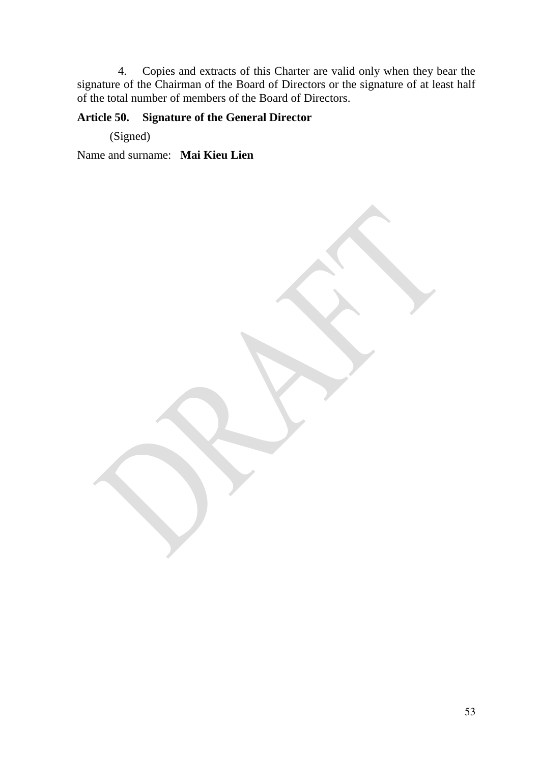4. Copies and extracts of this Charter are valid only when they bear the signature of the Chairman of the Board of Directors or the signature of at least half of the total number of members of the Board of Directors.

**Article 50. Signature of the General Director**

(Signed)

Name and surname: **Mai Kieu Lien**